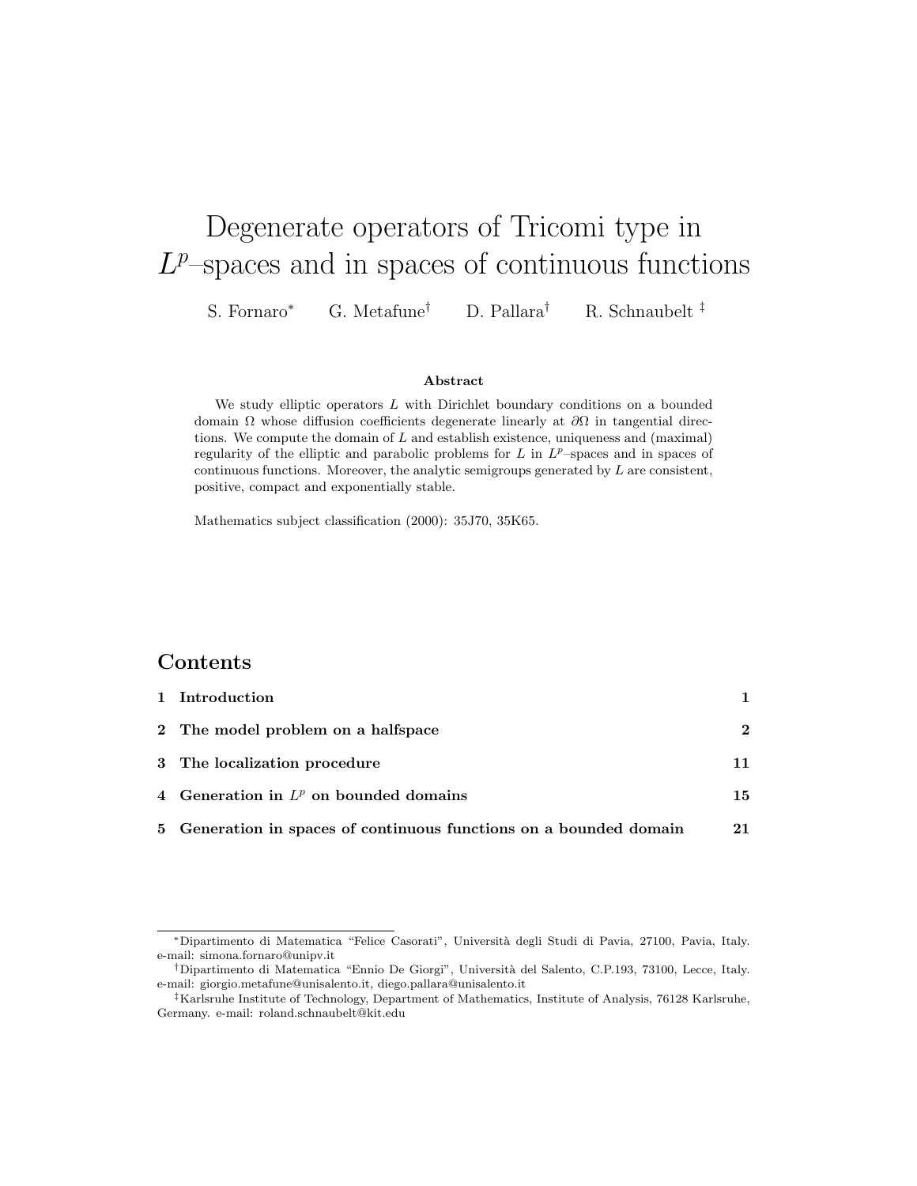# Degenerate operators of Tricomi type in $L^p$–spaces and in spaces of continuous functions

S. Fornaro[*] G. Metafune[†] D. Pallara[†] R. Schnaubelt[‡]

### Abstract

We study elliptic operators $L$ with Dirichlet boundary conditions on a bounded domain $\Omega$ whose diffusion coefficients degenerate linearly at $\partial\Omega$ in tangential directions. We compute the domain of $L$ and establish existence, uniqueness and (maximal) regularity of the elliptic and parabolic problems for $L$ in $L^p$–spaces and in spaces of continuous functions. Moreover, the analytic semigroups generated by $L$ are consistent, positive, compact and exponentially stable.

Mathematics subject classification (2000): 35J70, 35K65.

## Contents

| | | |
|---|---|---|
| **1** | **Introduction** | **1** |
| **2** | **The model problem on a halfspace** | **2** |
| **3** | **The localization procedure** | **11** |
| **4** | **Generation in $L^p$ on bounded domains** | **15** |
| **5** | **Generation in spaces of continuous functions on a bounded domain** | **21** |

---

[*] Dipartimento di Matematica "Felice Casorati", Università degli Studi di Pavia, 27100, Pavia, Italy. e-mail: simona.fornaro@unipv.it

[†] Dipartimento di Matematica "Ennio De Giorgi", Università del Salento, C.P.193, 73100, Lecce, Italy. e-mail: giorgio.metafune@unisalento.it, diego.pallara@unisalento.it

[‡] Karlsruhe Institute of Technology, Department of Mathematics, Institute of Analysis, 76128 Karlsruhe, Germany. e-mail: roland.schnaubelt@kit.edu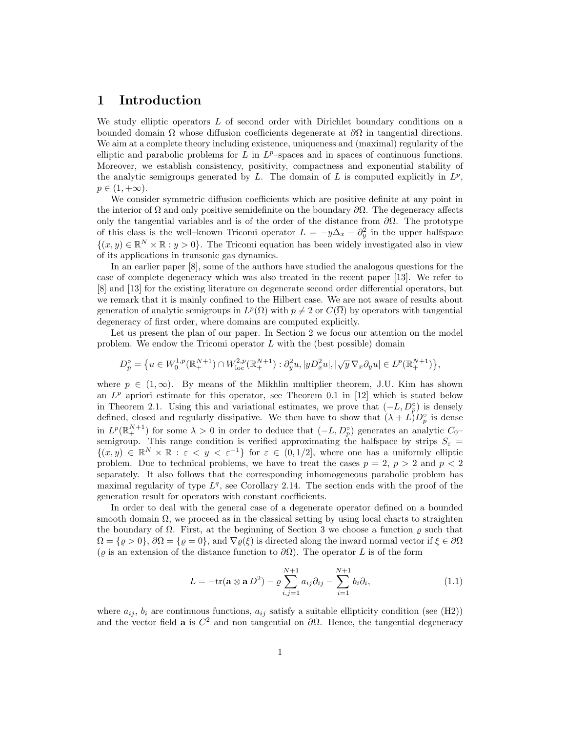# 1 Introduction

We study elliptic operators $L$ of second order with Dirichlet boundary conditions on a bounded domain $\Omega$ whose diffusion coefficients degenerate at $\partial\Omega$ in tangential directions. We aim at a complete theory including existence, uniqueness and (maximal) regularity of the elliptic and parabolic problems for $L$ in $L^p$–spaces and in spaces of continuous functions. Moreover, we establish consistency, positivity, compactness and exponential stability of the analytic semigroups generated by $L$. The domain of $L$ is computed explicitly in $L^p$, $p \in (1, +\infty)$.

We consider symmetric diffusion coefficients which are positive definite at any point in the interior of $\Omega$ and only positive semidefinite on the boundary $\partial\Omega$. The degeneracy affects only the tangential variables and is of the order of the distance from $\partial\Omega$. The prototype of this class is the well–known Tricomi operator $L = -y\Delta_x - \partial_y^2$ in the upper halfspace $\{(x, y) \in \mathbb{R}^N \times \mathbb{R} : y > 0\}$. The Tricomi equation has been widely investigated also in view of its applications in transonic gas dynamics.

In an earlier paper [8], some of the authors have studied the analogous questions for the case of complete degeneracy which was also treated in the recent paper [13]. We refer to [8] and [13] for the existing literature on degenerate second order differential operators, but we remark that it is mainly confined to the Hilbert case. We are not aware of results about generation of analytic semigroups in $L^p(\Omega)$ with $p \neq 2$ or $C(\overline{\Omega})$ by operators with tangential degeneracy of first order, where domains are computed explicitly.

Let us present the plan of our paper. In Section 2 we focus our attention on the model problem. We endow the Tricomi operator $L$ with the (best possible) domain

$$D_p^\circ = \big\{ u \in W_0^{1,p}(\mathbb{R}_+^{N+1}) \cap W_{\mathrm{loc}}^{2,p}(\mathbb{R}_+^{N+1}) : \partial_y^2 u, |yD_x^2 u|, |\sqrt{y}\, \nabla_x \partial_y u| \in L^p(\mathbb{R}_+^{N+1}) \big\},$$

where $p \in (1, \infty)$. By means of the Mikhlin multiplier theorem, J.U. Kim has shown an $L^p$ apriori estimate for this operator, see Theorem 0.1 in [12] which is stated below in Theorem 2.1. Using this and variational estimates, we prove that $(-L, D_p^\circ)$ is densely defined, closed and regularly dissipative. We then have to show that $(\lambda + L)D_p^\circ$ is dense in $L^p(\mathbb{R}_+^{N+1})$ for some $\lambda > 0$ in order to deduce that $(-L, D_p^\circ)$ generates an analytic $C_0$–semigroup. This range condition is verified approximating the halfspace by strips $S_\varepsilon = \{(x, y) \in \mathbb{R}^N \times \mathbb{R} : \varepsilon < y < \varepsilon^{-1}\}$ for $\varepsilon \in (0, 1/2]$, where one has a uniformly elliptic problem. Due to technical problems, we have to treat the cases $p = 2$, $p > 2$ and $p < 2$ separately. It also follows that the corresponding inhomogeneous parabolic problem has maximal regularity of type $L^q$, see Corollary 2.14. The section ends with the proof of the generation result for operators with constant coefficients.

In order to deal with the general case of a degenerate operator defined on a bounded smooth domain $\Omega$, we proceed as in the classical setting by using local charts to straighten the boundary of $\Omega$. First, at the beginning of Section 3 we choose a function $\varrho$ such that $\Omega = \{\varrho > 0\}$, $\partial\Omega = \{\varrho = 0\}$, and $\nabla\varrho(\xi)$ is directed along the inward normal vector if $\xi \in \partial\Omega$ ($\varrho$ is an extension of the distance function to $\partial\Omega$). The operator $L$ is of the form

$$L = -\mathrm{tr}(\mathbf{a} \otimes \mathbf{a}\, D^2) - \varrho \sum_{i,j=1}^{N+1} a_{ij}\partial_{ij} - \sum_{i=1}^{N+1} b_i \partial_i, \tag{1.1}$$

where $a_{ij}$, $b_i$ are continuous functions, $a_{ij}$ satisfy a suitable ellipticity condition (see (H2)) and the vector field $\mathbf{a}$ is $C^2$ and non tangential on $\partial\Omega$. Hence, the tangential degeneracy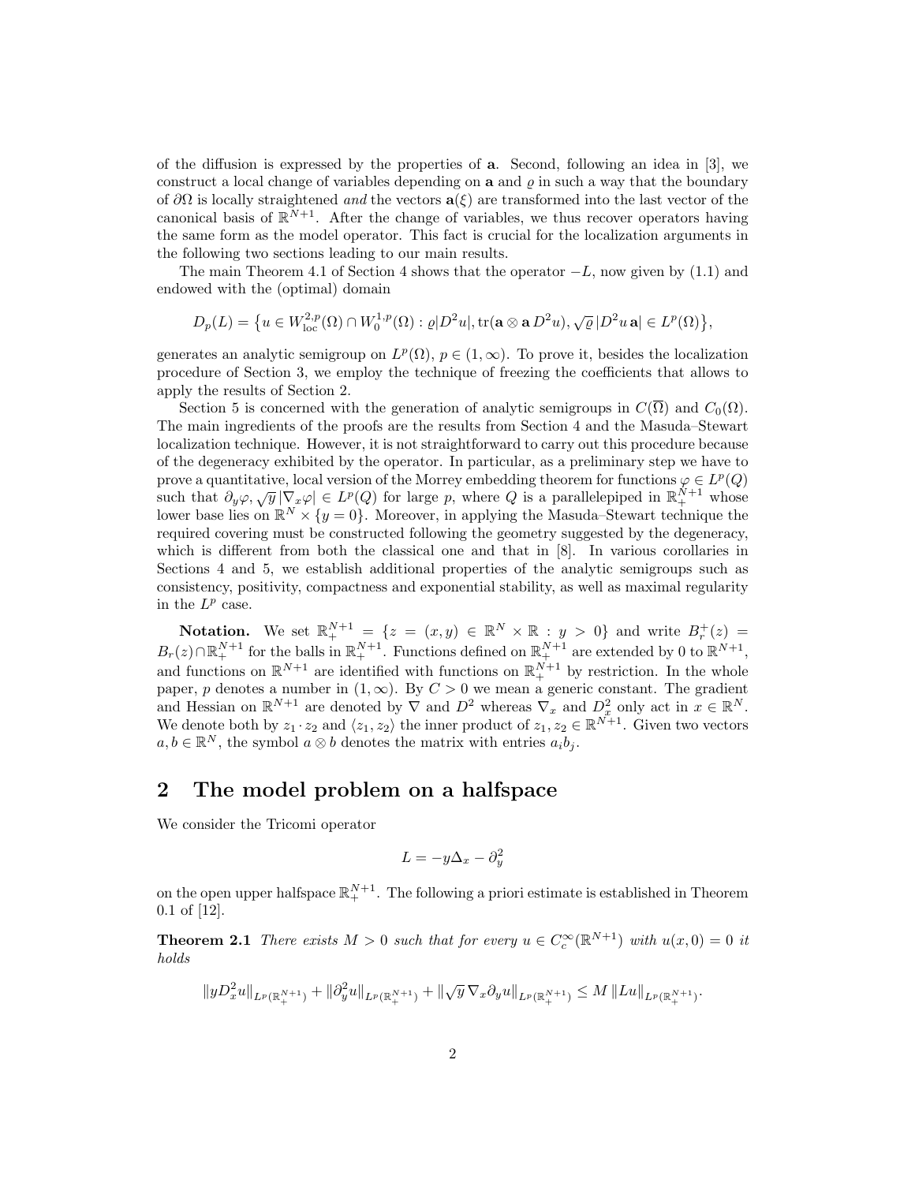of the diffusion is expressed by the properties of $\mathbf{a}$. Second, following an idea in [3], we construct a local change of variables depending on $\mathbf{a}$ and $\varrho$ in such a way that the boundary of $\partial\Omega$ is locally straightened *and* the vectors $\mathbf{a}(\xi)$ are transformed into the last vector of the canonical basis of $\mathbb{R}^{N+1}$. After the change of variables, we thus recover operators having the same form as the model operator. This fact is crucial for the localization arguments in the following two sections leading to our main results.

The main Theorem 4.1 of Section 4 shows that the operator $-L$, now given by (1.1) and endowed with the (optimal) domain

$$D_p(L) = \{u \in W^{2,p}_{\text{loc}}(\Omega) \cap W^{1,p}_0(\Omega) : \varrho|D^2u|, \text{tr}(\mathbf{a} \otimes \mathbf{a}\, D^2u), \sqrt{\varrho}\,|D^2u\,\mathbf{a}| \in L^p(\Omega)\},$$

generates an analytic semigroup on $L^p(\Omega)$, $p \in (1,\infty)$. To prove it, besides the localization procedure of Section 3, we employ the technique of freezing the coefficients that allows to apply the results of Section 2.

Section 5 is concerned with the generation of analytic semigroups in $C(\overline{\Omega})$ and $C_0(\Omega)$. The main ingredients of the proofs are the results from Section 4 and the Masuda–Stewart localization technique. However, it is not straightforward to carry out this procedure because of the degeneracy exhibited by the operator. In particular, as a preliminary step we have to prove a quantitative, local version of the Morrey embedding theorem for functions $\varphi \in L^p(Q)$ such that $\partial_y\varphi, \sqrt{y}\,|\nabla_x\varphi| \in L^p(Q)$ for large $p$, where $Q$ is a parallelepiped in $\mathbb{R}^{N+1}_+$ whose lower base lies on $\mathbb{R}^N \times \{y = 0\}$. Moreover, in applying the Masuda–Stewart technique the required covering must be constructed following the geometry suggested by the degeneracy, which is different from both the classical one and that in [8]. In various corollaries in Sections 4 and 5, we establish additional properties of the analytic semigroups such as consistency, positivity, compactness and exponential stability, as well as maximal regularity in the $L^p$ case.

**Notation.** We set $\mathbb{R}^{N+1}_+ = \{z = (x,y) \in \mathbb{R}^N \times \mathbb{R} : y > 0\}$ and write $B^+_r(z) = B_r(z) \cap \mathbb{R}^{N+1}_+$ for the balls in $\mathbb{R}^{N+1}_+$. Functions defined on $\mathbb{R}^{N+1}_+$ are extended by 0 to $\mathbb{R}^{N+1}$, and functions on $\mathbb{R}^{N+1}$ are identified with functions on $\mathbb{R}^{N+1}_+$ by restriction. In the whole paper, $p$ denotes a number in $(1,\infty)$. By $C > 0$ we mean a generic constant. The gradient and Hessian on $\mathbb{R}^{N+1}$ are denoted by $\nabla$ and $D^2$ whereas $\nabla_x$ and $D^2_x$ only act in $x \in \mathbb{R}^N$. We denote both by $z_1 \cdot z_2$ and $\langle z_1, z_2\rangle$ the inner product of $z_1, z_2 \in \mathbb{R}^{N+1}$. Given two vectors $a, b \in \mathbb{R}^N$, the symbol $a \otimes b$ denotes the matrix with entries $a_ib_j$.

## 2 The model problem on a halfspace

We consider the Tricomi operator

$$L = -y\Delta_x - \partial^2_y$$

on the open upper halfspace $\mathbb{R}^{N+1}_+$. The following a priori estimate is established in Theorem 0.1 of [12].

**Theorem 2.1** *There exists $M > 0$ such that for every $u \in C^\infty_c(\mathbb{R}^{N+1})$ with $u(x,0) = 0$ it holds*

$$\|yD^2_xu\|_{L^p(\mathbb{R}^{N+1}_+)} + \|\partial^2_yu\|_{L^p(\mathbb{R}^{N+1}_+)} + \|\sqrt{y}\,\nabla_x\partial_yu\|_{L^p(\mathbb{R}^{N+1}_+)} \le M\,\|Lu\|_{L^p(\mathbb{R}^{N+1}_+)}.$$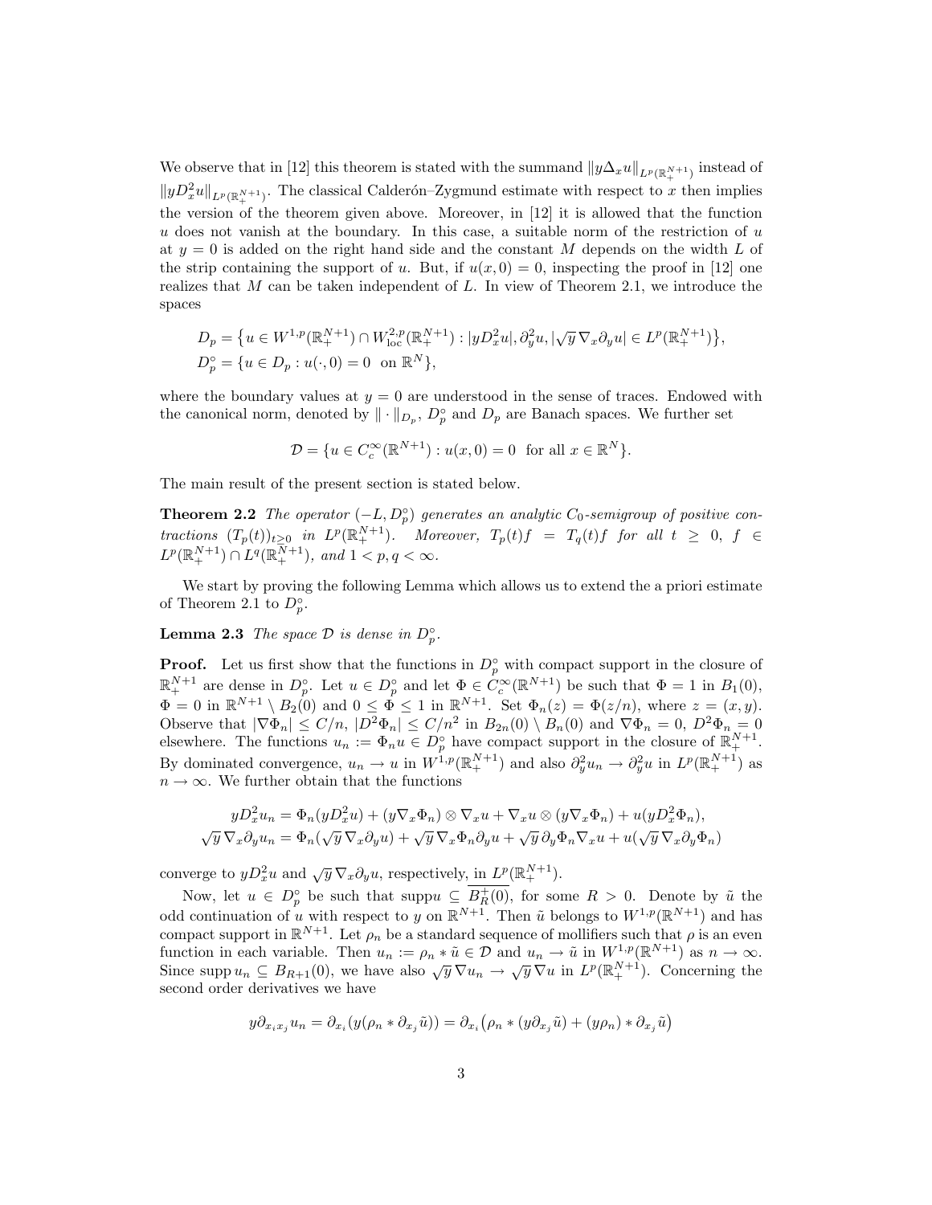We observe that in [12] this theorem is stated with the summand $\|y\Delta_x u\|_{L^p(\mathbb{R}^{N+1}_+)}$ instead of $\|yD^2_x u\|_{L^p(\mathbb{R}^{N+1}_+)}$. The classical Calderón–Zygmund estimate with respect to $x$ then implies the version of the theorem given above. Moreover, in [12] it is allowed that the function $u$ does not vanish at the boundary. In this case, a suitable norm of the restriction of $u$ at $y = 0$ is added on the right hand side and the constant $M$ depends on the width $L$ of the strip containing the support of $u$. But, if $u(x, 0) = 0$, inspecting the proof in [12] one realizes that $M$ can be taken independent of $L$. In view of Theorem 2.1, we introduce the spaces

$$D_p = \{u \in W^{1,p}(\mathbb{R}^{N+1}_+) \cap W^{2,p}_{\rm loc}(\mathbb{R}^{N+1}_+) : |yD^2_x u|, \partial^2_y u, |\sqrt{y}\,\nabla_x \partial_y u| \in L^p(\mathbb{R}^{N+1}_+)\},$$
$$D^\circ_p = \{u \in D_p : u(\cdot, 0) = 0 \text{ on } \mathbb{R}^N\},$$

where the boundary values at $y = 0$ are understood in the sense of traces. Endowed with the canonical norm, denoted by $\|\cdot\|_{D_p}$, $D^\circ_p$ and $D_p$ are Banach spaces. We further set

$$\mathcal{D} = \{u \in C^\infty_c(\mathbb{R}^{N+1}) : u(x, 0) = 0 \text{ for all } x \in \mathbb{R}^N\}.$$

The main result of the present section is stated below.

**Theorem 2.2** *The operator $(-L, D^\circ_p)$ generates an analytic $C_0$-semigroup of positive contractions $(T_p(t))_{t\geq 0}$ in $L^p(\mathbb{R}^{N+1}_+)$. Moreover, $T_p(t)f = T_q(t)f$ for all $t \geq 0$, $f \in L^p(\mathbb{R}^{N+1}_+) \cap L^q(\mathbb{R}^{N+1}_+)$, and $1 < p, q < \infty$.*

We start by proving the following Lemma which allows us to extend the a priori estimate of Theorem 2.1 to $D^\circ_p$.

**Lemma 2.3** *The space $\mathcal{D}$ is dense in $D^\circ_p$.*

**Proof.** Let us first show that the functions in $D^\circ_p$ with compact support in the closure of $\mathbb{R}^{N+1}_+$ are dense in $D^\circ_p$. Let $u \in D^\circ_p$ and let $\Phi \in C^\infty_c(\mathbb{R}^{N+1})$ be such that $\Phi = 1$ in $B_1(0)$, $\Phi = 0$ in $\mathbb{R}^{N+1} \setminus B_2(0)$ and $0 \leq \Phi \leq 1$ in $\mathbb{R}^{N+1}$. Set $\Phi_n(z) = \Phi(z/n)$, where $z = (x, y)$. Observe that $|\nabla\Phi_n| \leq C/n$, $|D^2\Phi_n| \leq C/n^2$ in $B_{2n}(0) \setminus B_n(0)$ and $\nabla\Phi_n = 0$, $D^2\Phi_n = 0$ elsewhere. The functions $u_n := \Phi_n u \in D^\circ_p$ have compact support in the closure of $\mathbb{R}^{N+1}_+$. By dominated convergence, $u_n \to u$ in $W^{1,p}(\mathbb{R}^{N+1}_+)$ and also $\partial^2_y u_n \to \partial^2_y u$ in $L^p(\mathbb{R}^{N+1}_+)$ as $n \to \infty$. We further obtain that the functions

$$yD^2_x u_n = \Phi_n(yD^2_x u) + (y\nabla_x\Phi_n) \otimes \nabla_x u + \nabla_x u \otimes (y\nabla_x\Phi_n) + u(yD^2_x\Phi_n),$$
$$\sqrt{y}\,\nabla_x\partial_y u_n = \Phi_n(\sqrt{y}\,\nabla_x\partial_y u) + \sqrt{y}\,\nabla_x\Phi_n\partial_y u + \sqrt{y}\,\partial_y\Phi_n\nabla_x u + u(\sqrt{y}\,\nabla_x\partial_y\Phi_n)$$

converge to $yD^2_x u$ and $\sqrt{y}\,\nabla_x\partial_y u$, respectively, in $L^p(\mathbb{R}^{N+1}_+)$.

Now, let $u \in D^\circ_p$ be such that supp$u \subseteq \overline{B^+_R(0)}$, for some $R > 0$. Denote by $\tilde{u}$ the odd continuation of $u$ with respect to $y$ on $\mathbb{R}^{N+1}$. Then $\tilde{u}$ belongs to $W^{1,p}(\mathbb{R}^{N+1})$ and has compact support in $\mathbb{R}^{N+1}$. Let $\rho_n$ be a standard sequence of mollifiers such that $\rho$ is an even function in each variable. Then $u_n := \rho_n * \tilde{u} \in \mathcal{D}$ and $u_n \to \tilde{u}$ in $W^{1,p}(\mathbb{R}^{N+1})$ as $n \to \infty$. Since supp $u_n \subseteq B_{R+1}(0)$, we have also $\sqrt{y}\,\nabla u_n \to \sqrt{y}\,\nabla u$ in $L^p(\mathbb{R}^{N+1}_+)$. Concerning the second order derivatives we have

$$y\partial_{x_i x_j} u_n = \partial_{x_i}(y(\rho_n * \partial_{x_j}\tilde{u})) = \partial_{x_i}\big(\rho_n * (y\partial_{x_j}\tilde{u}) + (y\rho_n) * \partial_{x_j}\tilde{u}\big)$$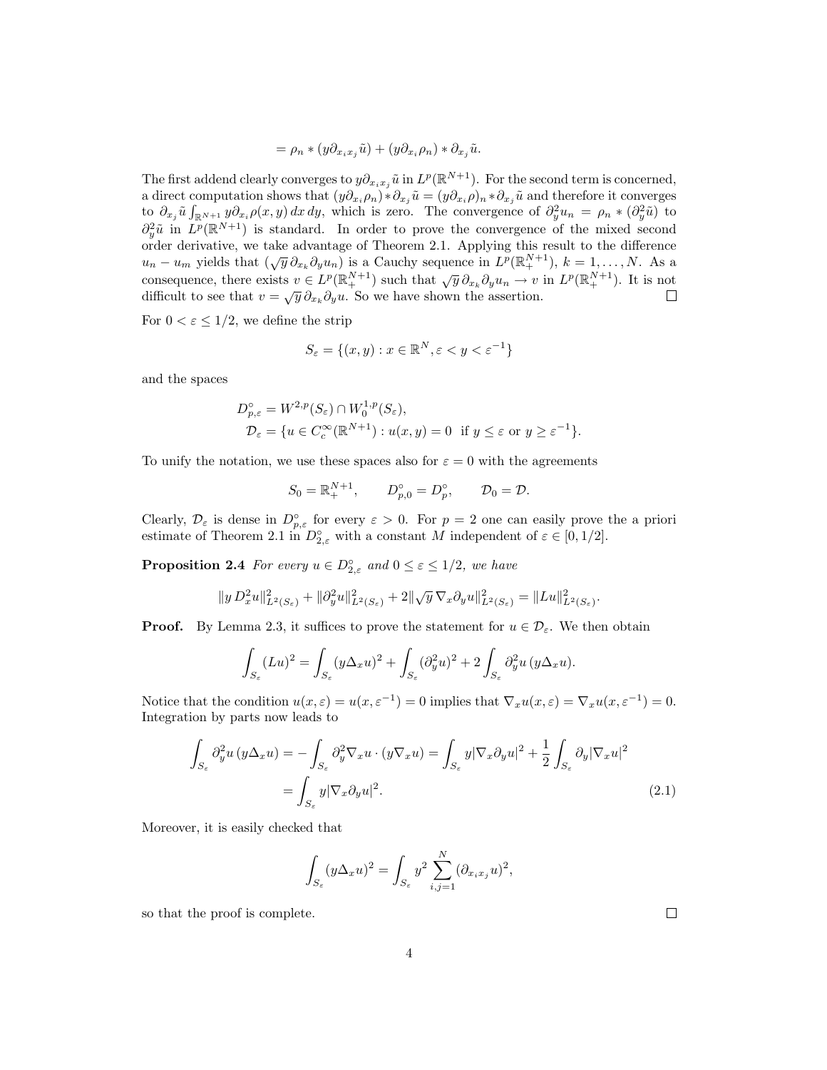$$= \rho_n * (y\partial_{x_i x_j}\tilde{u}) + (y\partial_{x_i}\rho_n) * \partial_{x_j}\tilde{u}.$$

The first addend clearly converges to $y\partial_{x_i x_j}\tilde{u}$ in $L^p(\mathbb{R}^{N+1})$. For the second term is concerned, a direct computation shows that $(y\partial_{x_i}\rho_n) * \partial_{x_j}\tilde{u} = (y\partial_{x_i}\rho)_n * \partial_{x_j}\tilde{u}$ and therefore it converges to $\partial_{x_j}\tilde{u}\int_{\mathbb{R}^{N+1}} y\partial_{x_i}\rho(x,y)\,dx\,dy$, which is zero. The convergence of $\partial_y^2 u_n = \rho_n * (\partial_y^2\tilde{u})$ to $\partial_y^2\tilde{u}$ in $L^p(\mathbb{R}^{N+1})$ is standard. In order to prove the convergence of the mixed second order derivative, we take advantage of Theorem 2.1. Applying this result to the difference $u_n - u_m$ yields that $(\sqrt{y}\,\partial_{x_k}\partial_y u_n)$ is a Cauchy sequence in $L^p(\mathbb{R}^{N+1}_+)$, $k = 1, \dots, N$. As a consequence, there exists $v \in L^p(\mathbb{R}^{N+1}_+)$ such that $\sqrt{y}\,\partial_{x_k}\partial_y u_n \to v$ in $L^p(\mathbb{R}^{N+1}_+)$. It is not difficult to see that $v = \sqrt{y}\,\partial_{x_k}\partial_y u$. So we have shown the assertion. □

For $0 < \varepsilon \le 1/2$, we define the strip

$$S_\varepsilon = \{(x,y) : x \in \mathbb{R}^N, \varepsilon < y < \varepsilon^{-1}\}$$

and the spaces

$$\begin{aligned}
D^\circ_{p,\varepsilon} &= W^{2,p}(S_\varepsilon) \cap W^{1,p}_0(S_\varepsilon),\\
\mathcal{D}_\varepsilon &= \{u \in C_c^\infty(\mathbb{R}^{N+1}) : u(x,y) = 0 \ \text{ if } y \le \varepsilon \text{ or } y \ge \varepsilon^{-1}\}.
\end{aligned}$$

To unify the notation, we use these spaces also for $\varepsilon = 0$ with the agreements

$$S_0 = \mathbb{R}^{N+1}_+, \qquad D^\circ_{p,0} = D^\circ_p, \qquad \mathcal{D}_0 = \mathcal{D}.$$

Clearly, $\mathcal{D}_\varepsilon$ is dense in $D^\circ_{p,\varepsilon}$ for every $\varepsilon > 0$. For $p = 2$ one can easily prove the a priori estimate of Theorem 2.1 in $D^\circ_{2,\varepsilon}$ with a constant $M$ independent of $\varepsilon \in [0, 1/2]$.

**Proposition 2.4** *For every $u \in D^\circ_{2,\varepsilon}$ and $0 \le \varepsilon \le 1/2$, we have*

$$\|y\,D_x^2 u\|^2_{L^2(S_\varepsilon)} + \|\partial_y^2 u\|^2_{L^2(S_\varepsilon)} + 2\|\sqrt{y}\,\nabla_x\partial_y u\|^2_{L^2(S_\varepsilon)} = \|Lu\|^2_{L^2(S_\varepsilon)}.$$

**Proof.** By Lemma 2.3, it suffices to prove the statement for $u \in \mathcal{D}_\varepsilon$. We then obtain

$$\int_{S_\varepsilon} (Lu)^2 = \int_{S_\varepsilon} (y\Delta_x u)^2 + \int_{S_\varepsilon} (\partial_y^2 u)^2 + 2\int_{S_\varepsilon} \partial_y^2 u\,(y\Delta_x u).$$

Notice that the condition $u(x,\varepsilon) = u(x,\varepsilon^{-1}) = 0$ implies that $\nabla_x u(x,\varepsilon) = \nabla_x u(x,\varepsilon^{-1}) = 0$. Integration by parts now leads to

$$\begin{aligned}
\int_{S_\varepsilon} \partial_y^2 u\,(y\Delta_x u) &= -\int_{S_\varepsilon} \partial_y^2 \nabla_x u \cdot (y\nabla_x u) = \int_{S_\varepsilon} y|\nabla_x\partial_y u|^2 + \frac{1}{2}\int_{S_\varepsilon} \partial_y |\nabla_x u|^2\\
&= \int_{S_\varepsilon} y|\nabla_x\partial_y u|^2. \qquad (2.1)
\end{aligned}$$

Moreover, it is easily checked that

$$\int_{S_\varepsilon} (y\Delta_x u)^2 = \int_{S_\varepsilon} y^2 \sum_{i,j=1}^N (\partial_{x_i x_j} u)^2,$$

so that the proof is complete. □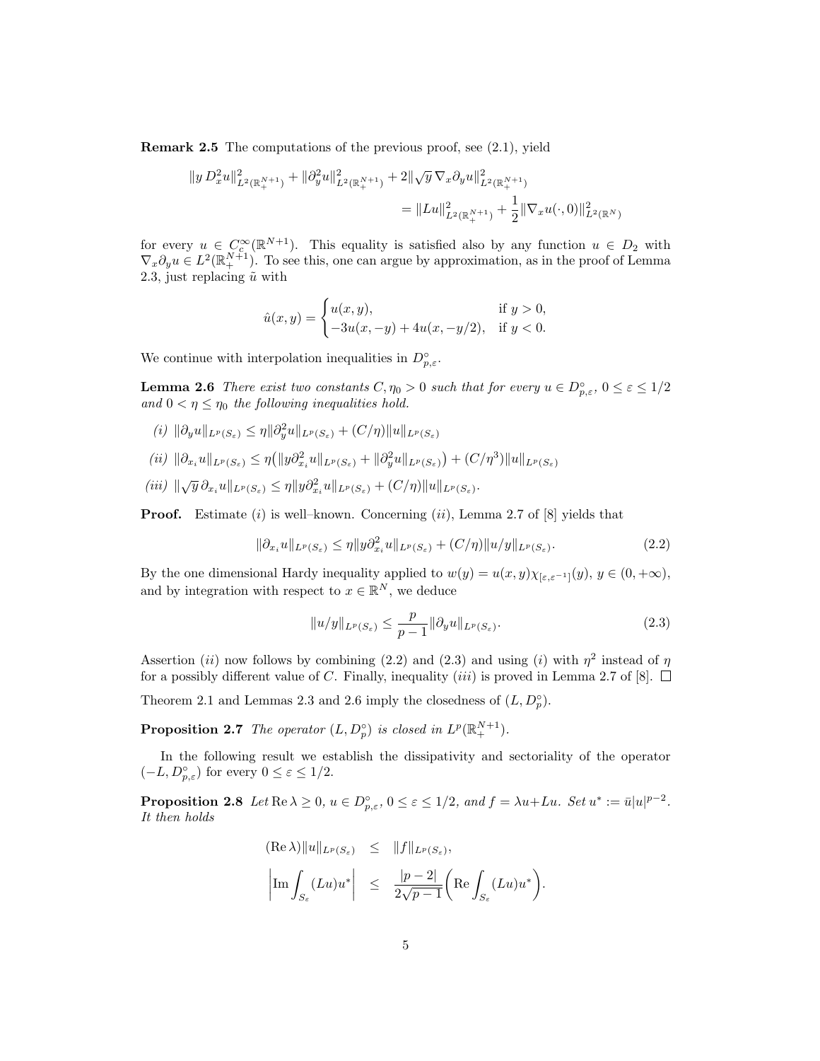**Remark 2.5** The computations of the previous proof, see (2.1), yield

$$\|y\, D_x^2 u\|^2_{L^2(\mathbb{R}^{N+1}_+)} + \|\partial_y^2 u\|^2_{L^2(\mathbb{R}^{N+1}_+)} + 2\|\sqrt{y}\,\nabla_x \partial_y u\|^2_{L^2(\mathbb{R}^{N+1}_+)} = \|Lu\|^2_{L^2(\mathbb{R}^{N+1}_+)} + \frac{1}{2}\|\nabla_x u(\cdot,0)\|^2_{L^2(\mathbb{R}^N)}$$

for every $u \in C_c^\infty(\mathbb{R}^{N+1})$. This equality is satisfied also by any function $u \in D_2$ with $\nabla_x \partial_y u \in L^2(\mathbb{R}^{N+1}_+)$. To see this, one can argue by approximation, as in the proof of Lemma 2.3, just replacing $\tilde{u}$ with

$$\hat{u}(x,y) = \begin{cases} u(x,y), & \text{if } y>0,\\ -3u(x,-y)+4u(x,-y/2), & \text{if } y<0. \end{cases}$$

We continue with interpolation inequalities in $D^\circ_{p,\varepsilon}$.

**Lemma 2.6** *There exist two constants $C, \eta_0 > 0$ such that for every $u \in D^\circ_{p,\varepsilon}$, $0 \le \varepsilon \le 1/2$ and $0 < \eta \le \eta_0$ the following inequalities hold.*

*(i)* $\|\partial_y u\|_{L^p(S_\varepsilon)} \le \eta \|\partial_y^2 u\|_{L^p(S_\varepsilon)} + (C/\eta)\|u\|_{L^p(S_\varepsilon)}$

*(ii)* $\|\partial_{x_i} u\|_{L^p(S_\varepsilon)} \le \eta\big(\|y\partial^2_{x_i} u\|_{L^p(S_\varepsilon)} + \|\partial_y^2 u\|_{L^p(S_\varepsilon)}\big) + (C/\eta^3)\|u\|_{L^p(S_\varepsilon)}$

*(iii)* $\|\sqrt{y}\,\partial_{x_i} u\|_{L^p(S_\varepsilon)} \le \eta \|y\partial^2_{x_i} u\|_{L^p(S_\varepsilon)} + (C/\eta)\|u\|_{L^p(S_\varepsilon)}$.

**Proof.** Estimate $(i)$ is well–known. Concerning $(ii)$, Lemma 2.7 of [8] yields that

$$\|\partial_{x_i} u\|_{L^p(S_\varepsilon)} \le \eta \|y\partial^2_{x_i} u\|_{L^p(S_\varepsilon)} + (C/\eta)\|u/y\|_{L^p(S_\varepsilon)}. \tag{2.2}$$

By the one dimensional Hardy inequality applied to $w(y) = u(x,y)\chi_{[\varepsilon,\varepsilon^{-1}]}(y)$, $y \in (0,+\infty)$, and by integration with respect to $x \in \mathbb{R}^N$, we deduce

$$\|u/y\|_{L^p(S_\varepsilon)} \le \frac{p}{p-1}\|\partial_y u\|_{L^p(S_\varepsilon)}. \tag{2.3}$$

Assertion $(ii)$ now follows by combining (2.2) and (2.3) and using $(i)$ with $\eta^2$ instead of $\eta$ for a possibly different value of $C$. Finally, inequality $(iii)$ is proved in Lemma 2.7 of [8]. $\square$

Theorem 2.1 and Lemmas 2.3 and 2.6 imply the closedness of $(L, D^\circ_p)$.

**Proposition 2.7** *The operator $(L, D^\circ_p)$ is closed in $L^p(\mathbb{R}^{N+1}_+)$.*

In the following result we establish the dissipativity and sectoriality of the operator $(-L, D^\circ_{p,\varepsilon})$ for every $0 \le \varepsilon \le 1/2$.

**Proposition 2.8** *Let $\operatorname{Re}\lambda \ge 0$, $u \in D^\circ_{p,\varepsilon}$, $0 \le \varepsilon \le 1/2$, and $f = \lambda u + Lu$. Set $u^* := \bar{u}|u|^{p-2}$. It then holds*

$$\begin{aligned} (\operatorname{Re}\lambda)\|u\|_{L^p(S_\varepsilon)} &\le \|f\|_{L^p(S_\varepsilon)},\\ \left|\operatorname{Im}\int_{S_\varepsilon}(Lu)u^*\right| &\le \frac{|p-2|}{2\sqrt{p-1}}\left(\operatorname{Re}\int_{S_\varepsilon}(Lu)u^*\right). \end{aligned}$$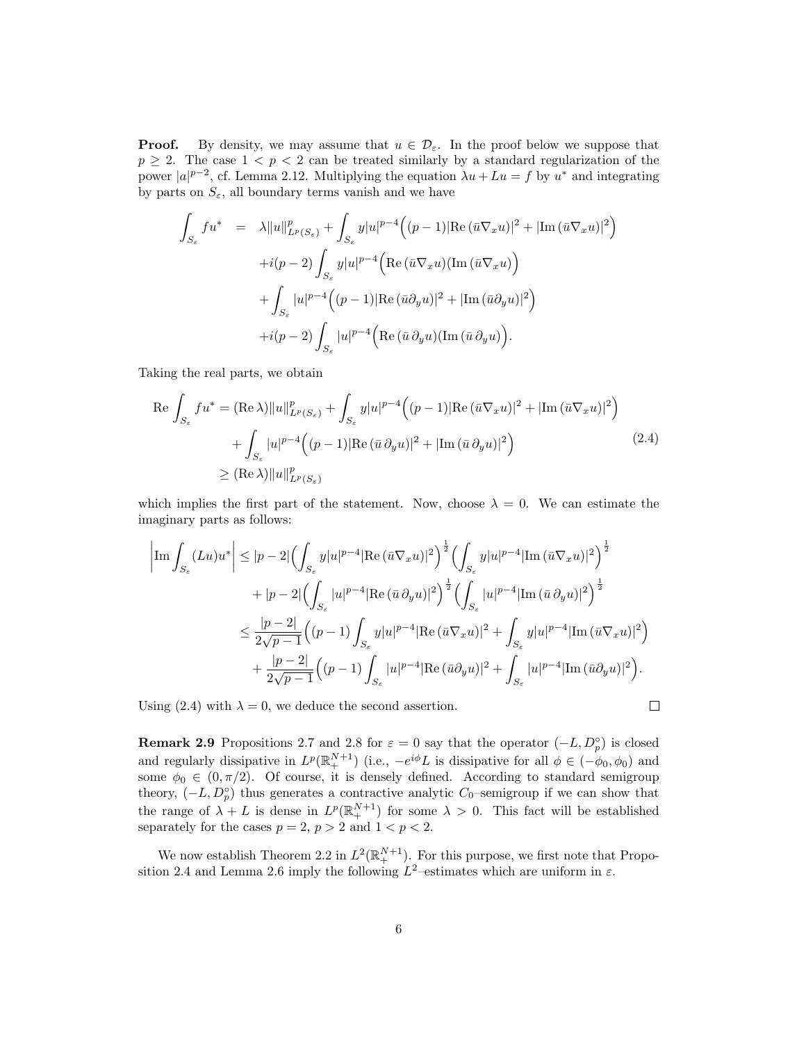**Proof.** By density, we may assume that $u \in \mathcal{D}_\varepsilon$. In the proof below we suppose that $p \geq 2$. The case $1 < p < 2$ can be treated similarly by a standard regularization of the power $|a|^{p-2}$, cf. Lemma 2.12. Multiplying the equation $\lambda u + Lu = f$ by $u^*$ and integrating by parts on $S_\varepsilon$, all boundary terms vanish and we have

$$
\begin{aligned}
\int_{S_\varepsilon} f u^* \;&=\; \lambda \|u\|^p_{L^p(S_\varepsilon)} + \int_{S_\varepsilon} y|u|^{p-4}\Big((p-1)|\mathrm{Re}\,(\bar{u}\nabla_x u)|^2 + |\mathrm{Im}\,(\bar{u}\nabla_x u)|^2\Big) \\
&\quad + i(p-2)\int_{S_\varepsilon} y|u|^{p-4}\Big(\mathrm{Re}\,(\bar{u}\nabla_x u)(\mathrm{Im}\,(\bar{u}\nabla_x u)\Big) \\
&\quad + \int_{S_\varepsilon} |u|^{p-4}\Big((p-1)|\mathrm{Re}\,(\bar{u}\partial_y u)|^2 + |\mathrm{Im}\,(\bar{u}\partial_y u)|^2\Big) \\
&\quad + i(p-2)\int_{S_\varepsilon} |u|^{p-4}\Big(\mathrm{Re}\,(\bar{u}\,\partial_y u)(\mathrm{Im}\,(\bar{u}\,\partial_y u)\Big).
\end{aligned}
$$

Taking the real parts, we obtain

$$
\begin{aligned}
\mathrm{Re}\int_{S_\varepsilon} f u^* &= (\mathrm{Re}\,\lambda)\|u\|^p_{L^p(S_\varepsilon)} + \int_{S_\varepsilon} y|u|^{p-4}\Big((p-1)|\mathrm{Re}\,(\bar{u}\nabla_x u)|^2 + |\mathrm{Im}\,(\bar{u}\nabla_x u)|^2\Big) \\
&\quad + \int_{S_\varepsilon} |u|^{p-4}\Big((p-1)|\mathrm{Re}\,(\bar{u}\,\partial_y u)|^2 + |\mathrm{Im}\,(\bar{u}\,\partial_y u)|^2\Big) \\
&\geq (\mathrm{Re}\,\lambda)\|u\|^p_{L^p(S_\varepsilon)}
\end{aligned}
\tag{2.4}
$$

which implies the first part of the statement. Now, choose $\lambda = 0$. We can estimate the imaginary parts as follows:

$$
\begin{aligned}
\left|\mathrm{Im}\int_{S_\varepsilon} (Lu)u^*\right| &\leq |p-2|\Big(\int_{S_\varepsilon} y|u|^{p-4}|\mathrm{Re}\,(\bar{u}\nabla_x u)|^2\Big)^{\frac{1}{2}}\Big(\int_{S_\varepsilon} y|u|^{p-4}|\mathrm{Im}\,(\bar{u}\nabla_x u)|^2\Big)^{\frac{1}{2}} \\
&\quad + |p-2|\Big(\int_{S_\varepsilon} |u|^{p-4}|\mathrm{Re}\,(\bar{u}\,\partial_y u)|^2\Big)^{\frac{1}{2}}\Big(\int_{S_\varepsilon} |u|^{p-4}|\mathrm{Im}\,(\bar{u}\,\partial_y u)|^2\Big)^{\frac{1}{2}} \\
&\leq \frac{|p-2|}{2\sqrt{p-1}}\Big((p-1)\int_{S_\varepsilon} y|u|^{p-4}|\mathrm{Re}\,(\bar{u}\nabla_x u)|^2 + \int_{S_\varepsilon} y|u|^{p-4}|\mathrm{Im}\,(\bar{u}\nabla_x u)|^2\Big) \\
&\quad + \frac{|p-2|}{2\sqrt{p-1}}\Big((p-1)\int_{S_\varepsilon} |u|^{p-4}|\mathrm{Re}\,(\bar{u}\partial_y u)|^2 + \int_{S_\varepsilon} |u|^{p-4}|\mathrm{Im}\,(\bar{u}\partial_y u)|^2\Big).
\end{aligned}
$$

Using (2.4) with $\lambda = 0$, we deduce the second assertion. $\square$

**Remark 2.9** Propositions 2.7 and 2.8 for $\varepsilon = 0$ say that the operator $(-L, D_p^\circ)$ is closed and regularly dissipative in $L^p(\mathbb{R}^{N+1}_+)$ (i.e., $-e^{i\phi}L$ is dissipative for all $\phi \in (-\phi_0, \phi_0)$ and some $\phi_0 \in (0, \pi/2)$. Of course, it is densely defined. According to standard semigroup theory, $(-L, D_p^\circ)$ thus generates a contractive analytic $C_0$–semigroup if we can show that the range of $\lambda + L$ is dense in $L^p(\mathbb{R}^{N+1}_+)$ for some $\lambda > 0$. This fact will be established separately for the cases $p = 2$, $p > 2$ and $1 < p < 2$.

We now establish Theorem 2.2 in $L^2(\mathbb{R}^{N+1}_+)$. For this purpose, we first note that Proposition 2.4 and Lemma 2.6 imply the following $L^2$–estimates which are uniform in $\varepsilon$.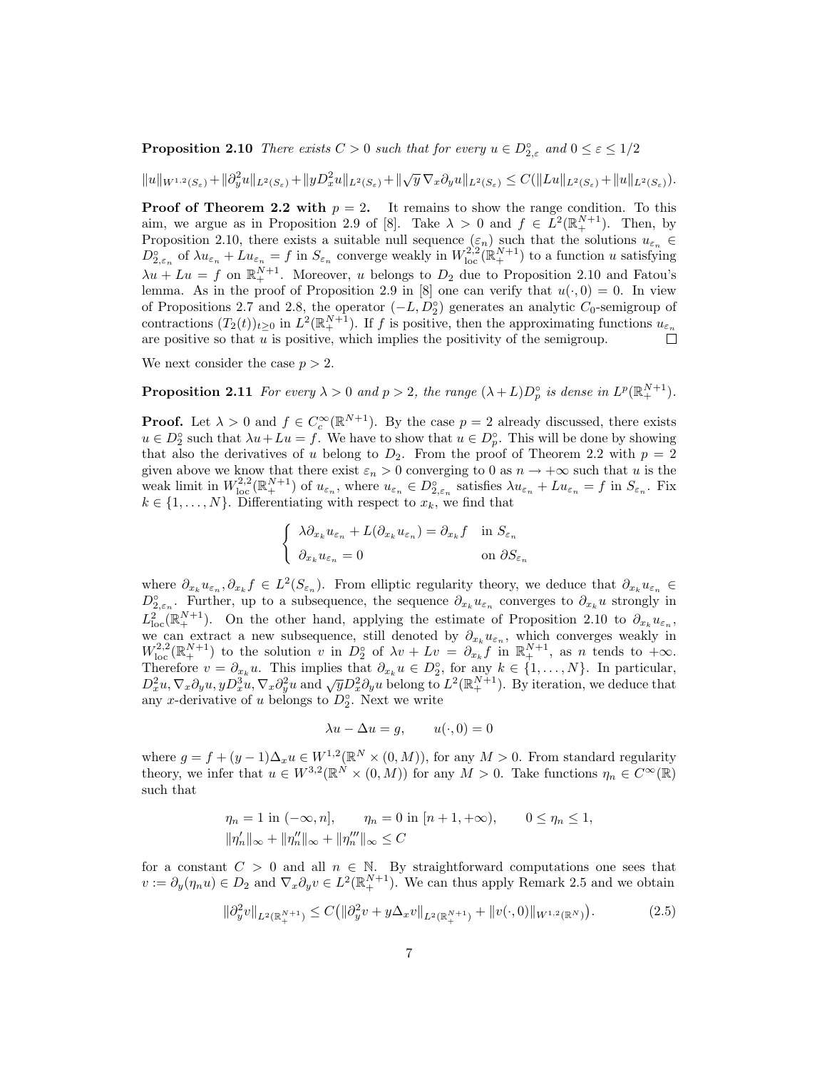**Proposition 2.10** *There exists $C > 0$ such that for every $u \in D^\circ_{2,\varepsilon}$ and $0 \le \varepsilon \le 1/2$*

$$\|u\|_{W^{1,2}(S_\varepsilon)} + \|\partial_y^2 u\|_{L^2(S_\varepsilon)} + \|yD_x^2 u\|_{L^2(S_\varepsilon)} + \|\sqrt{y}\,\nabla_x \partial_y u\|_{L^2(S_\varepsilon)} \le C(\|Lu\|_{L^2(S_\varepsilon)} + \|u\|_{L^2(S_\varepsilon)}).$$

**Proof of Theorem 2.2 with $p = 2$.** It remains to show the range condition. To this aim, we argue as in Proposition 2.9 of [8]. Take $\lambda > 0$ and $f \in L^2(\mathbb{R}^{N+1}_+)$. Then, by Proposition 2.10, there exists a suitable null sequence $(\varepsilon_n)$ such that the solutions $u_{\varepsilon_n} \in D^\circ_{2,\varepsilon_n}$ of $\lambda u_{\varepsilon_n} + Lu_{\varepsilon_n} = f$ in $S_{\varepsilon_n}$ converge weakly in $W^{2,2}_{\rm loc}(\mathbb{R}^{N+1}_+)$ to a function $u$ satisfying $\lambda u + Lu = f$ on $\mathbb{R}^{N+1}_+$. Moreover, $u$ belongs to $D_2$ due to Proposition 2.10 and Fatou's lemma. As in the proof of Proposition 2.9 in [8] one can verify that $u(\cdot, 0) = 0$. In view of Propositions 2.7 and 2.8, the operator $(-L, D^\circ_2)$ generates an analytic $C_0$-semigroup of contractions $(T_2(t))_{t\ge 0}$ in $L^2(\mathbb{R}^{N+1}_+)$. If $f$ is positive, then the approximating functions $u_{\varepsilon_n}$ are positive so that $u$ is positive, which implies the positivity of the semigroup. $\square$

We next consider the case $p > 2$.

**Proposition 2.11** *For every $\lambda > 0$ and $p > 2$, the range $(\lambda + L)D^\circ_p$ is dense in $L^p(\mathbb{R}^{N+1}_+)$.*

**Proof.** Let $\lambda > 0$ and $f \in C_c^\infty(\mathbb{R}^{N+1})$. By the case $p = 2$ already discussed, there exists $u \in D^\circ_2$ such that $\lambda u + Lu = f$. We have to show that $u \in D^\circ_p$. This will be done by showing that also the derivatives of $u$ belong to $D_2$. From the proof of Theorem 2.2 with $p = 2$ given above we know that there exist $\varepsilon_n > 0$ converging to 0 as $n \to +\infty$ such that $u$ is the weak limit in $W^{2,2}_{\rm loc}(\mathbb{R}^{N+1}_+)$ of $u_{\varepsilon_n}$, where $u_{\varepsilon_n} \in D^\circ_{2,\varepsilon_n}$ satisfies $\lambda u_{\varepsilon_n} + Lu_{\varepsilon_n} = f$ in $S_{\varepsilon_n}$. Fix $k \in \{1, \dots, N\}$. Differentiating with respect to $x_k$, we find that

$$\begin{cases} \lambda \partial_{x_k} u_{\varepsilon_n} + L(\partial_{x_k} u_{\varepsilon_n}) = \partial_{x_k} f & \text{in } S_{\varepsilon_n} \\ \partial_{x_k} u_{\varepsilon_n} = 0 & \text{on } \partial S_{\varepsilon_n} \end{cases}$$

where $\partial_{x_k} u_{\varepsilon_n}, \partial_{x_k} f \in L^2(S_{\varepsilon_n})$. From elliptic regularity theory, we deduce that $\partial_{x_k} u_{\varepsilon_n} \in D^\circ_{2,\varepsilon_n}$. Further, up to a subsequence, the sequence $\partial_{x_k} u_{\varepsilon_n}$ converges to $\partial_{x_k} u$ strongly in $L^2_{\rm loc}(\mathbb{R}^{N+1}_+)$. On the other hand, applying the estimate of Proposition 2.10 to $\partial_{x_k} u_{\varepsilon_n}$, we can extract a new subsequence, still denoted by $\partial_{x_k} u_{\varepsilon_n}$, which converges weakly in $W^{2,2}_{\rm loc}(\mathbb{R}^{N+1}_+)$ to the solution $v$ in $D^\circ_2$ of $\lambda v + Lv = \partial_{x_k} f$ in $\mathbb{R}^{N+1}_+$, as $n$ tends to $+\infty$. Therefore $v = \partial_{x_k} u$. This implies that $\partial_{x_k} u \in D^\circ_2$, for any $k \in \{1, \dots, N\}$. In particular, $D_x^2 u, \nabla_x \partial_y u, yD_x^3 u, \nabla_x \partial_y^2 u$ and $\sqrt{y} D_x^2 \partial_y u$ belong to $L^2(\mathbb{R}^{N+1}_+)$. By iteration, we deduce that any $x$-derivative of $u$ belongs to $D^\circ_2$. Next we write

$$\lambda u - \Delta u = g, \qquad u(\cdot, 0) = 0$$

where $g = f + (y - 1)\Delta_x u \in W^{1,2}(\mathbb{R}^N \times (0, M))$, for any $M > 0$. From standard regularity theory, we infer that $u \in W^{3,2}(\mathbb{R}^N \times (0, M))$ for any $M > 0$. Take functions $\eta_n \in C^\infty(\mathbb{R})$ such that

$$\eta_n = 1 \text{ in } (-\infty, n], \qquad \eta_n = 0 \text{ in } [n+1, +\infty), \qquad 0 \le \eta_n \le 1,$$
$$\|\eta_n'\|_\infty + \|\eta_n''\|_\infty + \|\eta_n'''\|_\infty \le C$$

for a constant $C > 0$ and all $n \in \mathbb{N}$. By straightforward computations one sees that $v := \partial_y(\eta_n u) \in D_2$ and $\nabla_x \partial_y v \in L^2(\mathbb{R}^{N+1}_+)$. We can thus apply Remark 2.5 and we obtain

$$\|\partial_y^2 v\|_{L^2(\mathbb{R}^{N+1}_+)} \le C\big(\|\partial_y^2 v + y\Delta_x v\|_{L^2(\mathbb{R}^{N+1}_+)} + \|v(\cdot, 0)\|_{W^{1,2}(\mathbb{R}^N)}\big). \tag{2.5}$$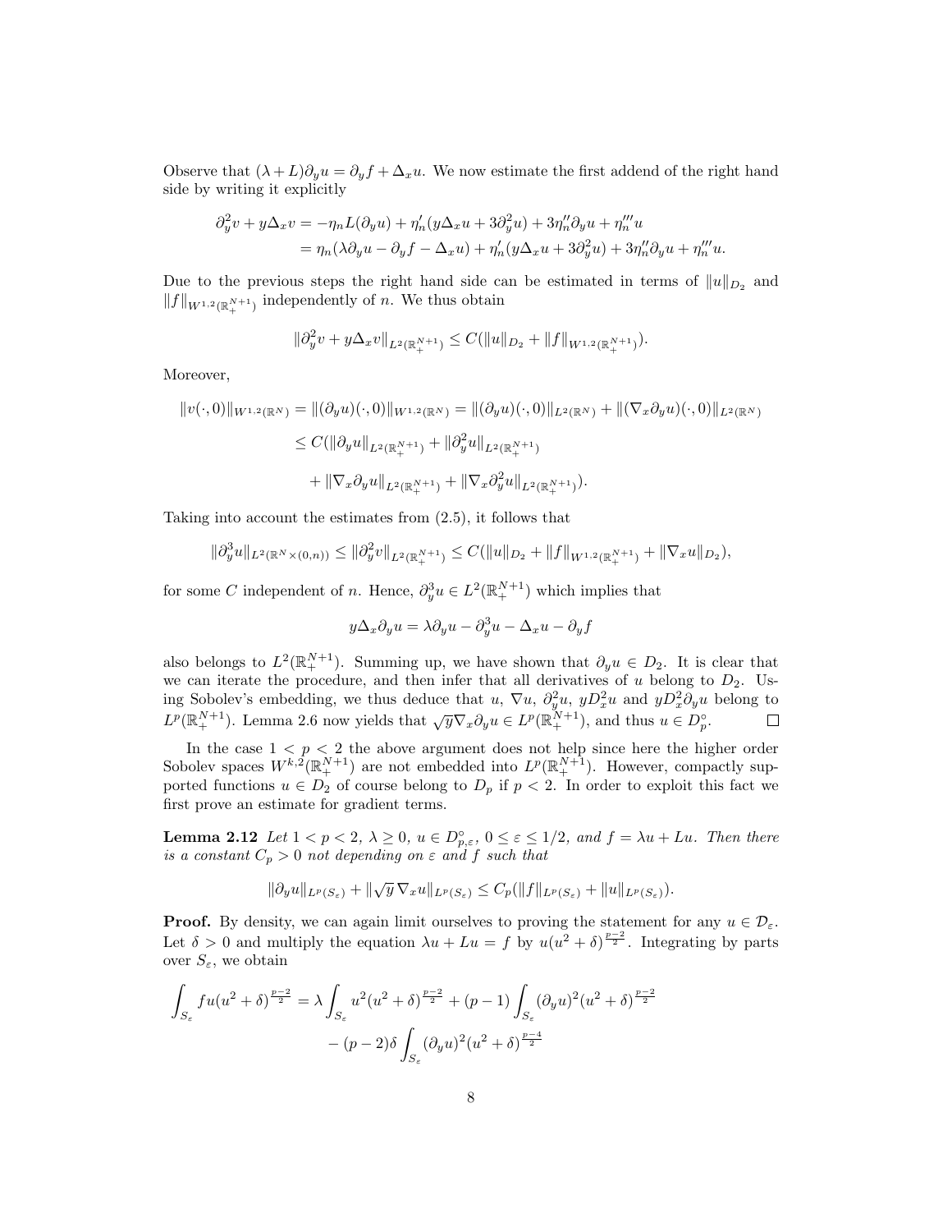Observe that $(\lambda + L)\partial_y u = \partial_y f + \Delta_x u$. We now estimate the first addend of the right hand side by writing it explicitly

$$
\begin{aligned}
\partial_y^2 v + y\Delta_x v &= -\eta_n L(\partial_y u) + \eta_n'(y\Delta_x u + 3\partial_y^2 u) + 3\eta_n''\partial_y u + \eta_n''' u \\
&= \eta_n(\lambda \partial_y u - \partial_y f - \Delta_x u) + \eta_n'(y\Delta_x u + 3\partial_y^2 u) + 3\eta_n''\partial_y u + \eta_n''' u.
\end{aligned}
$$

Due to the previous steps the right hand side can be estimated in terms of $\|u\|_{D_2}$ and $\|f\|_{W^{1,2}(\mathbb{R}^{N+1}_+)}$ independently of $n$. We thus obtain

$$
\|\partial_y^2 v + y\Delta_x v\|_{L^2(\mathbb{R}^{N+1}_+)} \le C(\|u\|_{D_2} + \|f\|_{W^{1,2}(\mathbb{R}^{N+1}_+)}).
$$

Moreover,

$$
\begin{aligned}
\|v(\cdot,0)\|_{W^{1,2}(\mathbb{R}^N)} &= \|(\partial_y u)(\cdot,0)\|_{W^{1,2}(\mathbb{R}^N)} = \|(\partial_y u)(\cdot,0)\|_{L^2(\mathbb{R}^N)} + \|(\nabla_x \partial_y u)(\cdot,0)\|_{L^2(\mathbb{R}^N)} \\
&\le C(\|\partial_y u\|_{L^2(\mathbb{R}^{N+1}_+)} + \|\partial_y^2 u\|_{L^2(\mathbb{R}^{N+1}_+)} \\
&\quad + \|\nabla_x \partial_y u\|_{L^2(\mathbb{R}^{N+1}_+)} + \|\nabla_x \partial_y^2 u\|_{L^2(\mathbb{R}^{N+1}_+)}).
\end{aligned}
$$

Taking into account the estimates from (2.5), it follows that

$$
\|\partial_y^3 u\|_{L^2(\mathbb{R}^N\times(0,n))} \le \|\partial_y^2 v\|_{L^2(\mathbb{R}^{N+1}_+)} \le C(\|u\|_{D_2} + \|f\|_{W^{1,2}(\mathbb{R}^{N+1}_+)} + \|\nabla_x u\|_{D_2}),
$$

for some $C$ independent of $n$. Hence, $\partial_y^3 u \in L^2(\mathbb{R}^{N+1}_+)$ which implies that

$$
y\Delta_x \partial_y u = \lambda \partial_y u - \partial_y^3 u - \Delta_x u - \partial_y f
$$

also belongs to $L^2(\mathbb{R}^{N+1}_+)$. Summing up, we have shown that $\partial_y u \in D_2$. It is clear that we can iterate the procedure, and then infer that all derivatives of $u$ belong to $D_2$. Using Sobolev's embedding, we thus deduce that $u$, $\nabla u$, $\partial_y^2 u$, $yD_x^2 u$ and $yD_x^2\partial_y u$ belong to $L^p(\mathbb{R}^{N+1}_+)$. Lemma 2.6 now yields that $\sqrt{y}\nabla_x \partial_y u \in L^p(\mathbb{R}^{N+1}_+)$, and thus $u \in D_p^\circ$. □

In the case $1 < p < 2$ the above argument does not help since here the higher order Sobolev spaces $W^{k,2}(\mathbb{R}^{N+1}_+)$ are not embedded into $L^p(\mathbb{R}^{N+1}_+)$. However, compactly supported functions $u \in D_2$ of course belong to $D_p$ if $p < 2$. In order to exploit this fact we first prove an estimate for gradient terms.

**Lemma 2.12** *Let $1 < p < 2$, $\lambda \ge 0$, $u \in D^\circ_{p,\varepsilon}$, $0 \le \varepsilon \le 1/2$, and $f = \lambda u + Lu$. Then there is a constant $C_p > 0$ not depending on $\varepsilon$ and $f$ such that*

$$
\|\partial_y u\|_{L^p(S_\varepsilon)} + \|\sqrt{y}\,\nabla_x u\|_{L^p(S_\varepsilon)} \le C_p(\|f\|_{L^p(S_\varepsilon)} + \|u\|_{L^p(S_\varepsilon)}).
$$

**Proof.** By density, we can again limit ourselves to proving the statement for any $u \in \mathcal{D}_\varepsilon$. Let $\delta > 0$ and multiply the equation $\lambda u + Lu = f$ by $u(u^2+\delta)^{\frac{p-2}{2}}$. Integrating by parts over $S_\varepsilon$, we obtain

$$
\begin{aligned}
\int_{S_\varepsilon} fu(u^2+\delta)^{\frac{p-2}{2}} &= \lambda \int_{S_\varepsilon} u^2(u^2+\delta)^{\frac{p-2}{2}} + (p-1)\int_{S_\varepsilon} (\partial_y u)^2(u^2+\delta)^{\frac{p-2}{2}} \\
&\quad - (p-2)\delta \int_{S_\varepsilon} (\partial_y u)^2 (u^2+\delta)^{\frac{p-4}{2}}
\end{aligned}
$$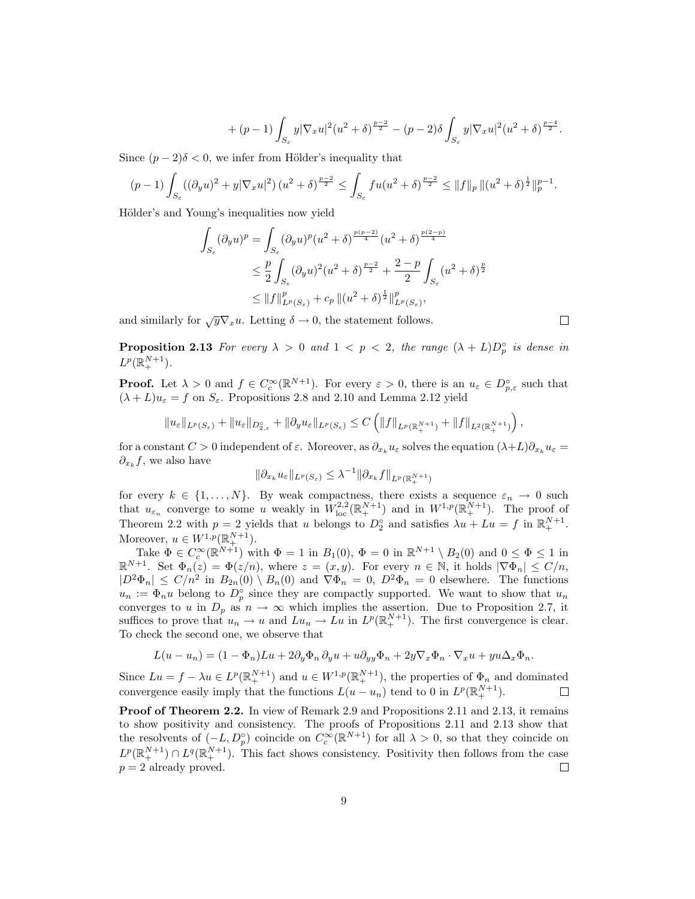$$+ (p-1)\int_{S_\varepsilon} y|\nabla_x u|^2(u^2+\delta)^{\frac{p-2}{2}} - (p-2)\delta\int_{S_\varepsilon} y|\nabla_x u|^2(u^2+\delta)^{\frac{p-4}{2}}.$$

Since $(p-2)\delta < 0$, we infer from Hölder's inequality that

$$(p-1)\int_{S_\varepsilon} \left((\partial_y u)^2 + y|\nabla_x u|^2\right)(u^2+\delta)^{\frac{p-2}{2}} \le \int_{S_\varepsilon} fu(u^2+\delta)^{\frac{p-2}{2}} \le \|f\|_p \, \|(u^2+\delta)^{\frac{1}{2}}\|_p^{p-1}.$$

Hölder's and Young's inequalities now yield

$$\begin{aligned}
\int_{S_\varepsilon} (\partial_y u)^p &= \int_{S_\varepsilon} (\partial_y u)^p (u^2+\delta)^{\frac{p(p-2)}{4}} (u^2+\delta)^{\frac{p(2-p)}{4}} \\
&\le \frac{p}{2}\int_{S_\varepsilon} (\partial_y u)^2 (u^2+\delta)^{\frac{p-2}{2}} + \frac{2-p}{2}\int_{S_\varepsilon} (u^2+\delta)^{\frac{p}{2}} \\
&\le \|f\|^p_{L^p(S_\varepsilon)} + c_p \, \|(u^2+\delta)^{\frac{1}{2}}\|^p_{L^p(S_\varepsilon)},
\end{aligned}$$

and similarly for $\sqrt{y}\nabla_x u$. Letting $\delta \to 0$, the statement follows. $\square$

**Proposition 2.13** *For every $\lambda > 0$ and $1 < p < 2$, the range $(\lambda + L)D_p^\circ$ is dense in $L^p(\mathbb{R}^{N+1}_+)$.*

**Proof.** Let $\lambda > 0$ and $f \in C_c^\infty(\mathbb{R}^{N+1})$. For every $\varepsilon > 0$, there is an $u_\varepsilon \in D^\circ_{p,\varepsilon}$ such that $(\lambda + L)u_\varepsilon = f$ on $S_\varepsilon$. Propositions 2.8 and 2.10 and Lemma 2.12 yield

$$\|u_\varepsilon\|_{L^p(S_\varepsilon)} + \|u_\varepsilon\|_{D^\circ_{2,\varepsilon}} + \|\partial_y u_\varepsilon\|_{L^p(S_\varepsilon)} \le C\left(\|f\|_{L^p(\mathbb{R}^{N+1}_+)} + \|f\|_{L^2(\mathbb{R}^{N+1}_+)}\right),$$

for a constant $C > 0$ independent of $\varepsilon$. Moreover, as $\partial_{x_k} u_\varepsilon$ solves the equation $(\lambda + L)\partial_{x_k} u_\varepsilon = \partial_{x_k} f$, we also have

$$\|\partial_{x_k} u_\varepsilon\|_{L^p(S_\varepsilon)} \le \lambda^{-1}\|\partial_{x_k} f\|_{L^p(\mathbb{R}^{N+1}_+)}$$

for every $k \in \{1, \dots, N\}$. By weak compactness, there exists a sequence $\varepsilon_n \to 0$ such that $u_{\varepsilon_n}$ converge to some $u$ weakly in $W^{2,2}_{\rm loc}(\mathbb{R}^{N+1}_+)$ and in $W^{1,p}(\mathbb{R}^{N+1}_+)$. The proof of Theorem 2.2 with $p = 2$ yields that $u$ belongs to $D_2^\circ$ and satisfies $\lambda u + Lu = f$ in $\mathbb{R}^{N+1}_+$. Moreover, $u \in W^{1,p}(\mathbb{R}^{N+1}_+)$.

Take $\Phi \in C_c^\infty(\mathbb{R}^{N+1})$ with $\Phi = 1$ in $B_1(0)$, $\Phi = 0$ in $\mathbb{R}^{N+1} \setminus B_2(0)$ and $0 \le \Phi \le 1$ in $\mathbb{R}^{N+1}$. Set $\Phi_n(z) = \Phi(z/n)$, where $z = (x, y)$. For every $n \in \mathbb{N}$, it holds $|\nabla \Phi_n| \le C/n$, $|D^2\Phi_n| \le C/n^2$ in $B_{2n}(0) \setminus B_n(0)$ and $\nabla\Phi_n = 0$, $D^2\Phi_n = 0$ elsewhere. The functions $u_n := \Phi_n u$ belong to $D_p^\circ$ since they are compactly supported. We want to show that $u_n$ converges to $u$ in $D_p$ as $n \to \infty$ which implies the assertion. Due to Proposition 2.7, it suffices to prove that $u_n \to u$ and $Lu_n \to Lu$ in $L^p(\mathbb{R}^{N+1}_+)$. The first convergence is clear. To check the second one, we observe that

$$L(u - u_n) = (1 - \Phi_n)Lu + 2\partial_y \Phi_n \, \partial_y u + u\partial_{yy}\Phi_n + 2y\nabla_x \Phi_n \cdot \nabla_x u + yu\Delta_x \Phi_n.$$

Since $Lu = f - \lambda u \in L^p(\mathbb{R}^{N+1}_+)$ and $u \in W^{1,p}(\mathbb{R}^{N+1}_+)$, the properties of $\Phi_n$ and dominated convergence easily imply that the functions $L(u - u_n)$ tend to 0 in $L^p(\mathbb{R}^{N+1}_+)$. $\square$

**Proof of Theorem 2.2.** In view of Remark 2.9 and Propositions 2.11 and 2.13, it remains to show positivity and consistency. The proofs of Propositions 2.11 and 2.13 show that the resolvents of $(-L, D_p^\circ)$ coincide on $C_c^\infty(\mathbb{R}^{N+1})$ for all $\lambda > 0$, so that they coincide on $L^p(\mathbb{R}^{N+1}_+) \cap L^q(\mathbb{R}^{N+1}_+)$. This fact shows consistency. Positivity then follows from the case $p = 2$ already proved. $\square$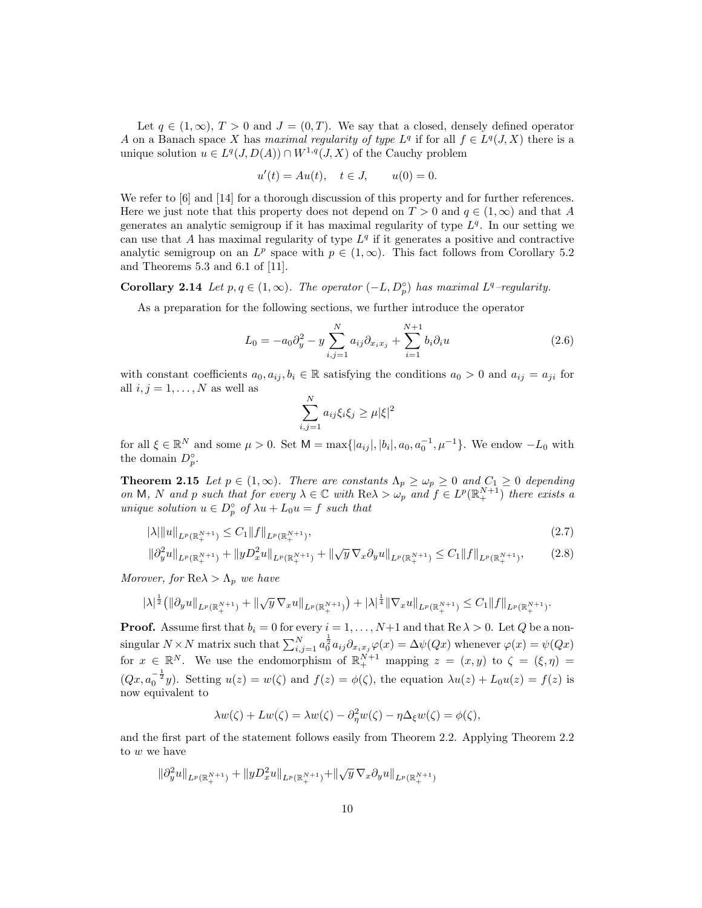Let $q \in (1,\infty)$, $T > 0$ and $J = (0,T)$. We say that a closed, densely defined operator $A$ on a Banach space $X$ has *maximal regularity of type* $L^q$ if for all $f \in L^q(J,X)$ there is a unique solution $u \in L^q(J, D(A)) \cap W^{1,q}(J,X)$ of the Cauchy problem

$$u'(t) = Au(t), \quad t \in J, \qquad u(0) = 0.$$

We refer to [6] and [14] for a thorough discussion of this property and for further references. Here we just note that this property does not depend on $T > 0$ and $q \in (1,\infty)$ and that $A$ generates an analytic semigroup if it has maximal regularity of type $L^q$. In our setting we can use that $A$ has maximal regularity of type $L^q$ if it generates a positive and contractive analytic semigroup on an $L^p$ space with $p \in (1,\infty)$. This fact follows from Corollary 5.2 and Theorems 5.3 and 6.1 of [11].

**Corollary 2.14** *Let $p, q \in (1,\infty)$. The operator $(-L, D_p^\circ)$ has maximal $L^q$–regularity.*

As a preparation for the following sections, we further introduce the operator

$$L_0 = -a_0\partial_y^2 - y\sum_{i,j=1}^{N} a_{ij}\partial_{x_ix_j} + \sum_{i=1}^{N+1} b_i\partial_i u \tag{2.6}$$

with constant coefficients $a_0, a_{ij}, b_i \in \mathbb{R}$ satisfying the conditions $a_0 > 0$ and $a_{ij} = a_{ji}$ for all $i,j = 1,\dots,N$ as well as

$$\sum_{i,j=1}^{N} a_{ij}\xi_i\xi_j \geq \mu|\xi|^2$$

for all $\xi \in \mathbb{R}^N$ and some $\mu > 0$. Set $\mathsf{M} = \max\{|a_{ij}|, |b_i|, a_0, a_0^{-1}, \mu^{-1}\}$. We endow $-L_0$ with the domain $D_p^\circ$.

**Theorem 2.15** *Let $p \in (1,\infty)$. There are constants $\Lambda_p \geq \omega_p \geq 0$ and $C_1 \geq 0$ depending on $\mathsf{M}$, $N$ and $p$ such that for every $\lambda \in \mathbb{C}$ with $\mathrm{Re}\lambda > \omega_p$ and $f \in L^p(\mathbb{R}^{N+1}_+)$ there exists a unique solution $u \in D_p^\circ$ of $\lambda u + L_0 u = f$ such that*

$$|\lambda|\|u\|_{L^p(\mathbb{R}^{N+1}_+)} \leq C_1\|f\|_{L^p(\mathbb{R}^{N+1}_+)}, \tag{2.7}$$

$$\|\partial_y^2 u\|_{L^p(\mathbb{R}^{N+1}_+)} + \|yD_x^2 u\|_{L^p(\mathbb{R}^{N+1}_+)} + \|\sqrt{y}\,\nabla_x\partial_y u\|_{L^p(\mathbb{R}^{N+1}_+)} \leq C_1\|f\|_{L^p(\mathbb{R}^{N+1}_+)}, \tag{2.8}$$

*Morover, for $\mathrm{Re}\lambda > \Lambda_p$ we have*

$$|\lambda|^{\frac12}\big(\|\partial_y u\|_{L^p(\mathbb{R}^{N+1}_+)} + \|\sqrt{y}\,\nabla_x u\|_{L^p(\mathbb{R}^{N+1}_+)}\big) + |\lambda|^{\frac14}\|\nabla_x u\|_{L^p(\mathbb{R}^{N+1}_+)} \leq C_1\|f\|_{L^p(\mathbb{R}^{N+1}_+)}.$$

**Proof.** Assume first that $b_i = 0$ for every $i = 1,\dots,N+1$ and that $\mathrm{Re}\,\lambda > 0$. Let $Q$ be a non-singular $N\times N$ matrix such that $\sum_{i,j=1}^{N} a_0^{\frac12} a_{ij}\partial_{x_ix_j}\varphi(x) = \Delta\psi(Qx)$ whenever $\varphi(x) = \psi(Qx)$ for $x \in \mathbb{R}^N$. We use the endomorphism of $\mathbb{R}^{N+1}_+$ mapping $z = (x,y)$ to $\zeta = (\xi,\eta) = (Qx, a_0^{-\frac12}y)$. Setting $u(z) = w(\zeta)$ and $f(z) = \phi(\zeta)$, the equation $\lambda u(z) + L_0 u(z) = f(z)$ is now equivalent to

$$\lambda w(\zeta) + Lw(\zeta) = \lambda w(\zeta) - \partial_\eta^2 w(\zeta) - \eta\Delta_\xi w(\zeta) = \phi(\zeta),$$

and the first part of the statement follows easily from Theorem 2.2. Applying Theorem 2.2 to $w$ we have

$$\|\partial_y^2 u\|_{L^p(\mathbb{R}^{N+1}_+)} + \|yD_x^2 u\|_{L^p(\mathbb{R}^{N+1}_+)} + \|\sqrt{y}\,\nabla_x\partial_y u\|_{L^p(\mathbb{R}^{N+1}_+)}$$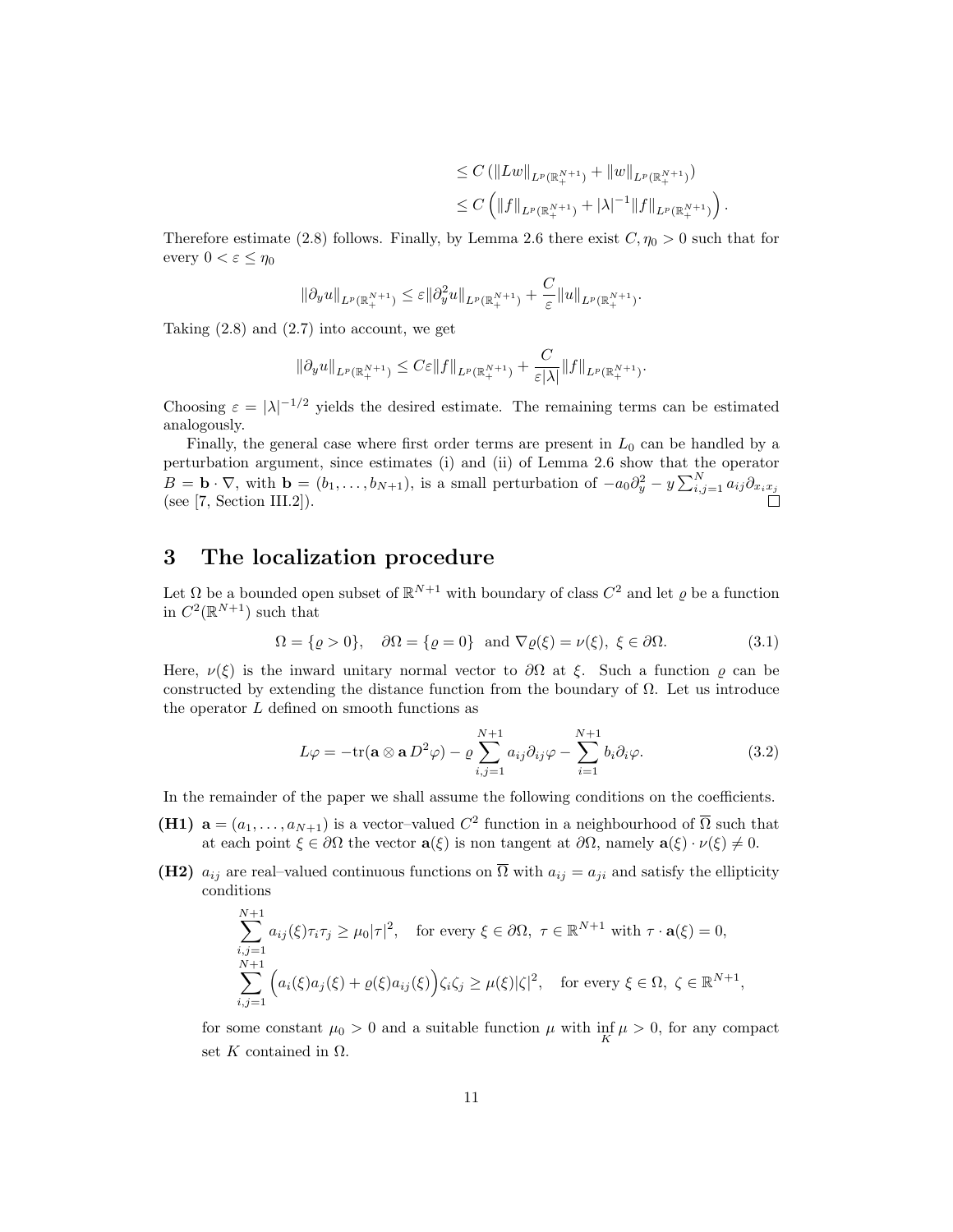$$
\begin{aligned}
&\leq C\left(\|Lw\|_{L^p(\mathbb{R}^{N+1}_+)} + \|w\|_{L^p(\mathbb{R}^{N+1}_+)}\right) \\
&\leq C\left(\|f\|_{L^p(\mathbb{R}^{N+1}_+)} + |\lambda|^{-1}\|f\|_{L^p(\mathbb{R}^{N+1}_+)}\right).
\end{aligned}
$$

Therefore estimate (2.8) follows. Finally, by Lemma 2.6 there exist $C, \eta_0 > 0$ such that for every $0 < \varepsilon \leq \eta_0$

$$
\|\partial_y u\|_{L^p(\mathbb{R}^{N+1}_+)} \leq \varepsilon \|\partial_y^2 u\|_{L^p(\mathbb{R}^{N+1}_+)} + \frac{C}{\varepsilon}\|u\|_{L^p(\mathbb{R}^{N+1}_+)}.
$$

Taking (2.8) and (2.7) into account, we get

$$
\|\partial_y u\|_{L^p(\mathbb{R}^{N+1}_+)} \leq C\varepsilon \|f\|_{L^p(\mathbb{R}^{N+1}_+)} + \frac{C}{\varepsilon|\lambda|}\|f\|_{L^p(\mathbb{R}^{N+1}_+)}.
$$

Choosing $\varepsilon = |\lambda|^{-1/2}$ yields the desired estimate. The remaining terms can be estimated analogously.

Finally, the general case where first order terms are present in $L_0$ can be handled by a perturbation argument, since estimates (i) and (ii) of Lemma 2.6 show that the operator $B = \mathbf{b} \cdot \nabla$, with $\mathbf{b} = (b_1, \ldots, b_{N+1})$, is a small perturbation of $-a_0\partial_y^2 - y\sum_{i,j=1}^N a_{ij}\partial_{x_i x_j}$ (see [7, Section III.2]). $\square$

# 3 The localization procedure

Let $\Omega$ be a bounded open subset of $\mathbb{R}^{N+1}$ with boundary of class $C^2$ and let $\varrho$ be a function in $C^2(\mathbb{R}^{N+1})$ such that

$$
\Omega = \{\varrho > 0\}, \quad \partial\Omega = \{\varrho = 0\} \text{ and } \nabla\varrho(\xi) = \nu(\xi),\ \xi \in \partial\Omega. \tag{3.1}
$$

Here, $\nu(\xi)$ is the inward unitary normal vector to $\partial\Omega$ at $\xi$. Such a function $\varrho$ can be constructed by extending the distance function from the boundary of $\Omega$. Let us introduce the operator $L$ defined on smooth functions as

$$
L\varphi = -\mathrm{tr}(\mathbf{a} \otimes \mathbf{a}\, D^2\varphi) - \varrho \sum_{i,j=1}^{N+1} a_{ij}\partial_{ij}\varphi - \sum_{i=1}^{N+1} b_i\partial_i\varphi. \tag{3.2}
$$

In the remainder of the paper we shall assume the following conditions on the coefficients.

**(H1)** $\mathbf{a} = (a_1, \ldots, a_{N+1})$ is a vector–valued $C^2$ function in a neighbourhood of $\overline{\Omega}$ such that at each point $\xi \in \partial\Omega$ the vector $\mathbf{a}(\xi)$ is non tangent at $\partial\Omega$, namely $\mathbf{a}(\xi) \cdot \nu(\xi) \neq 0$.

**(H2)** $a_{ij}$ are real–valued continuous functions on $\overline{\Omega}$ with $a_{ij} = a_{ji}$ and satisfy the ellipticity conditions

$$
\begin{aligned}
&\sum_{i,j=1}^{N+1} a_{ij}(\xi)\tau_i\tau_j \geq \mu_0|\tau|^2, \quad \text{for every } \xi \in \partial\Omega,\ \tau \in \mathbb{R}^{N+1} \text{ with } \tau \cdot \mathbf{a}(\xi) = 0, \\
&\sum_{i,j=1}^{N+1} \Big(a_i(\xi)a_j(\xi) + \varrho(\xi)a_{ij}(\xi)\Big)\zeta_i\zeta_j \geq \mu(\xi)|\zeta|^2, \quad \text{for every } \xi \in \Omega,\ \zeta \in \mathbb{R}^{N+1},
\end{aligned}
$$

for some constant $\mu_0 > 0$ and a suitable function $\mu$ with $\inf_K \mu > 0$, for any compact set $K$ contained in $\Omega$.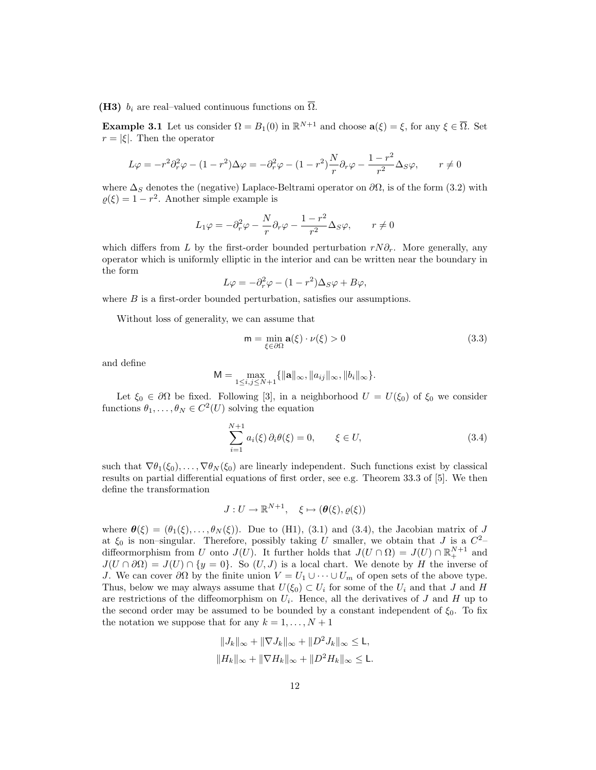**(H3)** $b_i$ are real–valued continuous functions on $\overline{\Omega}$.

**Example 3.1** Let us consider $\Omega = B_1(0)$ in $\mathbb{R}^{N+1}$ and choose $\mathbf{a}(\xi) = \xi$, for any $\xi \in \overline{\Omega}$. Set $r = |\xi|$. Then the operator

$$L\varphi = -r^2\partial_r^2\varphi - (1-r^2)\Delta\varphi = -\partial_r^2\varphi - (1-r^2)\frac{N}{r}\partial_r\varphi - \frac{1-r^2}{r^2}\Delta_S\varphi, \qquad r \neq 0$$

where $\Delta_S$ denotes the (negative) Laplace-Beltrami operator on $\partial\Omega$, is of the form (3.2) with $\varrho(\xi) = 1 - r^2$. Another simple example is

$$L_1\varphi = -\partial_r^2\varphi - \frac{N}{r}\partial_r\varphi - \frac{1-r^2}{r^2}\Delta_S\varphi, \qquad r \neq 0$$

which differs from $L$ by the first-order bounded perturbation $rN\partial_r$. More generally, any operator which is uniformly elliptic in the interior and can be written near the boundary in the form

$$L\varphi = -\partial_r^2\varphi - (1-r^2)\Delta_S\varphi + B\varphi,$$

where $B$ is a first-order bounded perturbation, satisfies our assumptions.

Without loss of generality, we can assume that

$$\mathsf{m} = \min_{\xi\in\partial\Omega} \mathbf{a}(\xi)\cdot\nu(\xi) > 0 \tag{3.3}$$

and define

$$\mathsf{M} = \max_{1\le i,j\le N+1}\{\|\mathbf{a}\|_\infty, \|a_{ij}\|_\infty, \|b_i\|_\infty\}.$$

Let $\xi_0 \in \partial\Omega$ be fixed. Following [3], in a neighborhood $U = U(\xi_0)$ of $\xi_0$ we consider functions $\theta_1, \ldots, \theta_N \in C^2(U)$ solving the equation

$$\sum_{i=1}^{N+1} a_i(\xi)\,\partial_i\theta(\xi) = 0, \qquad \xi \in U, \tag{3.4}$$

such that $\nabla\theta_1(\xi_0), \ldots, \nabla\theta_N(\xi_0)$ are linearly independent. Such functions exist by classical results on partial differential equations of first order, see e.g. Theorem 33.3 of [5]. We then define the transformation

$$J : U \to \mathbb{R}^{N+1}, \quad \xi \mapsto (\boldsymbol{\theta}(\xi), \varrho(\xi))$$

where $\boldsymbol{\theta}(\xi) = (\theta_1(\xi), \ldots, \theta_N(\xi))$. Due to (H1), (3.1) and (3.4), the Jacobian matrix of $J$ at $\xi_0$ is non–singular. Therefore, possibly taking $U$ smaller, we obtain that $J$ is a $C^2$–diffeormorphism from $U$ onto $J(U)$. It further holds that $J(U \cap \Omega) = J(U) \cap \mathbb{R}^{N+1}_+$ and $J(U \cap \partial\Omega) = J(U) \cap \{y = 0\}$. So $(U, J)$ is a local chart. We denote by $H$ the inverse of $J$. We can cover $\partial\Omega$ by the finite union $V = U_1 \cup \cdots \cup U_m$ of open sets of the above type. Thus, below we may always assume that $U(\xi_0) \subset U_i$ for some of the $U_i$ and that $J$ and $H$ are restrictions of the diffeomorphism on $U_i$. Hence, all the derivatives of $J$ and $H$ up to the second order may be assumed to be bounded by a constant independent of $\xi_0$. To fix the notation we suppose that for any $k = 1, \ldots, N+1$

$$\|J_k\|_\infty + \|\nabla J_k\|_\infty + \|D^2 J_k\|_\infty \le \mathsf{L},$$

$$\|H_k\|_\infty + \|\nabla H_k\|_\infty + \|D^2 H_k\|_\infty \le \mathsf{L}.$$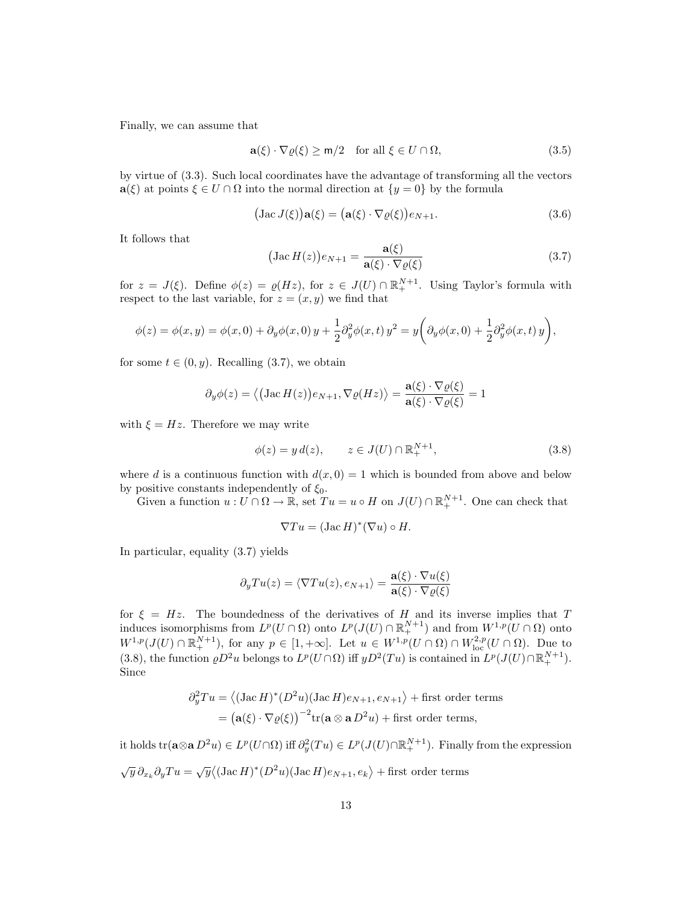Finally, we can assume that

$$\mathbf{a}(\xi) \cdot \nabla \varrho(\xi) \geq \mathsf{m}/2 \quad \text{for all } \xi \in U \cap \Omega, \tag{3.5}$$

by virtue of (3.3). Such local coordinates have the advantage of transforming all the vectors $\mathbf{a}(\xi)$ at points $\xi \in U \cap \Omega$ into the normal direction at $\{y = 0\}$ by the formula

$$\big(\mathrm{Jac}\, J(\xi)\big)\mathbf{a}(\xi) = \big(\mathbf{a}(\xi) \cdot \nabla \varrho(\xi)\big) e_{N+1}. \tag{3.6}$$

It follows that

$$\big(\mathrm{Jac}\, H(z)\big) e_{N+1} = \frac{\mathbf{a}(\xi)}{\mathbf{a}(\xi) \cdot \nabla \varrho(\xi)} \tag{3.7}$$

for $z = J(\xi)$. Define $\phi(z) = \varrho(Hz)$, for $z \in J(U) \cap \mathbb{R}^{N+1}_+$. Using Taylor's formula with respect to the last variable, for $z = (x, y)$ we find that

$$\phi(z) = \phi(x, y) = \phi(x, 0) + \partial_y \phi(x, 0)\, y + \frac{1}{2} \partial_y^2 \phi(x, t)\, y^2 = y \bigg( \partial_y \phi(x, 0) + \frac{1}{2} \partial_y^2 \phi(x, t)\, y \bigg),$$

for some $t \in (0, y)$. Recalling (3.7), we obtain

$$\partial_y \phi(z) = \big\langle \big(\mathrm{Jac}\, H(z)\big) e_{N+1}, \nabla \varrho(Hz) \big\rangle = \frac{\mathbf{a}(\xi) \cdot \nabla \varrho(\xi)}{\mathbf{a}(\xi) \cdot \nabla \varrho(\xi)} = 1$$

with $\xi = Hz$. Therefore we may write

$$\phi(z) = y\, d(z), \qquad z \in J(U) \cap \mathbb{R}^{N+1}_+, \tag{3.8}$$

where $d$ is a continuous function with $d(x, 0) = 1$ which is bounded from above and below by positive constants independently of $\xi_0$.

Given a function $u : U \cap \Omega \to \mathbb{R}$, set $Tu = u \circ H$ on $J(U) \cap \mathbb{R}^{N+1}_+$. One can check that

$$\nabla Tu = (\mathrm{Jac}\, H)^* (\nabla u) \circ H.$$

In particular, equality (3.7) yields

$$\partial_y Tu(z) = \langle \nabla Tu(z), e_{N+1} \rangle = \frac{\mathbf{a}(\xi) \cdot \nabla u(\xi)}{\mathbf{a}(\xi) \cdot \nabla \varrho(\xi)}$$

for $\xi = Hz$. The boundedness of the derivatives of $H$ and its inverse implies that $T$ induces isomorphisms from $L^p(U \cap \Omega)$ onto $L^p(J(U) \cap \mathbb{R}^{N+1}_+)$ and from $W^{1,p}(U \cap \Omega)$ onto $W^{1,p}(J(U) \cap \mathbb{R}^{N+1}_+)$, for any $p \in [1, +\infty]$. Let $u \in W^{1,p}(U \cap \Omega) \cap W^{2,p}_{\mathrm{loc}}(U \cap \Omega)$. Due to (3.8), the function $\varrho D^2 u$ belongs to $L^p(U \cap \Omega)$ iff $y D^2(Tu)$ is contained in $L^p(J(U) \cap \mathbb{R}^{N+1}_+)$. Since

$$\begin{aligned}
\partial_y^2 Tu &= \big\langle (\mathrm{Jac}\, H)^* (D^2 u)(\mathrm{Jac}\, H) e_{N+1}, e_{N+1} \big\rangle + \text{first order terms} \\
&= \big(\mathbf{a}(\xi) \cdot \nabla \varrho(\xi)\big)^{-2} \mathrm{tr}(\mathbf{a} \otimes \mathbf{a}\, D^2 u) + \text{first order terms},
\end{aligned}$$

it holds $\mathrm{tr}(\mathbf{a} \otimes \mathbf{a}\, D^2 u) \in L^p(U \cap \Omega)$ iff $\partial_y^2 (Tu) \in L^p(J(U) \cap \mathbb{R}^{N+1}_+)$. Finally from the expression

$$\sqrt{y}\, \partial_{x_k} \partial_y Tu = \sqrt{y} \big\langle (\mathrm{Jac}\, H)^* (D^2 u)(\mathrm{Jac}\, H) e_{N+1}, e_k \big\rangle + \text{first order terms}$$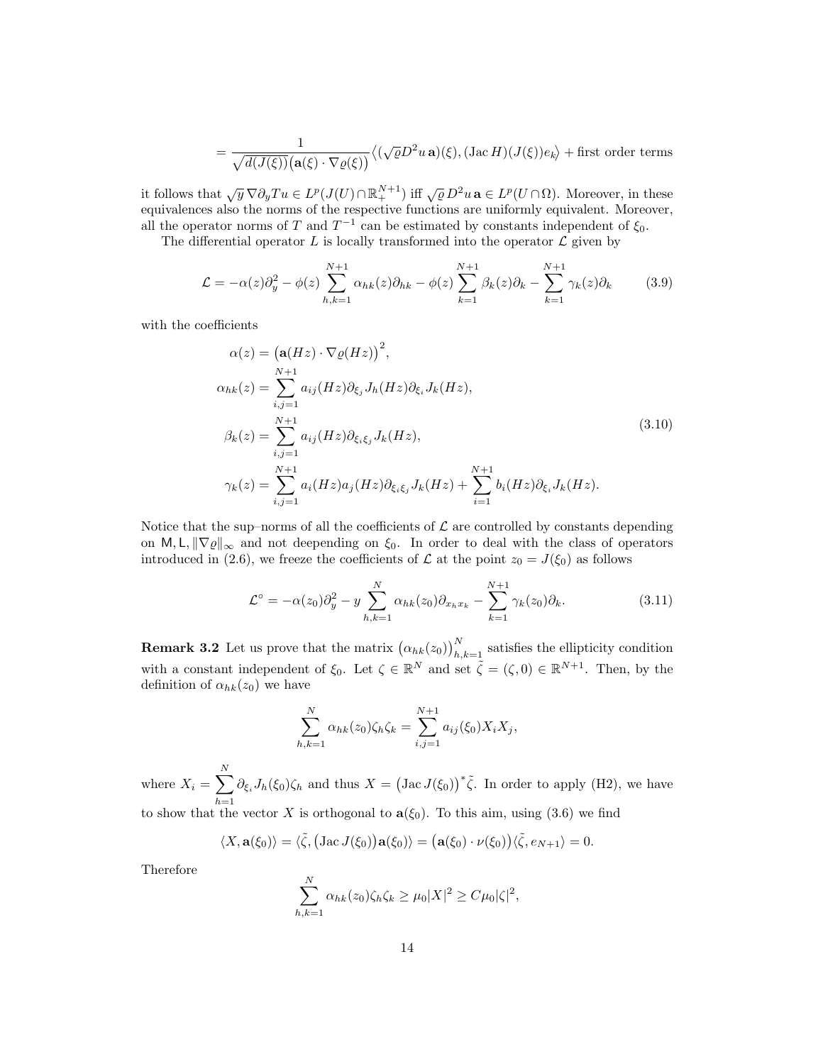$$= \frac{1}{\sqrt{d(J(\xi))}\big(\mathbf{a}(\xi)\cdot\nabla\varrho(\xi)\big)}\big\langle(\sqrt{\varrho}D^2u\,\mathbf{a})(\xi),(\mathrm{Jac}\,H)(J(\xi))e_k\big\rangle + \text{first order terms}$$

it follows that $\sqrt{y}\,\nabla\partial_y Tu \in L^p(J(U)\cap\mathbb{R}^{N+1}_+)$ iff $\sqrt{\varrho}\,D^2u\,\mathbf{a}\in L^p(U\cap\Omega)$. Moreover, in these equivalences also the norms of the respective functions are uniformly equivalent. Moreover, all the operator norms of $T$ and $T^{-1}$ can be estimated by constants independent of $\xi_0$.

The differential operator $L$ is locally transformed into the operator $\mathcal{L}$ given by

$$\mathcal{L} = -\alpha(z)\partial_y^2 - \phi(z)\sum_{h,k=1}^{N+1}\alpha_{hk}(z)\partial_{hk} - \phi(z)\sum_{k=1}^{N+1}\beta_k(z)\partial_k - \sum_{k=1}^{N+1}\gamma_k(z)\partial_k \tag{3.9}$$

with the coefficients

$$\begin{aligned}
\alpha(z) &= \big(\mathbf{a}(Hz)\cdot\nabla\varrho(Hz)\big)^2,\\
\alpha_{hk}(z) &= \sum_{i,j=1}^{N+1} a_{ij}(Hz)\partial_{\xi_j}J_h(Hz)\partial_{\xi_i}J_k(Hz),\\
\beta_k(z) &= \sum_{i,j=1}^{N+1} a_{ij}(Hz)\partial_{\xi_i\xi_j}J_k(Hz),\\
\gamma_k(z) &= \sum_{i,j=1}^{N+1} a_i(Hz)a_j(Hz)\partial_{\xi_i\xi_j}J_k(Hz) + \sum_{i=1}^{N+1} b_i(Hz)\partial_{\xi_i}J_k(Hz).
\end{aligned} \tag{3.10}$$

Notice that the sup–norms of all the coefficients of $\mathcal{L}$ are controlled by constants depending on $\mathsf{M},\mathsf{L},\|\nabla\varrho\|_\infty$ and not deepending on $\xi_0$. In order to deal with the class of operators introduced in (2.6), we freeze the coefficients of $\mathcal{L}$ at the point $z_0 = J(\xi_0)$ as follows

$$\mathcal{L}^\circ = -\alpha(z_0)\partial_y^2 - y\sum_{h,k=1}^{N}\alpha_{hk}(z_0)\partial_{x_hx_k} - \sum_{k=1}^{N+1}\gamma_k(z_0)\partial_k. \tag{3.11}$$

**Remark 3.2** Let us prove that the matrix $\big(\alpha_{hk}(z_0)\big)_{h,k=1}^N$ satisfies the ellipticity condition with a constant independent of $\xi_0$. Let $\zeta\in\mathbb{R}^N$ and set $\tilde{\zeta} = (\zeta,0)\in\mathbb{R}^{N+1}$. Then, by the definition of $\alpha_{hk}(z_0)$ we have

$$\sum_{h,k=1}^{N}\alpha_{hk}(z_0)\zeta_h\zeta_k = \sum_{i,j=1}^{N+1} a_{ij}(\xi_0)X_iX_j,$$

where $X_i = \sum_{h=1}^{N}\partial_{\xi_i}J_h(\xi_0)\zeta_h$ and thus $X = \big(\mathrm{Jac}\,J(\xi_0)\big)^*\tilde{\zeta}$. In order to apply (H2), we have to show that the vector $X$ is orthogonal to $\mathbf{a}(\xi_0)$. To this aim, using (3.6) we find

$$\langle X,\mathbf{a}(\xi_0)\rangle = \langle\tilde{\zeta},\big(\mathrm{Jac}\,J(\xi_0)\big)\mathbf{a}(\xi_0)\rangle = \big(\mathbf{a}(\xi_0)\cdot\nu(\xi_0)\big)\langle\tilde{\zeta},e_{N+1}\rangle = 0.$$

Therefore

$$\sum_{h,k=1}^{N}\alpha_{hk}(z_0)\zeta_h\zeta_k \ge \mu_0|X|^2 \ge C\mu_0|\zeta|^2,$$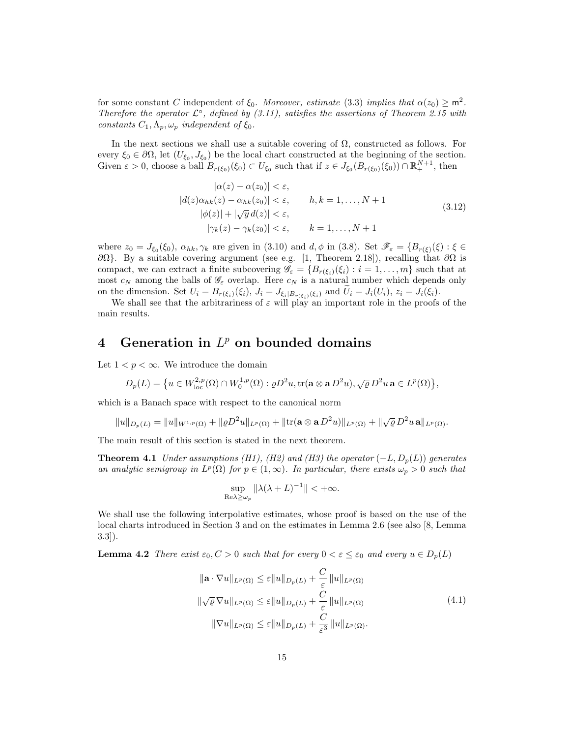for some constant $C$ independent of $\xi_0$. *Moreover, estimate* (3.3) *implies that* $\alpha(z_0) \geq \mathsf{m}^2$. *Therefore the operator* $\mathcal{L}^\circ$*, defined by (3.11), satisfies the assertions of Theorem 2.15 with constants* $C_1, \Lambda_p, \omega_p$ *independent of* $\xi_0$.

In the next sections we shall use a suitable covering of $\overline{\Omega}$, constructed as follows. For every $\xi_0 \in \partial\Omega$, let $(U_{\xi_0}, J_{\xi_0})$ be the local chart constructed at the beginning of the section. Given $\varepsilon > 0$, choose a ball $B_{r(\xi_0)}(\xi_0) \subset U_{\xi_0}$ such that if $z \in J_{\xi_0}(B_{r(\xi_0)}(\xi_0)) \cap \mathbb{R}^{N+1}_+$, then

$$
\begin{aligned}
|\alpha(z) - \alpha(z_0)| &< \varepsilon, \\
|d(z)\alpha_{hk}(z) - \alpha_{hk}(z_0)| &< \varepsilon, \qquad h,k = 1,\ldots,N+1 \\
|\phi(z)| + |\sqrt{y}\, d(z)| &< \varepsilon, \\
|\gamma_k(z) - \gamma_k(z_0)| &< \varepsilon, \qquad k = 1,\ldots,N+1
\end{aligned}
\tag{3.12}
$$

where $z_0 = J_{\xi_0}(\xi_0)$, $\alpha_{hk}, \gamma_k$ are given in (3.10) and $d, \phi$ in (3.8). Set $\mathscr{F}_\varepsilon = \{B_{r(\xi)}(\xi) : \xi \in \partial\Omega\}$. By a suitable covering argument (see e.g. [1, Theorem 2.18]), recalling that $\partial\Omega$ is compact, we can extract a finite subcovering $\mathscr{G}_\varepsilon = \{B_{r(\xi_i)}(\xi_i) : i = 1,\ldots,m\}$ such that at most $c_N$ among the balls of $\mathscr{G}_\varepsilon$ overlap. Here $c_N$ is a natural number which depends only on the dimension. Set $U_i = B_{r(\xi_i)}(\xi_i)$, $J_i = J_{\xi_i|B_{r(\xi_i)}(\xi_i)}$ and $\widetilde{U}_i = J_i(U_i)$, $z_i = J_i(\xi_i)$.

We shall see that the arbitrariness of $\varepsilon$ will play an important role in the proofs of the main results.

# 4 Generation in $L^p$ on bounded domains

Let $1 < p < \infty$. We introduce the domain

$$
D_p(L) = \left\{ u \in W^{2,p}_{\mathrm{loc}}(\Omega) \cap W^{1,p}_0(\Omega) : \varrho D^2 u, \operatorname{tr}(\mathbf{a} \otimes \mathbf{a}\, D^2 u), \sqrt{\varrho}\, D^2 u\, \mathbf{a} \in L^p(\Omega) \right\},
$$

which is a Banach space with respect to the canonical norm

$$
\|u\|_{D_p(L)} = \|u\|_{W^{1,p}(\Omega)} + \|\varrho D^2 u\|_{L^p(\Omega)} + \|\operatorname{tr}(\mathbf{a} \otimes \mathbf{a}\, D^2 u)\|_{L^p(\Omega)} + \|\sqrt{\varrho}\, D^2 u\, \mathbf{a}\|_{L^p(\Omega)}.
$$

The main result of this section is stated in the next theorem.

**Theorem 4.1** *Under assumptions (H1), (H2) and (H3) the operator* $(-L, D_p(L))$ *generates an analytic semigroup in* $L^p(\Omega)$ *for* $p \in (1, \infty)$*. In particular, there exists* $\omega_p > 0$ *such that*

$$
\sup_{\mathrm{Re}\lambda \geq \omega_p} \|\lambda(\lambda + L)^{-1}\| < +\infty.
$$

We shall use the following interpolative estimates, whose proof is based on the use of the local charts introduced in Section 3 and on the estimates in Lemma 2.6 (see also [8, Lemma 3.3]).

**Lemma 4.2** *There exist* $\varepsilon_0, C > 0$ *such that for every* $0 < \varepsilon \leq \varepsilon_0$ *and every* $u \in D_p(L)$

$$
\begin{aligned}
\|\mathbf{a} \cdot \nabla u\|_{L^p(\Omega)} &\leq \varepsilon \|u\|_{D_p(L)} + \frac{C}{\varepsilon}\|u\|_{L^p(\Omega)} \\
\|\sqrt{\varrho}\, \nabla u\|_{L^p(\Omega)} &\leq \varepsilon \|u\|_{D_p(L)} + \frac{C}{\varepsilon}\|u\|_{L^p(\Omega)} \\
\|\nabla u\|_{L^p(\Omega)} &\leq \varepsilon \|u\|_{D_p(L)} + \frac{C}{\varepsilon^3}\|u\|_{L^p(\Omega)}.
\end{aligned}
\tag{4.1}
$$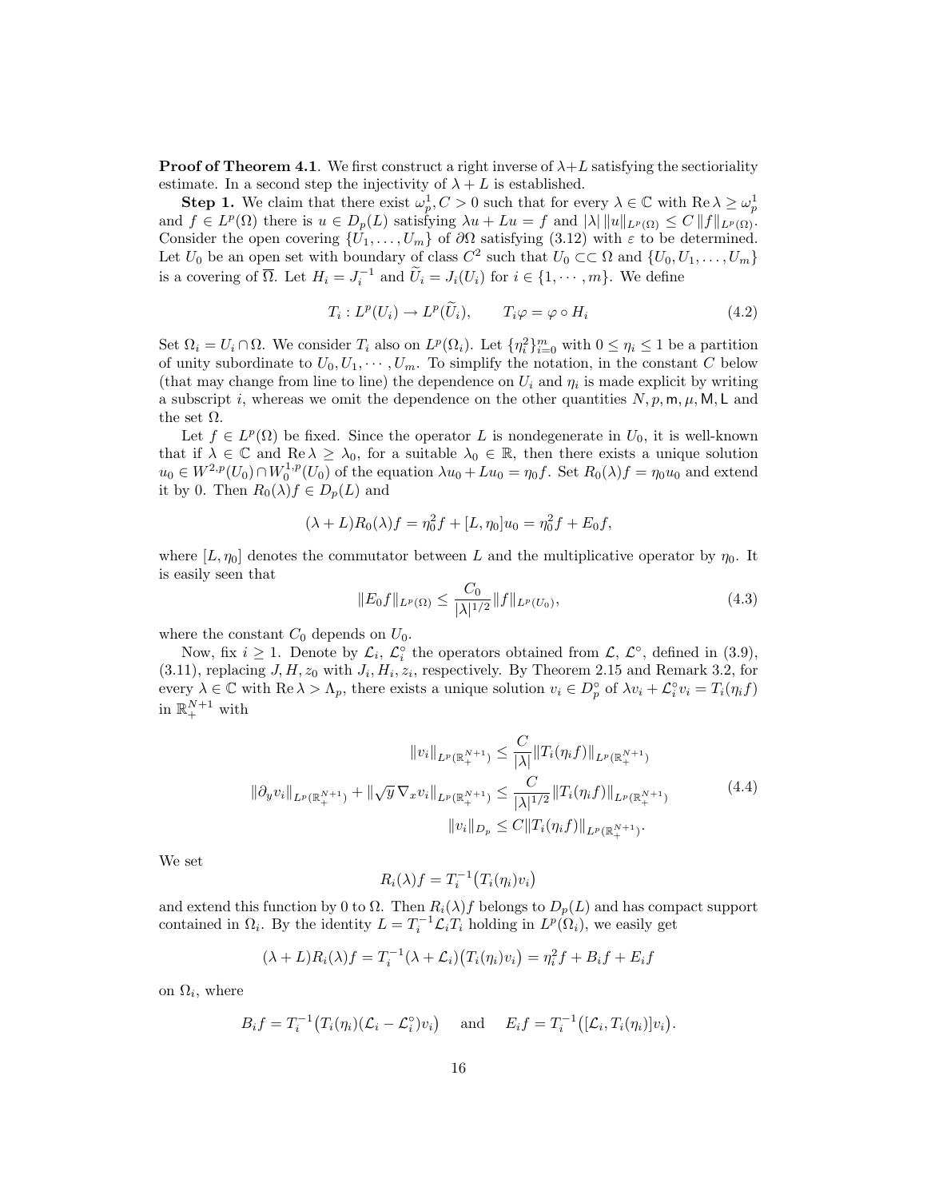**Proof of Theorem 4.1**. We first construct a right inverse of $\lambda+L$ satisfying the sectioriality estimate. In a second step the injectivity of $\lambda + L$ is established.

**Step 1.** We claim that there exist $\omega_p^1, C > 0$ such that for every $\lambda \in \mathbb{C}$ with $\operatorname{Re}\lambda \geq \omega_p^1$ and $f \in L^p(\Omega)$ there is $u \in D_p(L)$ satisfying $\lambda u + Lu = f$ and $|\lambda| \, \|u\|_{L^p(\Omega)} \leq C \, \|f\|_{L^p(\Omega)}$. Consider the open covering $\{U_1, \ldots, U_m\}$ of $\partial\Omega$ satisfying (3.12) with $\varepsilon$ to be determined. Let $U_0$ be an open set with boundary of class $C^2$ such that $U_0 \subset\subset \Omega$ and $\{U_0, U_1, \ldots, U_m\}$ is a covering of $\overline{\Omega}$. Let $H_i = J_i^{-1}$ and $\widetilde{U}_i = J_i(U_i)$ for $i \in \{1, \cdots, m\}$. We define

$$
T_i : L^p(U_i) \to L^p(\widetilde{U}_i), \qquad T_i\varphi = \varphi \circ H_i \tag{4.2}
$$

Set $\Omega_i = U_i \cap \Omega$. We consider $T_i$ also on $L^p(\Omega_i)$. Let $\{\eta_i^2\}_{i=0}^m$ with $0 \leq \eta_i \leq 1$ be a partition of unity subordinate to $U_0, U_1, \cdots, U_m$. To simplify the notation, in the constant $C$ below (that may change from line to line) the dependence on $U_i$ and $\eta_i$ is made explicit by writing a subscript $i$, whereas we omit the dependence on the other quantities $N, p, \mathsf{m}, \mu, \mathsf{M}, \mathsf{L}$ and the set $\Omega$.

Let $f \in L^p(\Omega)$ be fixed. Since the operator $L$ is nondegenerate in $U_0$, it is well-known that if $\lambda \in \mathbb{C}$ and $\operatorname{Re}\lambda \geq \lambda_0$, for a suitable $\lambda_0 \in \mathbb{R}$, then there exists a unique solution $u_0 \in W^{2,p}(U_0) \cap W_0^{1,p}(U_0)$ of the equation $\lambda u_0 + Lu_0 = \eta_0 f$. Set $R_0(\lambda)f = \eta_0 u_0$ and extend it by 0. Then $R_0(\lambda)f \in D_p(L)$ and

$$
(\lambda + L)R_0(\lambda)f = \eta_0^2 f + [L, \eta_0]u_0 = \eta_0^2 f + E_0 f,
$$

where $[L, \eta_0]$ denotes the commutator between $L$ and the multiplicative operator by $\eta_0$. It is easily seen that

$$
\|E_0 f\|_{L^p(\Omega)} \leq \frac{C_0}{|\lambda|^{1/2}} \|f\|_{L^p(U_0)}, \tag{4.3}
$$

where the constant $C_0$ depends on $U_0$.

Now, fix $i \geq 1$. Denote by $\mathcal{L}_i$, $\mathcal{L}_i^\circ$ the operators obtained from $\mathcal{L}$, $\mathcal{L}^\circ$, defined in (3.9), (3.11), replacing $J, H, z_0$ with $J_i, H_i, z_i$, respectively. By Theorem 2.15 and Remark 3.2, for every $\lambda \in \mathbb{C}$ with $\operatorname{Re}\lambda > \Lambda_p$, there exists a unique solution $v_i \in D_p^\circ$ of $\lambda v_i + \mathcal{L}_i^\circ v_i = T_i(\eta_i f)$ in $\mathbb{R}_+^{N+1}$ with

$$
\begin{aligned}
\|v_i\|_{L^p(\mathbb{R}_+^{N+1})} &\leq \frac{C}{|\lambda|} \|T_i(\eta_i f)\|_{L^p(\mathbb{R}_+^{N+1})} \\
\|\partial_y v_i\|_{L^p(\mathbb{R}_+^{N+1})} + \|\sqrt{y}\, \nabla_x v_i\|_{L^p(\mathbb{R}_+^{N+1})} &\leq \frac{C}{|\lambda|^{1/2}} \|T_i(\eta_i f)\|_{L^p(\mathbb{R}_+^{N+1})} \\
\|v_i\|_{D_p} &\leq C \|T_i(\eta_i f)\|_{L^p(\mathbb{R}_+^{N+1})}.
\end{aligned} \tag{4.4}
$$

We set

$$
R_i(\lambda)f = T_i^{-1}\big(T_i(\eta_i)v_i\big)
$$

and extend this function by 0 to $\Omega$. Then $R_i(\lambda)f$ belongs to $D_p(L)$ and has compact support contained in $\Omega_i$. By the identity $L = T_i^{-1}\mathcal{L}_i T_i$ holding in $L^p(\Omega_i)$, we easily get

$$
(\lambda + L)R_i(\lambda)f = T_i^{-1}(\lambda + \mathcal{L}_i)\big(T_i(\eta_i)v_i\big) = \eta_i^2 f + B_i f + E_i f
$$

on $\Omega_i$, where

$$
B_i f = T_i^{-1}\big(T_i(\eta_i)(\mathcal{L}_i - \mathcal{L}_i^\circ)v_i\big) \quad \text{and} \quad E_i f = T_i^{-1}\big([\mathcal{L}_i, T_i(\eta_i)]v_i\big).
$$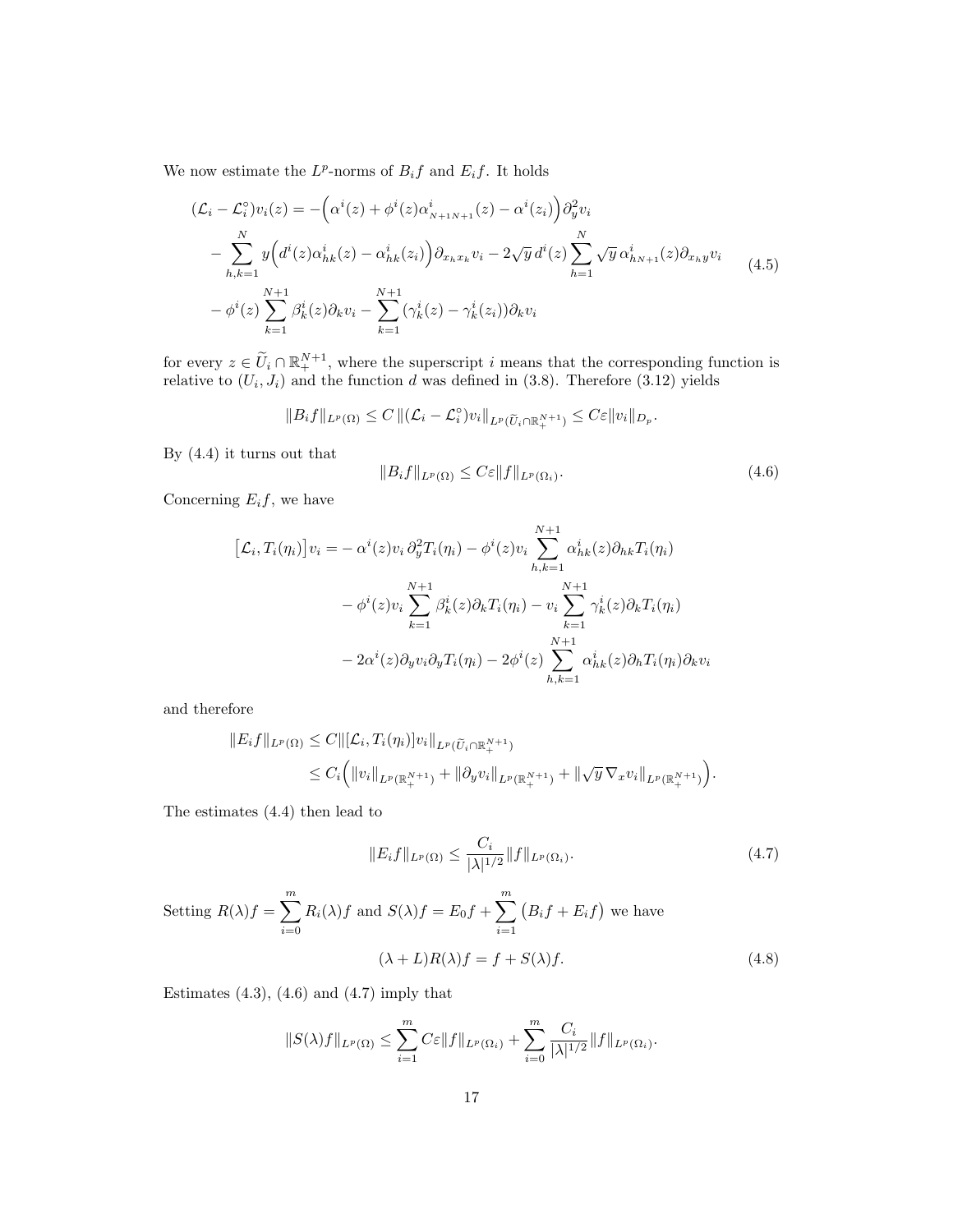We now estimate the $L^p$-norms of $B_i f$ and $E_i f$. It holds

$$
\begin{aligned}
(\mathcal{L}_i - \mathcal{L}_i^\circ) v_i(z) = &-\Big(\alpha^i(z) + \phi^i(z)\alpha^i_{_{N+1N+1}}(z) - \alpha^i(z_i)\Big)\partial_y^2 v_i \\
&- \sum_{h,k=1}^{N} y\Big(d^i(z)\alpha^i_{hk}(z) - \alpha^i_{hk}(z_i)\Big)\partial_{x_h x_k} v_i - 2\sqrt{y}\, d^i(z)\sum_{h=1}^{N}\sqrt{y}\,\alpha^i_{hN+1}(z)\partial_{x_h y} v_i \\
&- \phi^i(z)\sum_{k=1}^{N+1}\beta^i_k(z)\partial_k v_i - \sum_{k=1}^{N+1}(\gamma^i_k(z) - \gamma^i_k(z_i))\partial_k v_i
\end{aligned}
\tag{4.5}
$$

for every $z \in \widetilde{U}_i \cap \mathbb{R}^{N+1}_+$, where the superscript $i$ means that the corresponding function is relative to $(U_i, J_i)$ and the function $d$ was defined in (3.8). Therefore (3.12) yields

$$
\|B_i f\|_{L^p(\Omega)} \le C\,\|(\mathcal{L}_i - \mathcal{L}_i^\circ)v_i\|_{L^p(\widetilde{U}_i\cap\mathbb{R}^{N+1}_+)} \le C\varepsilon \|v_i\|_{D_p}.
$$

By (4.4) it turns out that

$$
\|B_i f\|_{L^p(\Omega)} \le C\varepsilon \|f\|_{L^p(\Omega_i)}. \tag{4.6}
$$

Concerning $E_i f$, we have

$$
\begin{aligned}
\big[\mathcal{L}_i, T_i(\eta_i)\big] v_i = &-\alpha^i(z) v_i\,\partial_y^2 T_i(\eta_i) - \phi^i(z) v_i \sum_{h,k=1}^{N+1}\alpha^i_{hk}(z)\partial_{hk}T_i(\eta_i) \\
&- \phi^i(z) v_i \sum_{k=1}^{N+1}\beta^i_k(z)\partial_k T_i(\eta_i) - v_i \sum_{k=1}^{N+1}\gamma^i_k(z)\partial_k T_i(\eta_i) \\
&- 2\alpha^i(z)\partial_y v_i \partial_y T_i(\eta_i) - 2\phi^i(z)\sum_{h,k=1}^{N+1}\alpha^i_{hk}(z)\partial_h T_i(\eta_i)\partial_k v_i
\end{aligned}
$$

and therefore

$$
\begin{aligned}
\|E_i f\|_{L^p(\Omega)} &\le C\|[\mathcal{L}_i, T_i(\eta_i)]v_i\|_{L^p(\widetilde{U}_i\cap\mathbb{R}^{N+1}_+)} \\
&\le C_i\Big(\|v_i\|_{L^p(\mathbb{R}^{N+1}_+)} + \|\partial_y v_i\|_{L^p(\mathbb{R}^{N+1}_+)} + \|\sqrt{y}\,\nabla_x v_i\|_{L^p(\mathbb{R}^{N+1}_+)}\Big).
\end{aligned}
$$

The estimates (4.4) then lead to

$$
\|E_i f\|_{L^p(\Omega)} \le \frac{C_i}{|\lambda|^{1/2}}\|f\|_{L^p(\Omega_i)}. \tag{4.7}
$$

Setting $R(\lambda)f = \displaystyle\sum_{i=0}^{m} R_i(\lambda)f$ and $S(\lambda)f = E_0 f + \displaystyle\sum_{i=1}^{m}\big(B_i f + E_i f\big)$ we have

$$
(\lambda + L)R(\lambda)f = f + S(\lambda)f. \tag{4.8}
$$

Estimates (4.3), (4.6) and (4.7) imply that

$$
\|S(\lambda)f\|_{L^p(\Omega)} \le \sum_{i=1}^{m} C\varepsilon\|f\|_{L^p(\Omega_i)} + \sum_{i=0}^{m}\frac{C_i}{|\lambda|^{1/2}}\|f\|_{L^p(\Omega_i)}.
$$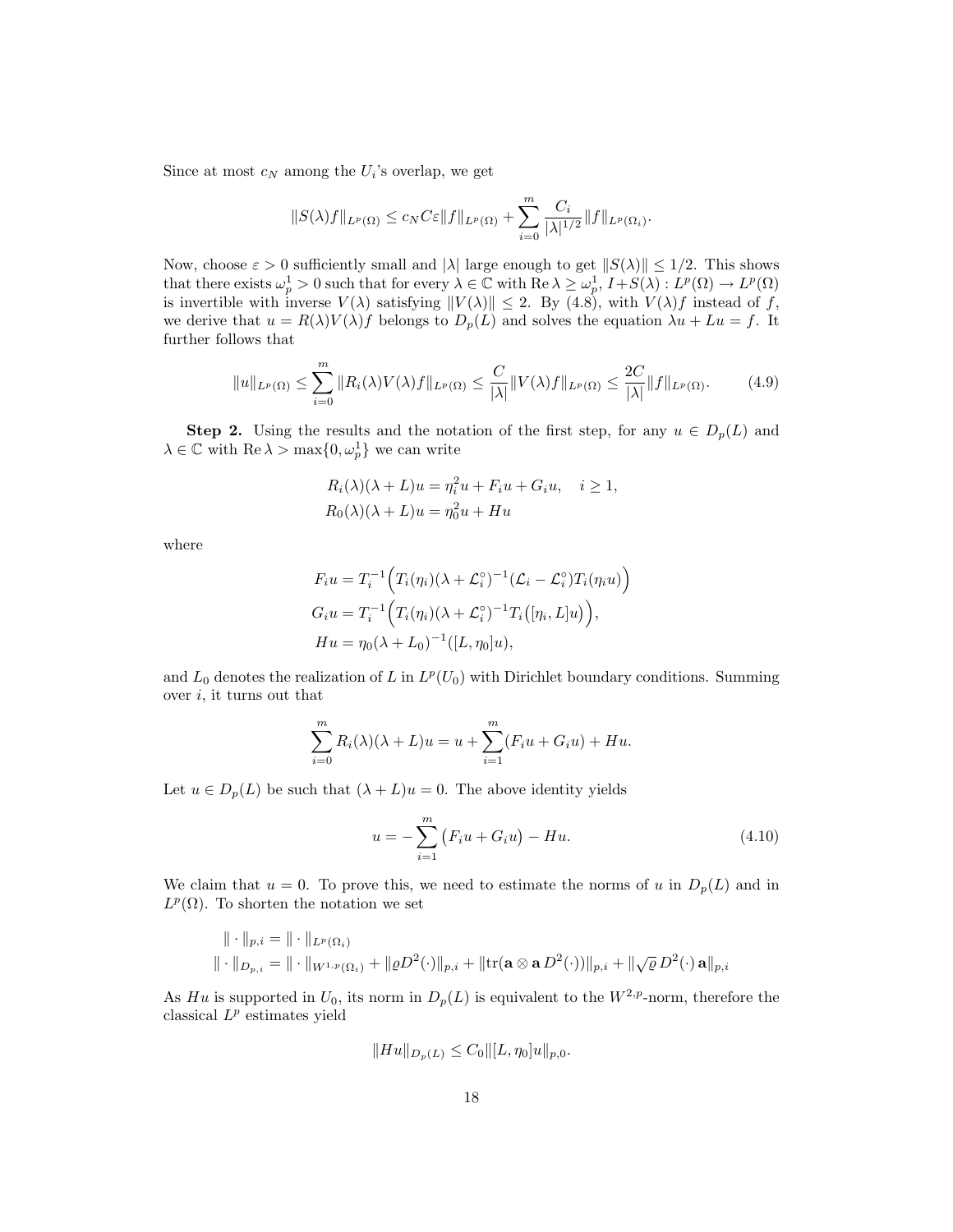Since at most $c_N$ among the $U_i$'s overlap, we get

$$\|S(\lambda)f\|_{L^p(\Omega)} \le c_N C\varepsilon \|f\|_{L^p(\Omega)} + \sum_{i=0}^{m} \frac{C_i}{|\lambda|^{1/2}} \|f\|_{L^p(\Omega_i)}.$$

Now, choose $\varepsilon > 0$ sufficiently small and $|\lambda|$ large enough to get $\|S(\lambda)\| \le 1/2$. This shows that there exists $\omega_p^1 > 0$ such that for every $\lambda \in \mathbb{C}$ with $\operatorname{Re}\lambda \ge \omega_p^1$, $I + S(\lambda) : L^p(\Omega) \to L^p(\Omega)$ is invertible with inverse $V(\lambda)$ satisfying $\|V(\lambda)\| \le 2$. By (4.8), with $V(\lambda)f$ instead of $f$, we derive that $u = R(\lambda)V(\lambda)f$ belongs to $D_p(L)$ and solves the equation $\lambda u + Lu = f$. It further follows that

$$\|u\|_{L^p(\Omega)} \le \sum_{i=0}^{m} \|R_i(\lambda)V(\lambda)f\|_{L^p(\Omega)} \le \frac{C}{|\lambda|}\|V(\lambda)f\|_{L^p(\Omega)} \le \frac{2C}{|\lambda|}\|f\|_{L^p(\Omega)}. \tag{4.9}$$

**Step 2.** Using the results and the notation of the first step, for any $u \in D_p(L)$ and $\lambda \in \mathbb{C}$ with $\operatorname{Re}\lambda > \max\{0, \omega_p^1\}$ we can write

$$\begin{aligned} R_i(\lambda)(\lambda + L)u &= \eta_i^2 u + F_i u + G_i u, \quad i \ge 1, \\ R_0(\lambda)(\lambda + L)u &= \eta_0^2 u + Hu \end{aligned}$$

where

$$\begin{aligned} F_i u &= T_i^{-1}\Big(T_i(\eta_i)(\lambda + \mathcal{L}_i^\circ)^{-1}(\mathcal{L}_i - \mathcal{L}_i^\circ)T_i(\eta_i u)\Big) \\ G_i u &= T_i^{-1}\Big(T_i(\eta_i)(\lambda + \mathcal{L}_i^\circ)^{-1}T_i\big([\eta_i, L]u\big)\Big), \\ Hu &= \eta_0(\lambda + L_0)^{-1}([L, \eta_0]u), \end{aligned}$$

and $L_0$ denotes the realization of $L$ in $L^p(U_0)$ with Dirichlet boundary conditions. Summing over $i$, it turns out that

$$\sum_{i=0}^{m} R_i(\lambda)(\lambda + L)u = u + \sum_{i=1}^{m}(F_i u + G_i u) + Hu.$$

Let $u \in D_p(L)$ be such that $(\lambda + L)u = 0$. The above identity yields

$$u = -\sum_{i=1}^{m}\big(F_i u + G_i u\big) - Hu. \tag{4.10}$$

We claim that $u = 0$. To prove this, we need to estimate the norms of $u$ in $D_p(L)$ and in $L^p(\Omega)$. To shorten the notation we set

$$\begin{aligned} \|\cdot\|_{p,i} &= \|\cdot\|_{L^p(\Omega_i)} \\ \|\cdot\|_{D_{p,i}} &= \|\cdot\|_{W^{1,p}(\Omega_i)} + \|\varrho D^2(\cdot)\|_{p,i} + \|\mathrm{tr}(\mathbf{a}\otimes\mathbf{a}\, D^2(\cdot))\|_{p,i} + \|\sqrt{\varrho}\, D^2(\cdot)\,\mathbf{a}\|_{p,i} \end{aligned}$$

As $Hu$ is supported in $U_0$, its norm in $D_p(L)$ is equivalent to the $W^{2,p}$-norm, therefore the classical $L^p$ estimates yield

$$\|Hu\|_{D_p(L)} \le C_0 \|[L, \eta_0]u\|_{p,0}.$$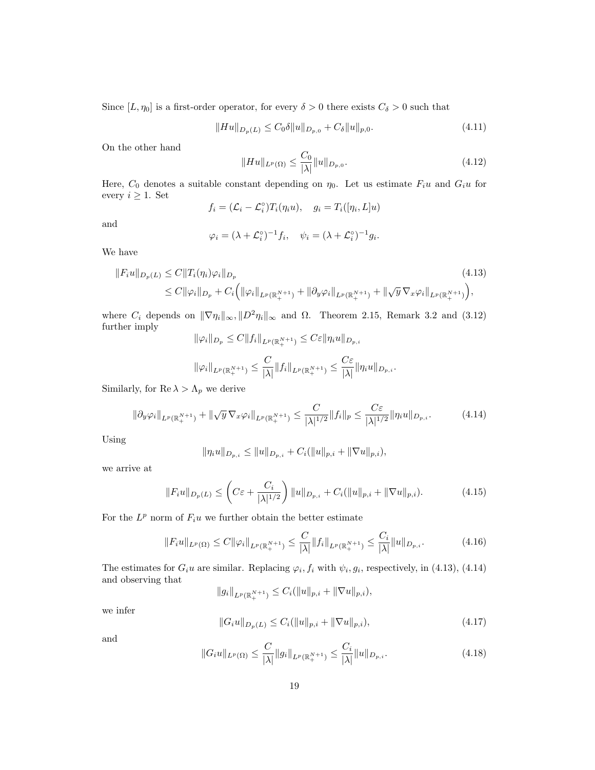Since $[L, \eta_0]$ is a first-order operator, for every $\delta > 0$ there exists $C_\delta > 0$ such that

$$\|Hu\|_{D_p(L)} \leq C_0 \delta \|u\|_{D_{p,0}} + C_\delta \|u\|_{p,0}. \tag{4.11}$$

On the other hand

$$\|Hu\|_{L^p(\Omega)} \leq \frac{C_0}{|\lambda|} \|u\|_{D_{p,0}}. \tag{4.12}$$

Here, $C_0$ denotes a suitable constant depending on $\eta_0$. Let us estimate $F_i u$ and $G_i u$ for every $i \geq 1$. Set

$$f_i = (\mathcal{L}_i - \mathcal{L}_i^\circ) T_i(\eta_i u), \quad g_i = T_i([\eta_i, L]u)$$

and

$$\varphi_i = (\lambda + \mathcal{L}_i^\circ)^{-1} f_i, \quad \psi_i = (\lambda + \mathcal{L}_i^\circ)^{-1} g_i.$$

We have

$$\begin{aligned}
\|F_i u\|_{D_p(L)} &\leq C \|T_i(\eta_i) \varphi_i\|_{D_p} \\
&\leq C \|\varphi_i\|_{D_p} + C_i \Big( \|\varphi_i\|_{L^p(\mathbb{R}^{N+1}_+)} + \|\partial_y \varphi_i\|_{L^p(\mathbb{R}^{N+1}_+)} + \|\sqrt{y}\, \nabla_x \varphi_i\|_{L^p(\mathbb{R}^{N+1}_+)} \Big),
\end{aligned} \tag{4.13}$$

where $C_i$ depends on $\|\nabla \eta_i\|_\infty, \|D^2 \eta_i\|_\infty$ and $\Omega$. Theorem 2.15, Remark 3.2 and (3.12) further imply

$$\|\varphi_i\|_{D_p} \leq C \|f_i\|_{L^p(\mathbb{R}^{N+1}_+)} \leq C\varepsilon \|\eta_i u\|_{D_{p,i}}$$

$$\|\varphi_i\|_{L^p(\mathbb{R}^{N+1}_+)} \leq \frac{C}{|\lambda|} \|f_i\|_{L^p(\mathbb{R}^{N+1}_+)} \leq \frac{C\varepsilon}{|\lambda|} \|\eta_i u\|_{D_{p,i}}.$$

Similarly, for $\operatorname{Re} \lambda > \Lambda_p$ we derive

$$\|\partial_y \varphi_i\|_{L^p(\mathbb{R}^{N+1}_+)} + \|\sqrt{y}\, \nabla_x \varphi_i\|_{L^p(\mathbb{R}^{N+1}_+)} \leq \frac{C}{|\lambda|^{1/2}} \|f_i\|_p \leq \frac{C\varepsilon}{|\lambda|^{1/2}} \|\eta_i u\|_{D_{p,i}}. \tag{4.14}$$

Using

$$\|\eta_i u\|_{D_{p,i}} \leq \|u\|_{D_{p,i}} + C_i (\|u\|_{p,i} + \|\nabla u\|_{p,i}),$$

we arrive at

$$\|F_i u\|_{D_p(L)} \leq \left( C\varepsilon + \frac{C_i}{|\lambda|^{1/2}} \right) \|u\|_{D_{p,i}} + C_i (\|u\|_{p,i} + \|\nabla u\|_{p,i}). \tag{4.15}$$

For the $L^p$ norm of $F_i u$ we further obtain the better estimate

$$\|F_i u\|_{L^p(\Omega)} \leq C \|\varphi_i\|_{L^p(\mathbb{R}^{N+1}_+)} \leq \frac{C}{|\lambda|} \|f_i\|_{L^p(\mathbb{R}^{N+1}_+)} \leq \frac{C_i}{|\lambda|} \|u\|_{D_{p,i}}. \tag{4.16}$$

The estimates for $G_i u$ are similar. Replacing $\varphi_i, f_i$ with $\psi_i, g_i$, respectively, in (4.13), (4.14) and observing that

$$\|g_i\|_{L^p(\mathbb{R}^{N+1}_+)} \leq C_i (\|u\|_{p,i} + \|\nabla u\|_{p,i}),$$

we infer

$$\|G_i u\|_{D_p(L)} \leq C_i (\|u\|_{p,i} + \|\nabla u\|_{p,i}), \tag{4.17}$$

and

$$\|G_i u\|_{L^p(\Omega)} \leq \frac{C}{|\lambda|} \|g_i\|_{L^p(\mathbb{R}^{N+1}_+)} \leq \frac{C_i}{|\lambda|} \|u\|_{D_{p,i}}. \tag{4.18}$$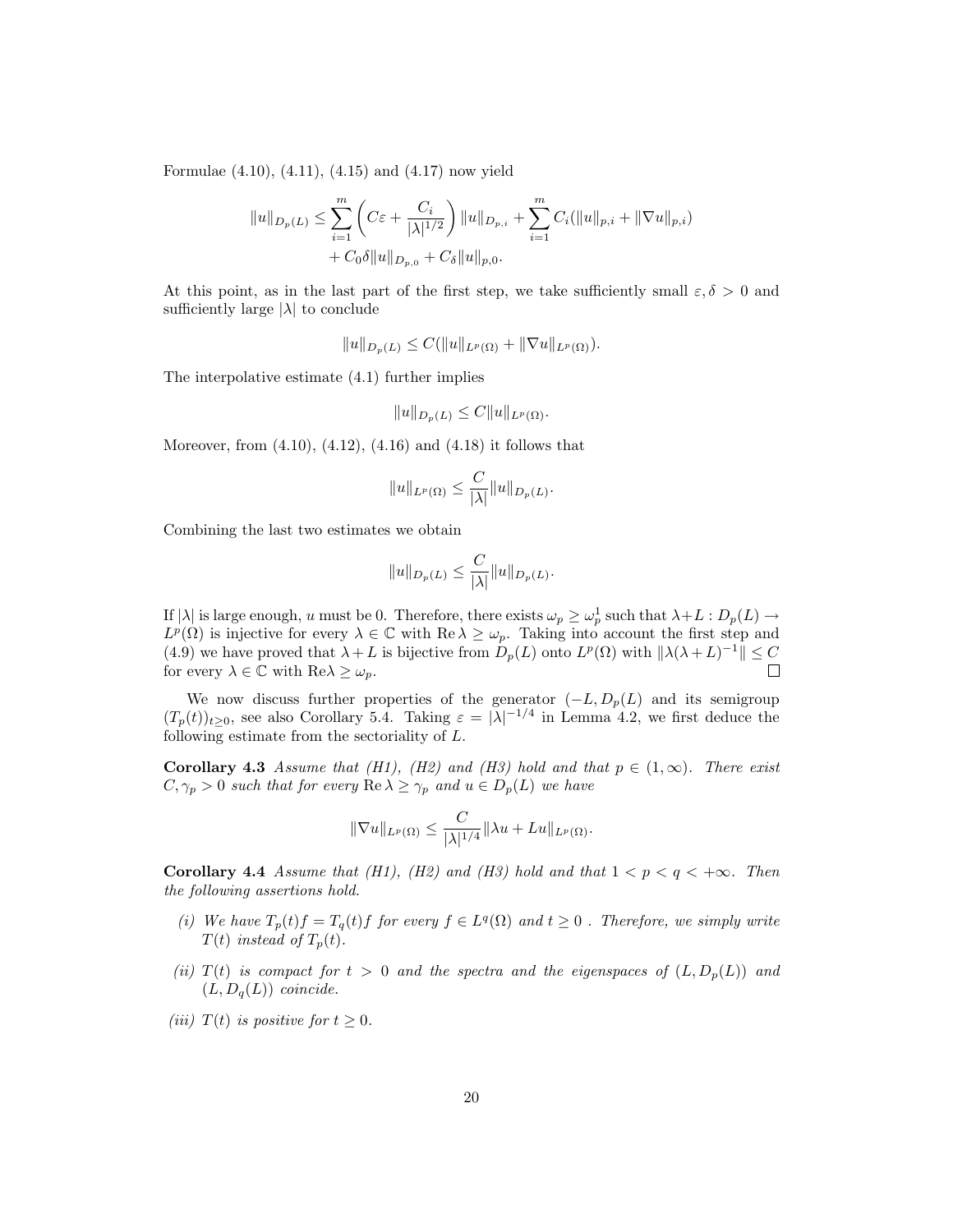Formulae (4.10), (4.11), (4.15) and (4.17) now yield

$$\|u\|_{D_p(L)} \le \sum_{i=1}^m \left( C\varepsilon + \frac{C_i}{|\lambda|^{1/2}} \right) \|u\|_{D_{p,i}} + \sum_{i=1}^m C_i(\|u\|_{p,i} + \|\nabla u\|_{p,i})$$
$$+ C_0\delta \|u\|_{D_{p,0}} + C_\delta \|u\|_{p,0}.$$

At this point, as in the last part of the first step, we take sufficiently small $\varepsilon, \delta > 0$ and sufficiently large $|\lambda|$ to conclude

$$\|u\|_{D_p(L)} \le C(\|u\|_{L^p(\Omega)} + \|\nabla u\|_{L^p(\Omega)}).$$

The interpolative estimate (4.1) further implies

$$\|u\|_{D_p(L)} \le C\|u\|_{L^p(\Omega)}.$$

Moreover, from (4.10), (4.12), (4.16) and (4.18) it follows that

$$\|u\|_{L^p(\Omega)} \le \frac{C}{|\lambda|}\|u\|_{D_p(L)}.$$

Combining the last two estimates we obtain

$$\|u\|_{D_p(L)} \le \frac{C}{|\lambda|}\|u\|_{D_p(L)}.$$

If $|\lambda|$ is large enough, $u$ must be 0. Therefore, there exists $\omega_p \ge \omega_p^1$ such that $\lambda + L : D_p(L) \to L^p(\Omega)$ is injective for every $\lambda \in \mathbb{C}$ with $\mathrm{Re}\,\lambda \ge \omega_p$. Taking into account the first step and (4.9) we have proved that $\lambda + L$ is bijective from $D_p(L)$ onto $L^p(\Omega)$ with $\|\lambda(\lambda+L)^{-1}\| \le C$ for every $\lambda \in \mathbb{C}$ with $\mathrm{Re}\lambda \ge \omega_p$. □

We now discuss further properties of the generator $(-L, D_p(L)$ and its semigroup $(T_p(t))_{t\ge0}$, see also Corollary 5.4. Taking $\varepsilon = |\lambda|^{-1/4}$ in Lemma 4.2, we first deduce the following estimate from the sectoriality of $L$.

**Corollary 4.3** *Assume that (H1), (H2) and (H3) hold and that $p \in (1, \infty)$. There exist $C, \gamma_p > 0$ such that for every $\mathrm{Re}\,\lambda \ge \gamma_p$ and $u \in D_p(L)$ we have*

$$\|\nabla u\|_{L^p(\Omega)} \le \frac{C}{|\lambda|^{1/4}}\|\lambda u + Lu\|_{L^p(\Omega)}.$$

**Corollary 4.4** *Assume that (H1), (H2) and (H3) hold and that $1 < p < q < +\infty$. Then the following assertions hold.*

*(i) We have $T_p(t)f = T_q(t)f$ for every $f \in L^q(\Omega)$ and $t \ge 0$ . Therefore, we simply write $T(t)$ instead of $T_p(t)$.*

*(ii) $T(t)$ is compact for $t > 0$ and the spectra and the eigenspaces of $(L, D_p(L))$ and $(L, D_q(L))$ coincide.*

*(iii) $T(t)$ is positive for $t \ge 0$.*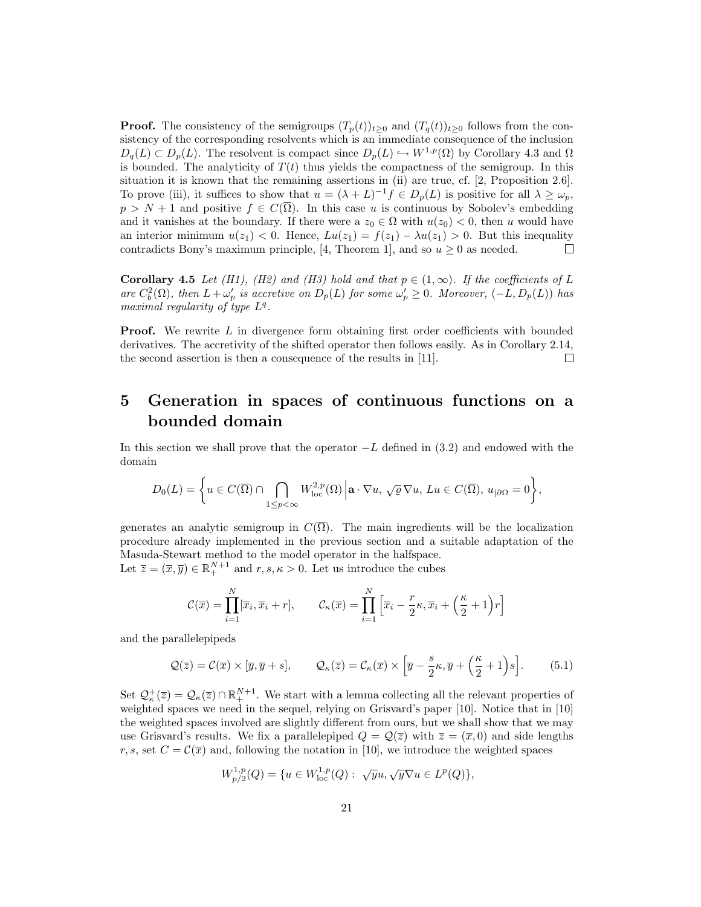**Proof.** The consistency of the semigroups $(T_p(t))_{t\geq 0}$ and $(T_q(t))_{t\geq 0}$ follows from the consistency of the corresponding resolvents which is an immediate consequence of the inclusion $D_q(L) \subset D_p(L)$. The resolvent is compact since $D_p(L) \hookrightarrow W^{1,p}(\Omega)$ by Corollary 4.3 and $\Omega$ is bounded. The analyticity of $T(t)$ thus yields the compactness of the semigroup. In this situation it is known that the remaining assertions in (ii) are true, cf. [2, Proposition 2.6]. To prove (iii), it suffices to show that $u = (\lambda + L)^{-1} f \in D_p(L)$ is positive for all $\lambda \geq \omega_p$, $p > N + 1$ and positive $f \in C(\overline{\Omega})$. In this case $u$ is continuous by Sobolev's embedding and it vanishes at the boundary. If there were a $z_0 \in \Omega$ with $u(z_0) < 0$, then $u$ would have an interior minimum $u(z_1) < 0$. Hence, $Lu(z_1) = f(z_1) - \lambda u(z_1) > 0$. But this inequality contradicts Bony's maximum principle, [4, Theorem 1], and so $u \geq 0$ as needed. □

**Corollary 4.5** *Let (H1), (H2) and (H3) hold and that $p \in (1,\infty)$. If the coefficients of $L$ are $C_b^2(\Omega)$, then $L + \omega_p'$ is accretive on $D_p(L)$ for some $\omega_p' \geq 0$. Moreover, $(-L, D_p(L))$ has maximal regularity of type $L^q$.*

**Proof.** We rewrite $L$ in divergence form obtaining first order coefficients with bounded derivatives. The accretivity of the shifted operator then follows easily. As in Corollary 2.14, the second assertion is then a consequence of the results in [11]. □

# 5 Generation in spaces of continuous functions on a bounded domain

In this section we shall prove that the operator $-L$ defined in (3.2) and endowed with the domain

$$D_0(L) = \left\{ u \in C(\overline{\Omega}) \cap \bigcap_{1\leq p<\infty} W^{2,p}_{\mathrm{loc}}(\Omega) \,\Big|\, \mathbf{a}\cdot\nabla u,\ \sqrt{\varrho}\,\nabla u,\ Lu \in C(\overline{\Omega}),\ u_{|\partial\Omega} = 0 \right\},$$

generates an analytic semigroup in $C(\overline{\Omega})$. The main ingredients will be the localization procedure already implemented in the previous section and a suitable adaptation of the Masuda-Stewart method to the model operator in the halfspace.
Let $\overline{z} = (\overline{x}, \overline{y}) \in \mathbb{R}^{N+1}_+$ and $r, s, \kappa > 0$. Let us introduce the cubes

$$\mathcal{C}(\overline{x}) = \prod_{i=1}^N [\overline{x}_i, \overline{x}_i + r], \qquad \mathcal{C}_\kappa(\overline{x}) = \prod_{i=1}^N \Big[\overline{x}_i - \frac{r}{2}\kappa, \overline{x}_i + \Big(\frac{\kappa}{2} + 1\Big) r\Big]$$

and the parallelepipeds

$$\mathcal{Q}(\overline{z}) = \mathcal{C}(\overline{x}) \times [\overline{y}, \overline{y} + s], \qquad \mathcal{Q}_\kappa(\overline{z}) = \mathcal{C}_\kappa(\overline{x}) \times \Big[\overline{y} - \frac{s}{2}\kappa, \overline{y} + \Big(\frac{\kappa}{2} + 1\Big) s\Big]. \tag{5.1}$$

Set $\mathcal{Q}^+_\kappa(\overline{z}) = \mathcal{Q}_\kappa(\overline{z}) \cap \mathbb{R}^{N+1}_+$. We start with a lemma collecting all the relevant properties of weighted spaces we need in the sequel, relying on Grisvard's paper [10]. Notice that in [10] the weighted spaces involved are slightly different from ours, but we shall show that we may use Grisvard's results. We fix a parallelepiped $Q = \mathcal{Q}(\overline{z})$ with $\overline{z} = (\overline{x}, 0)$ and side lengths $r, s$, set $C = \mathcal{C}(\overline{x})$ and, following the notation in [10], we introduce the weighted spaces

$$W^{1,p}_{p/2}(Q) = \{u \in W^{1,p}_{\mathrm{loc}}(Q) :\ \sqrt{y}u, \sqrt{y}\nabla u \in L^p(Q)\},$$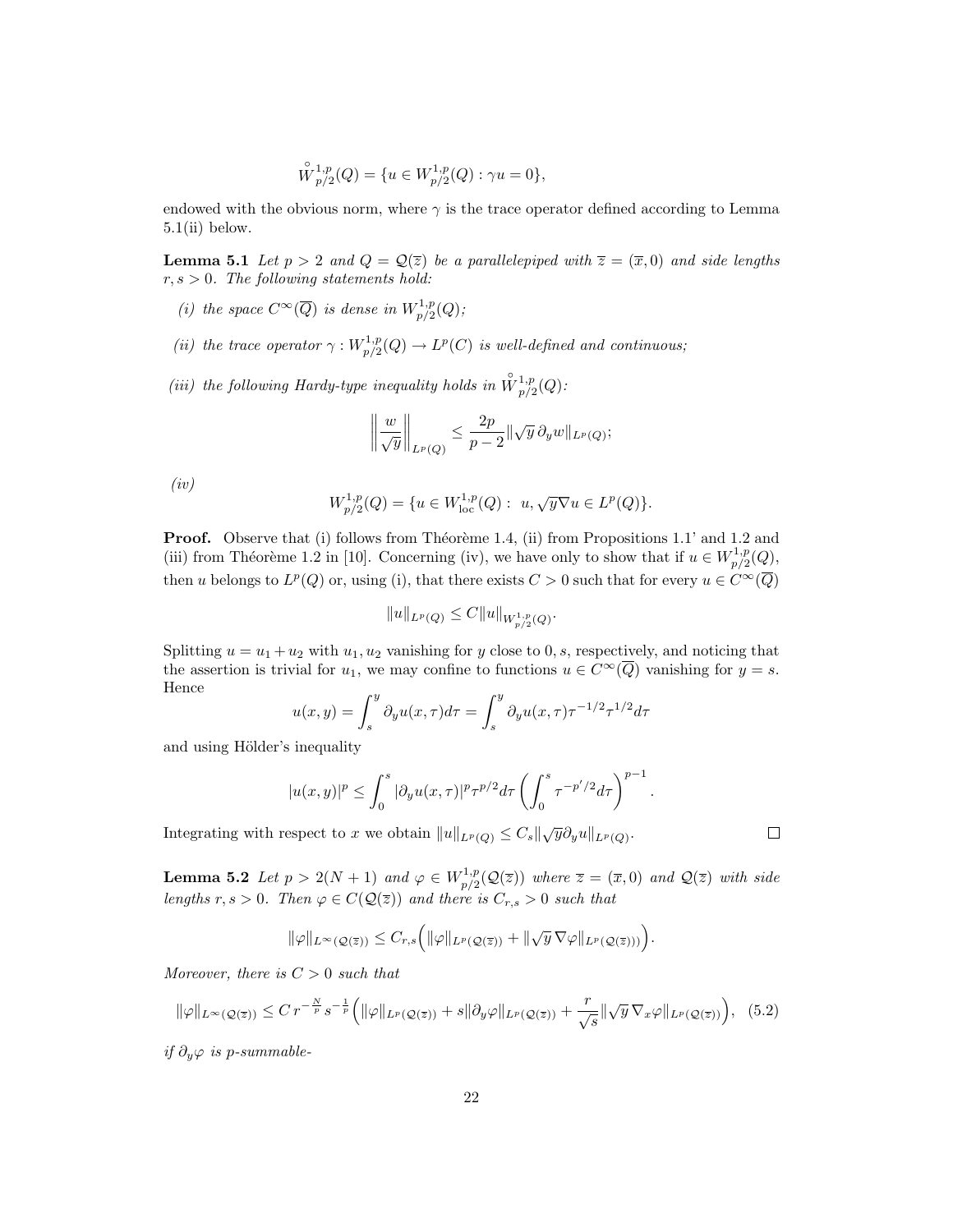$$\overset{\circ}{W}{}^{1,p}_{p/2}(Q) = \{u \in W^{1,p}_{p/2}(Q) : \gamma u = 0\},$$

endowed with the obvious norm, where $\gamma$ is the trace operator defined according to Lemma 5.1(ii) below.

**Lemma 5.1** *Let $p > 2$ and $Q = \mathcal{Q}(\overline{z})$ be a parallelepiped with $\overline{z} = (\overline{x}, 0)$ and side lengths $r, s > 0$. The following statements hold:*

*(i) the space $C^\infty(\overline{Q})$ is dense in $W^{1,p}_{p/2}(Q)$;*

*(ii) the trace operator $\gamma : W^{1,p}_{p/2}(Q) \to L^p(C)$ is well-defined and continuous;*

*(iii) the following Hardy-type inequality holds in $\overset{\circ}{W}{}^{1,p}_{p/2}(Q)$:*

$$\left\| \frac{w}{\sqrt{y}} \right\|_{L^p(Q)} \leq \frac{2p}{p-2} \|\sqrt{y}\, \partial_y w\|_{L^p(Q)};$$

*(iv)*

$$W^{1,p}_{p/2}(Q) = \{u \in W^{1,p}_{\rm loc}(Q) : \ u, \sqrt{y}\nabla u \in L^p(Q)\}.$$

**Proof.** Observe that (i) follows from Théorème 1.4, (ii) from Propositions 1.1' and 1.2 and (iii) from Théorème 1.2 in [10]. Concerning (iv), we have only to show that if $u \in W^{1,p}_{p/2}(Q)$, then $u$ belongs to $L^p(Q)$ or, using (i), that there exists $C > 0$ such that for every $u \in C^\infty(\overline{Q})$

$$\|u\|_{L^p(Q)} \leq C\|u\|_{W^{1,p}_{p/2}(Q)}.$$

Splitting $u = u_1 + u_2$ with $u_1, u_2$ vanishing for $y$ close to $0, s$, respectively, and noticing that the assertion is trivial for $u_1$, we may confine to functions $u \in C^\infty(\overline{Q})$ vanishing for $y = s$. Hence

$$u(x,y) = \int_s^y \partial_y u(x,\tau) d\tau = \int_s^y \partial_y u(x,\tau) \tau^{-1/2} \tau^{1/2} d\tau$$

and using Hölder's inequality

$$|u(x,y)|^p \leq \int_0^s |\partial_y u(x,\tau)|^p \tau^{p/2} d\tau \left( \int_0^s \tau^{-p'/2} d\tau \right)^{p-1}.$$

Integrating with respect to $x$ we obtain $\|u\|_{L^p(Q)} \leq C_s \|\sqrt{y} \partial_y u\|_{L^p(Q)}$. $\square$

**Lemma 5.2** *Let $p > 2(N+1)$ and $\varphi \in W^{1,p}_{p/2}(\mathcal{Q}(\overline{z}))$ where $\overline{z} = (\overline{x}, 0)$ and $\mathcal{Q}(\overline{z})$ with side lengths $r, s > 0$. Then $\varphi \in C(\mathcal{Q}(\overline{z}))$ and there is $C_{r,s} > 0$ such that*

$$\|\varphi\|_{L^\infty(\mathcal{Q}(\overline{z}))} \leq C_{r,s} \Big( \|\varphi\|_{L^p(\mathcal{Q}(\overline{z}))} + \|\sqrt{y}\, \nabla \varphi\|_{L^p(\mathcal{Q}(\overline{z})))} \Big).$$

*Moreover, there is $C > 0$ such that*

$$\|\varphi\|_{L^\infty(\mathcal{Q}(\overline{z}))} \leq C\, r^{-\frac{N}{p}} s^{-\frac{1}{p}} \Big( \|\varphi\|_{L^p(\mathcal{Q}(\overline{z}))} + s \|\partial_y \varphi\|_{L^p(\mathcal{Q}(\overline{z}))} + \frac{r}{\sqrt{s}} \|\sqrt{y}\, \nabla_x \varphi\|_{L^p(\mathcal{Q}(\overline{z}))} \Big), \quad (5.2)$$

*if $\partial_y \varphi$ is p-summable-*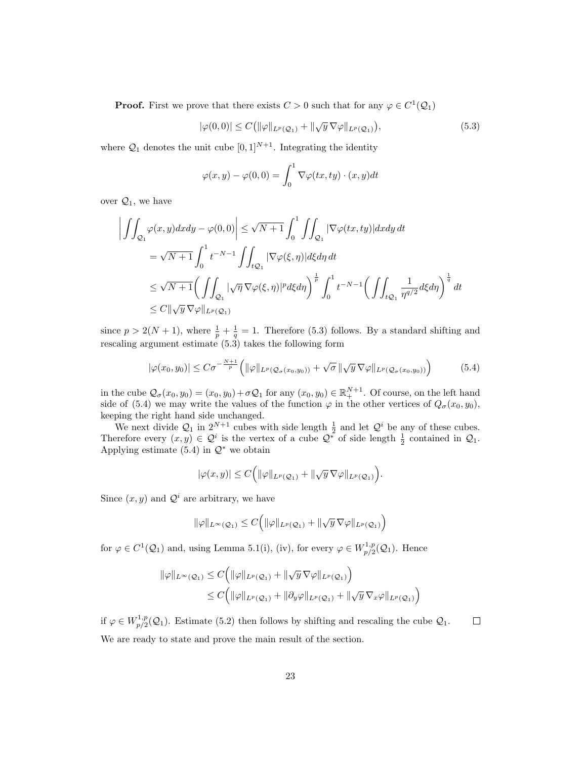**Proof.** First we prove that there exists $C > 0$ such that for any $\varphi \in C^1(\mathcal{Q}_1)$

$$|\varphi(0,0)| \le C\big(\|\varphi\|_{L^p(\mathcal{Q}_1)} + \|\sqrt{y}\,\nabla\varphi\|_{L^p(\mathcal{Q}_1)}\big), \tag{5.3}$$

where $\mathcal{Q}_1$ denotes the unit cube $[0,1]^{N+1}$. Integrating the identity

$$\varphi(x,y) - \varphi(0,0) = \int_0^1 \nabla\varphi(tx,ty)\cdot(x,y)dt$$

over $\mathcal{Q}_1$, we have

$$\begin{aligned}
\left|\iint_{\mathcal{Q}_1}\varphi(x,y)dxdy - \varphi(0,0)\right| &\le \sqrt{N+1}\int_0^1\iint_{\mathcal{Q}_1}|\nabla\varphi(tx,ty)|dxdy\,dt\\
&= \sqrt{N+1}\int_0^1 t^{-N-1}\iint_{t\mathcal{Q}_1}|\nabla\varphi(\xi,\eta)|d\xi d\eta\,dt\\
&\le \sqrt{N+1}\Big(\iint_{\mathcal{Q}_1}|\sqrt{\eta}\,\nabla\varphi(\xi,\eta)|^p d\xi d\eta\Big)^{\frac{1}{p}}\int_0^1 t^{-N-1}\Big(\iint_{t\mathcal{Q}_1}\frac{1}{\eta^{q/2}}d\xi d\eta\Big)^{\frac{1}{q}}dt\\
&\le C\|\sqrt{y}\,\nabla\varphi\|_{L^p(\mathcal{Q}_1)}
\end{aligned}$$

since $p > 2(N+1)$, where $\frac{1}{p}+\frac{1}{q}=1$. Therefore (5.3) follows. By a standard shifting and rescaling argument estimate (5.3) takes the following form

$$|\varphi(x_0,y_0)| \le C\sigma^{-\frac{N+1}{p}}\Big(\|\varphi\|_{L^p(\mathcal{Q}_\sigma(x_0,y_0))} + \sqrt{\sigma}\,\|\sqrt{y}\,\nabla\varphi\|_{L^p(\mathcal{Q}_\sigma(x_0,y_0))}\Big) \tag{5.4}$$

in the cube $\mathcal{Q}_\sigma(x_0,y_0) = (x_0,y_0)+\sigma\mathcal{Q}_1$ for any $(x_0,y_0)\in\mathbb{R}^{N+1}_+$. Of course, on the left hand side of (5.4) we may write the values of the function $\varphi$ in the other vertices of $Q_\sigma(x_0,y_0)$, keeping the right hand side unchanged.

We next divide $\mathcal{Q}_1$ in $2^{N+1}$ cubes with side length $\frac{1}{2}$ and let $\mathcal{Q}^i$ be any of these cubes. Therefore every $(x,y)\in\mathcal{Q}^i$ is the vertex of a cube $\mathcal{Q}^*$ of side length $\frac{1}{2}$ contained in $\mathcal{Q}_1$. Applying estimate (5.4) in $\mathcal{Q}^*$ we obtain

$$|\varphi(x,y)| \le C\Big(\|\varphi\|_{L^p(\mathcal{Q}_1)} + \|\sqrt{y}\,\nabla\varphi\|_{L^p(\mathcal{Q}_1)}\Big).$$

Since $(x,y)$ and $\mathcal{Q}^i$ are arbitrary, we have

$$\|\varphi\|_{L^\infty(\mathcal{Q}_1)} \le C\Big(\|\varphi\|_{L^p(\mathcal{Q}_1)} + \|\sqrt{y}\,\nabla\varphi\|_{L^p(\mathcal{Q}_1)}\Big)$$

for $\varphi\in C^1(\mathcal{Q}_1)$ and, using Lemma 5.1(i), (iv), for every $\varphi\in W^{1,p}_{p/2}(\mathcal{Q}_1)$. Hence

$$\begin{aligned}
\|\varphi\|_{L^\infty(\mathcal{Q}_1)} &\le C\Big(\|\varphi\|_{L^p(\mathcal{Q}_1)} + \|\sqrt{y}\,\nabla\varphi\|_{L^p(\mathcal{Q}_1)}\Big)\\
&\le C\Big(\|\varphi\|_{L^p(\mathcal{Q}_1)} + \|\partial_y\varphi\|_{L^p(\mathcal{Q}_1)} + \|\sqrt{y}\,\nabla_x\varphi\|_{L^p(\mathcal{Q}_1)}\Big)
\end{aligned}$$

if $\varphi\in W^{1,p}_{p/2}(\mathcal{Q}_1)$. Estimate (5.2) then follows by shifting and rescaling the cube $\mathcal{Q}_1$. $\square$

We are ready to state and prove the main result of the section.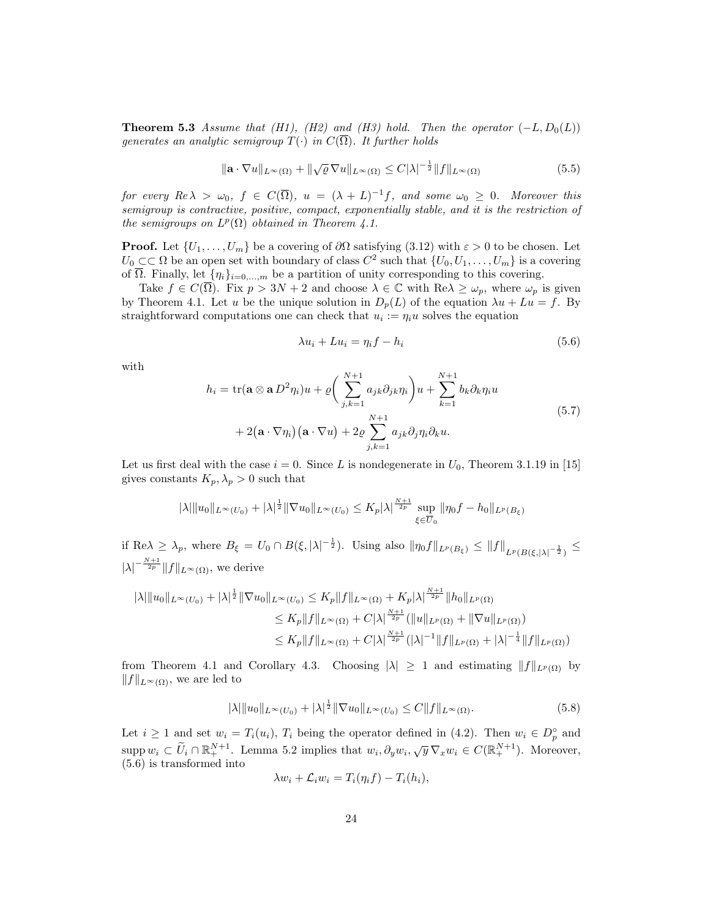**Theorem 5.3** *Assume that (H1), (H2) and (H3) hold. Then the operator $(-L, D_0(L))$ generates an analytic semigroup $T(\cdot)$ in $C(\overline{\Omega})$. It further holds*

$$\|\mathbf{a}\cdot\nabla u\|_{L^\infty(\Omega)} + \|\sqrt{\varrho}\,\nabla u\|_{L^\infty(\Omega)} \leq C|\lambda|^{-\frac{1}{2}}\|f\|_{L^\infty(\Omega)} \tag{5.5}$$

*for every $Re\,\lambda > \omega_0$, $f \in C(\overline{\Omega})$, $u = (\lambda + L)^{-1}f$, and some $\omega_0 \geq 0$. Moreover this semigroup is contractive, positive, compact, exponentially stable, and it is the restriction of the semigroups on $L^p(\Omega)$ obtained in Theorem 4.1.*

**Proof.** Let $\{U_1, \ldots, U_m\}$ be a covering of $\partial\Omega$ satisfying (3.12) with $\varepsilon > 0$ to be chosen. Let $U_0 \subset\subset \Omega$ be an open set with boundary of class $C^2$ such that $\{U_0, U_1, \ldots, U_m\}$ is a covering of $\overline{\Omega}$. Finally, let $\{\eta_i\}_{i=0,\ldots,m}$ be a partition of unity corresponding to this covering.

Take $f \in C(\overline{\Omega})$. Fix $p > 3N + 2$ and choose $\lambda \in \mathbb{C}$ with $\mathrm{Re}\lambda \geq \omega_p$, where $\omega_p$ is given by Theorem 4.1. Let $u$ be the unique solution in $D_p(L)$ of the equation $\lambda u + Lu = f$. By straightforward computations one can check that $u_i := \eta_i u$ solves the equation

$$\lambda u_i + Lu_i = \eta_i f - h_i \tag{5.6}$$

with

$$\begin{aligned} h_i = \mathrm{tr}(\mathbf{a}\otimes\mathbf{a}\, D^2\eta_i)u + \varrho\Big(\sum_{j,k=1}^{N+1} a_{jk}\partial_{jk}\eta_i\Big)u + \sum_{k=1}^{N+1} b_k\partial_k\eta_i u \\ + 2\big(\mathbf{a}\cdot\nabla\eta_i\big)\big(\mathbf{a}\cdot\nabla u\big) + 2\varrho\sum_{j,k=1}^{N+1} a_{jk}\partial_j\eta_i\partial_k u. \end{aligned} \tag{5.7}$$

Let us first deal with the case $i = 0$. Since $L$ is nondegenerate in $U_0$, Theorem 3.1.19 in [15] gives constants $K_p, \lambda_p > 0$ such that

$$|\lambda|\|u_0\|_{L^\infty(U_0)} + |\lambda|^{\frac{1}{2}}\|\nabla u_0\|_{L^\infty(U_0)} \leq K_p|\lambda|^{\frac{N+1}{2p}} \sup_{\xi\in\overline{U}_0}\|\eta_0 f - h_0\|_{L^p(B_\xi)}$$

if $\mathrm{Re}\lambda \geq \lambda_p$, where $B_\xi = U_0 \cap B(\xi, |\lambda|^{-\frac{1}{2}})$. Using also $\|\eta_0 f\|_{L^p(B_\xi)} \leq \|f\|_{L^p(B(\xi,|\lambda|^{-\frac{1}{2}})} \leq |\lambda|^{-\frac{N+1}{2p}}\|f\|_{L^\infty(\Omega)}$, we derive

$$\begin{aligned} |\lambda|\|u_0\|_{L^\infty(U_0)} + |\lambda|^{\frac{1}{2}}\|\nabla u_0\|_{L^\infty(U_0)} &\leq K_p\|f\|_{L^\infty(\Omega)} + K_p|\lambda|^{\frac{N+1}{2p}}\|h_0\|_{L^p(\Omega)} \\ &\leq K_p\|f\|_{L^\infty(\Omega)} + C|\lambda|^{\frac{N+1}{2p}}(\|u\|_{L^p(\Omega)} + \|\nabla u\|_{L^p(\Omega)}) \\ &\leq K_p\|f\|_{L^\infty(\Omega)} + C|\lambda|^{\frac{N+1}{2p}}(|\lambda|^{-1}\|f\|_{L^p(\Omega)} + |\lambda|^{-\frac{1}{4}}\|f\|_{L^p(\Omega)}) \end{aligned}$$

from Theorem 4.1 and Corollary 4.3. Choosing $|\lambda| \geq 1$ and estimating $\|f\|_{L^p(\Omega)}$ by $\|f\|_{L^\infty(\Omega)}$, we are led to

$$|\lambda|\|u_0\|_{L^\infty(U_0)} + |\lambda|^{\frac{1}{2}}\|\nabla u_0\|_{L^\infty(U_0)} \leq C\|f\|_{L^\infty(\Omega)}. \tag{5.8}$$

Let $i \geq 1$ and set $w_i = T_i(u_i)$, $T_i$ being the operator defined in (4.2). Then $w_i \in D_p^\circ$ and $\mathrm{supp}\, w_i \subset \widetilde{U}_i \cap \mathbb{R}^{N+1}_+$. Lemma 5.2 implies that $w_i, \partial_y w_i, \sqrt{y}\,\nabla_x w_i \in C(\mathbb{R}^{N+1}_+)$. Moreover, (5.6) is transformed into

$$\lambda w_i + \mathcal{L}_i w_i = T_i(\eta_i f) - T_i(h_i),$$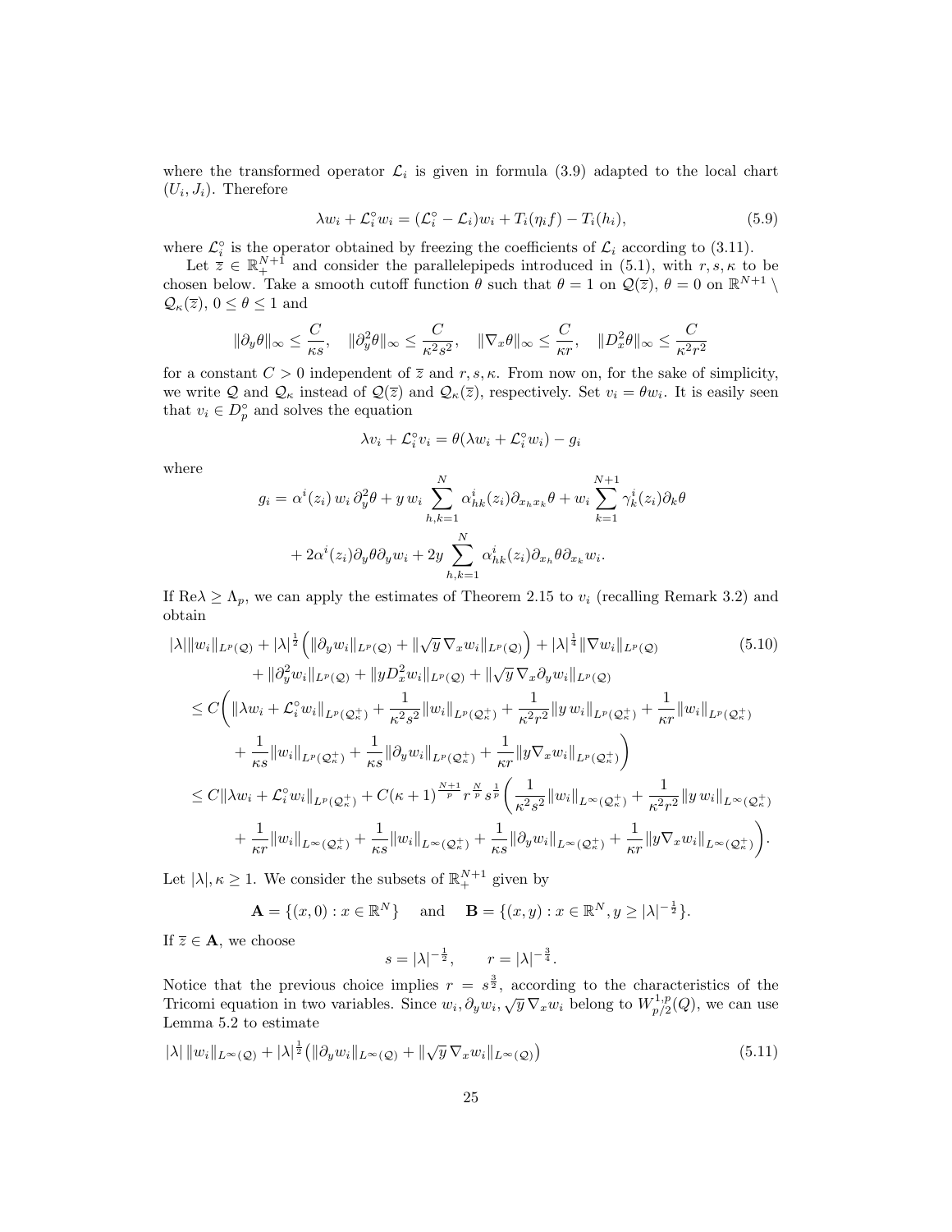where the transformed operator $\mathcal{L}_i$ is given in formula (3.9) adapted to the local chart $(U_i, J_i)$. Therefore

$$\lambda w_i + \mathcal{L}_i^\circ w_i = (\mathcal{L}_i^\circ - \mathcal{L}_i) w_i + T_i(\eta_i f) - T_i(h_i), \tag{5.9}$$

where $\mathcal{L}_i^\circ$ is the operator obtained by freezing the coefficients of $\mathcal{L}_i$ according to (3.11).

Let $\overline{z} \in \mathbb{R}_+^{N+1}$ and consider the parallelepipeds introduced in (5.1), with $r, s, \kappa$ to be chosen below. Take a smooth cutoff function $\theta$ such that $\theta = 1$ on $\mathcal{Q}(\overline{z})$, $\theta = 0$ on $\mathbb{R}^{N+1} \setminus \mathcal{Q}_\kappa(\overline{z})$, $0 \le \theta \le 1$ and

$$\|\partial_y \theta\|_\infty \le \frac{C}{\kappa s}, \quad \|\partial_y^2 \theta\|_\infty \le \frac{C}{\kappa^2 s^2}, \quad \|\nabla_x \theta\|_\infty \le \frac{C}{\kappa r}, \quad \|D_x^2 \theta\|_\infty \le \frac{C}{\kappa^2 r^2}$$

for a constant $C > 0$ independent of $\overline{z}$ and $r, s, \kappa$. From now on, for the sake of simplicity, we write $\mathcal{Q}$ and $\mathcal{Q}_\kappa$ instead of $\mathcal{Q}(\overline{z})$ and $\mathcal{Q}_\kappa(\overline{z})$, respectively. Set $v_i = \theta w_i$. It is easily seen that $v_i \in D_p^\circ$ and solves the equation

$$\lambda v_i + \mathcal{L}_i^\circ v_i = \theta(\lambda w_i + \mathcal{L}_i^\circ w_i) - g_i$$

where

$$g_i = \alpha^i(z_i)\, w_i\, \partial_y^2 \theta + y\, w_i \sum_{h,k=1}^N \alpha_{hk}^i(z_i) \partial_{x_h x_k} \theta + w_i \sum_{k=1}^{N+1} \gamma_k^i(z_i) \partial_k \theta$$
$$+ 2\alpha^i(z_i) \partial_y \theta \partial_y w_i + 2y \sum_{h,k=1}^N \alpha_{hk}^i(z_i) \partial_{x_h} \theta \partial_{x_k} w_i.$$

If $\mathrm{Re}\lambda \ge \Lambda_p$, we can apply the estimates of Theorem 2.15 to $v_i$ (recalling Remark 3.2) and obtain

$$\begin{aligned}
|\lambda| \|w_i\|_{L^p(\mathcal{Q})} &+ |\lambda|^{\frac{1}{2}} \Big( \|\partial_y w_i\|_{L^p(\mathcal{Q})} + \|\sqrt{y}\, \nabla_x w_i\|_{L^p(\mathcal{Q})} \Big) + |\lambda|^{\frac{1}{4}} \|\nabla w_i\|_{L^p(\mathcal{Q})} \qquad (5.10)\\
&+ \|\partial_y^2 w_i\|_{L^p(\mathcal{Q})} + \|y D_x^2 w_i\|_{L^p(\mathcal{Q})} + \|\sqrt{y}\, \nabla_x \partial_y w_i\|_{L^p(\mathcal{Q})} \\
\le C \Bigg( &\|\lambda w_i + \mathcal{L}_i^\circ w_i\|_{L^p(\mathcal{Q}_\kappa^+)} + \frac{1}{\kappa^2 s^2} \|w_i\|_{L^p(\mathcal{Q}_\kappa^+)} + \frac{1}{\kappa^2 r^2} \|y\, w_i\|_{L^p(\mathcal{Q}_\kappa^+)} + \frac{1}{\kappa r} \|w_i\|_{L^p(\mathcal{Q}_\kappa^+)} \\
&+ \frac{1}{\kappa s} \|w_i\|_{L^p(\mathcal{Q}_\kappa^+)} + \frac{1}{\kappa s} \|\partial_y w_i\|_{L^p(\mathcal{Q}_\kappa^+)} + \frac{1}{\kappa r} \|y \nabla_x w_i\|_{L^p(\mathcal{Q}_\kappa^+)} \Bigg) \\
\le C &\|\lambda w_i + \mathcal{L}_i^\circ w_i\|_{L^p(\mathcal{Q}_\kappa^+)} + C(\kappa+1)^{\frac{N+1}{p}} r^{\frac{N}{p}} s^{\frac{1}{p}} \Bigg( \frac{1}{\kappa^2 s^2} \|w_i\|_{L^\infty(\mathcal{Q}_\kappa^+)} + \frac{1}{\kappa^2 r^2} \|y\, w_i\|_{L^\infty(\mathcal{Q}_\kappa^+)} \\
&+ \frac{1}{\kappa r} \|w_i\|_{L^\infty(\mathcal{Q}_\kappa^+)} + \frac{1}{\kappa s} \|w_i\|_{L^\infty(\mathcal{Q}_\kappa^+)} + \frac{1}{\kappa s} \|\partial_y w_i\|_{L^\infty(\mathcal{Q}_\kappa^+)} + \frac{1}{\kappa r} \|y \nabla_x w_i\|_{L^\infty(\mathcal{Q}_\kappa^+)} \Bigg).
\end{aligned}$$

Let $|\lambda|, \kappa \ge 1$. We consider the subsets of $\mathbb{R}_+^{N+1}$ given by

$$\mathbf{A} = \{(x, 0) : x \in \mathbb{R}^N\} \quad \text{and} \quad \mathbf{B} = \{(x, y) : x \in \mathbb{R}^N, y \ge |\lambda|^{-\frac{1}{2}}\}.$$

If $\overline{z} \in \mathbf{A}$, we choose

$$s = |\lambda|^{-\frac{1}{2}}, \qquad r = |\lambda|^{-\frac{3}{4}}.$$

Notice that the previous choice implies $r = s^{\frac{3}{2}}$, according to the characteristics of the Tricomi equation in two variables. Since $w_i, \partial_y w_i, \sqrt{y}\, \nabla_x w_i$ belong to $W^{1,p}_{p/2}(Q)$, we can use Lemma 5.2 to estimate

$$|\lambda|\, \|w_i\|_{L^\infty(\mathcal{Q})} + |\lambda|^{\frac{1}{2}} \big( \|\partial_y w_i\|_{L^\infty(\mathcal{Q})} + \|\sqrt{y}\, \nabla_x w_i\|_{L^\infty(\mathcal{Q})} \big) \tag{5.11}$$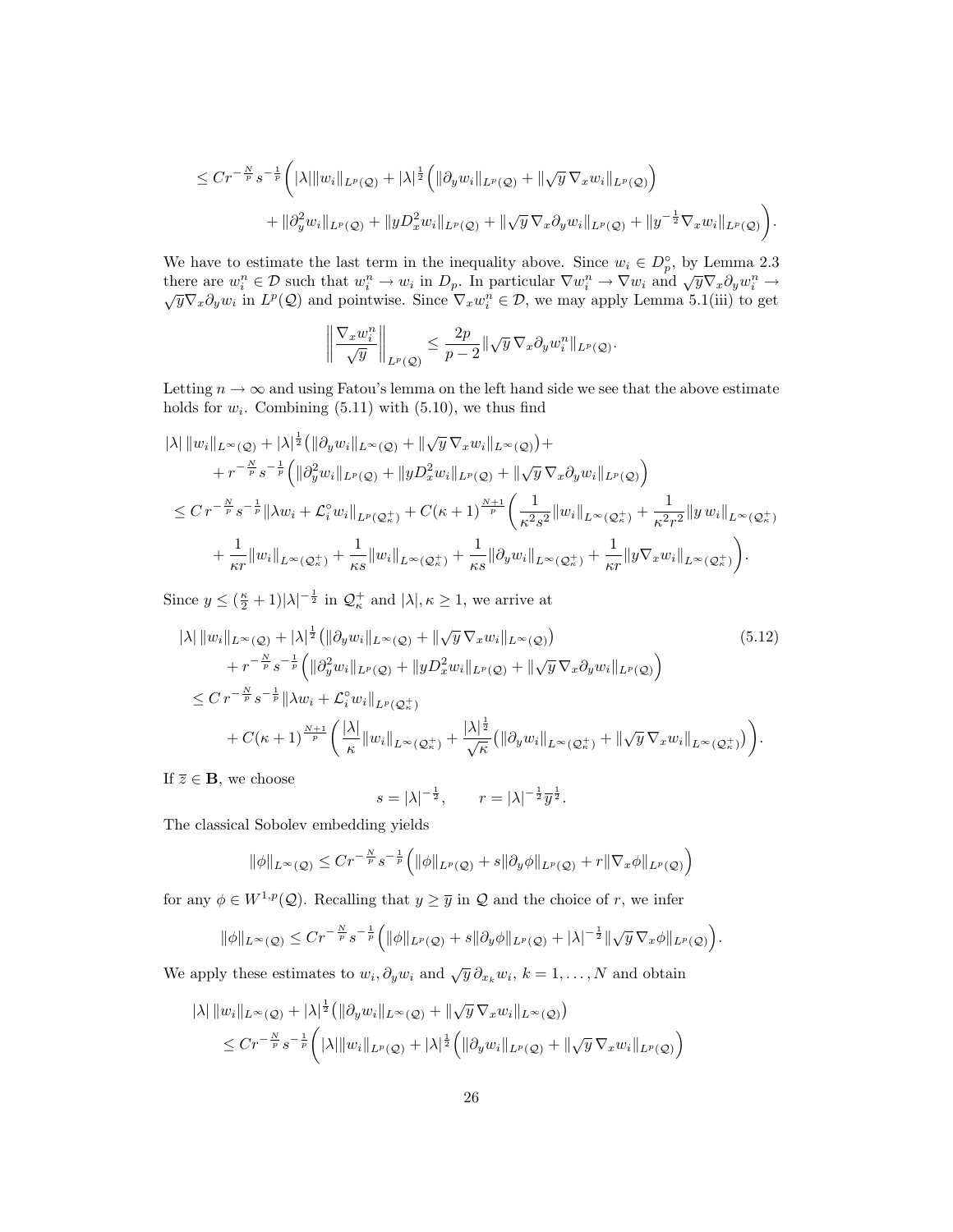$$
\leq Cr^{-\frac{N}{p}} s^{-\frac{1}{p}} \Bigg( |\lambda| \|w_i\|_{L^p(\mathcal{Q})} + |\lambda|^{\frac{1}{2}} \Big( \|\partial_y w_i\|_{L^p(\mathcal{Q})} + \|\sqrt{y}\, \nabla_x w_i\|_{L^p(\mathcal{Q})} \Big)
$$

$$
+ \|\partial_y^2 w_i\|_{L^p(\mathcal{Q})} + \|y D_x^2 w_i\|_{L^p(\mathcal{Q})} + \|\sqrt{y}\, \nabla_x \partial_y w_i\|_{L^p(\mathcal{Q})} + \|y^{-\frac{1}{2}} \nabla_x w_i\|_{L^p(\mathcal{Q})} \Bigg).
$$

We have to estimate the last term in the inequality above. Since $w_i \in D_p^\circ$, by Lemma 2.3 there are $w_i^n \in \mathcal{D}$ such that $w_i^n \to w_i$ in $D_p$. In particular $\nabla w_i^n \to \nabla w_i$ and $\sqrt{y} \nabla_x \partial_y w_i^n \to \sqrt{y} \nabla_x \partial_y w_i$ in $L^p(\mathcal{Q})$ and pointwise. Since $\nabla_x w_i^n \in \mathcal{D}$, we may apply Lemma 5.1(iii) to get

$$
\left\| \frac{\nabla_x w_i^n}{\sqrt{y}} \right\|_{L^p(\mathcal{Q})} \leq \frac{2p}{p-2} \|\sqrt{y}\, \nabla_x \partial_y w_i^n\|_{L^p(\mathcal{Q})}.
$$

Letting $n \to \infty$ and using Fatou's lemma on the left hand side we see that the above estimate holds for $w_i$. Combining (5.11) with (5.10), we thus find

$$
\begin{aligned}
&|\lambda|\, \|w_i\|_{L^\infty(\mathcal{Q})} + |\lambda|^{\frac{1}{2}} \big( \|\partial_y w_i\|_{L^\infty(\mathcal{Q})} + \|\sqrt{y}\, \nabla_x w_i\|_{L^\infty(\mathcal{Q})} \big) + \\
&\quad + r^{-\frac{N}{p}} s^{-\frac{1}{p}} \Big( \|\partial_y^2 w_i\|_{L^p(\mathcal{Q})} + \|y D_x^2 w_i\|_{L^p(\mathcal{Q})} + \|\sqrt{y}\, \nabla_x \partial_y w_i\|_{L^p(\mathcal{Q})} \Big) \\
&\leq C\, r^{-\frac{N}{p}} s^{-\frac{1}{p}} \|\lambda w_i + \mathcal{L}_i^\circ w_i\|_{L^p(\mathcal{Q}_\kappa^+)} + C(\kappa+1)^{\frac{N+1}{p}} \Bigg( \frac{1}{\kappa^2 s^2} \|w_i\|_{L^\infty(\mathcal{Q}_\kappa^+)} + \frac{1}{\kappa^2 r^2} \|y\, w_i\|_{L^\infty(\mathcal{Q}_\kappa^+)} \\
&\quad + \frac{1}{\kappa r} \|w_i\|_{L^\infty(\mathcal{Q}_\kappa^+)} + \frac{1}{\kappa s} \|w_i\|_{L^\infty(\mathcal{Q}_\kappa^+)} + \frac{1}{\kappa s} \|\partial_y w_i\|_{L^\infty(\mathcal{Q}_\kappa^+)} + \frac{1}{\kappa r} \|y \nabla_x w_i\|_{L^\infty(\mathcal{Q}_\kappa^+)} \Bigg).
\end{aligned}
$$

Since $y \leq (\frac{\kappa}{2}+1)|\lambda|^{-\frac{1}{2}}$ in $\mathcal{Q}_\kappa^+$ and $|\lambda|, \kappa \geq 1$, we arrive at

$$
\begin{aligned}
&|\lambda|\, \|w_i\|_{L^\infty(\mathcal{Q})} + |\lambda|^{\frac{1}{2}} \big( \|\partial_y w_i\|_{L^\infty(\mathcal{Q})} + \|\sqrt{y}\, \nabla_x w_i\|_{L^\infty(\mathcal{Q})} \big) \qquad (5.12)\\
&\quad + r^{-\frac{N}{p}} s^{-\frac{1}{p}} \Big( \|\partial_y^2 w_i\|_{L^p(\mathcal{Q})} + \|y D_x^2 w_i\|_{L^p(\mathcal{Q})} + \|\sqrt{y}\, \nabla_x \partial_y w_i\|_{L^p(\mathcal{Q})} \Big) \\
&\leq C\, r^{-\frac{N}{p}} s^{-\frac{1}{p}} \|\lambda w_i + \mathcal{L}_i^\circ w_i\|_{L^p(\mathcal{Q}_\kappa^+)} \\
&\quad + C(\kappa+1)^{\frac{N+1}{p}} \Bigg( \frac{|\lambda|}{\kappa} \|w_i\|_{L^\infty(\mathcal{Q}_\kappa^+)} + \frac{|\lambda|^{\frac{1}{2}}}{\sqrt{\kappa}} \big( \|\partial_y w_i\|_{L^\infty(\mathcal{Q}_\kappa^+)} + \|\sqrt{y}\, \nabla_x w_i\|_{L^\infty(\mathcal{Q}_\kappa^+)} \big) \Bigg).
\end{aligned}
$$

If $\overline{z} \in \mathbf{B}$, we choose

$$
s = |\lambda|^{-\frac{1}{2}}, \qquad r = |\lambda|^{-\frac{1}{2}} \overline{y}^{\frac{1}{2}}.
$$

The classical Sobolev embedding yields

$$
\|\phi\|_{L^\infty(\mathcal{Q})} \leq C r^{-\frac{N}{p}} s^{-\frac{1}{p}} \Big( \|\phi\|_{L^p(\mathcal{Q})} + s \|\partial_y \phi\|_{L^p(\mathcal{Q})} + r \|\nabla_x \phi\|_{L^p(\mathcal{Q})} \Big)
$$

for any $\phi \in W^{1,p}(\mathcal{Q})$. Recalling that $y \geq \overline{y}$ in $\mathcal{Q}$ and the choice of $r$, we infer

$$
\|\phi\|_{L^\infty(\mathcal{Q})} \leq C r^{-\frac{N}{p}} s^{-\frac{1}{p}} \Big( \|\phi\|_{L^p(\mathcal{Q})} + s \|\partial_y \phi\|_{L^p(\mathcal{Q})} + |\lambda|^{-\frac{1}{2}} \|\sqrt{y}\, \nabla_x \phi\|_{L^p(\mathcal{Q})} \Big).
$$

We apply these estimates to $w_i, \partial_y w_i$ and $\sqrt{y}\, \partial_{x_k} w_i$, $k = 1, \ldots, N$ and obtain

$$
\begin{aligned}
&|\lambda|\, \|w_i\|_{L^\infty(\mathcal{Q})} + |\lambda|^{\frac{1}{2}} \big( \|\partial_y w_i\|_{L^\infty(\mathcal{Q})} + \|\sqrt{y}\, \nabla_x w_i\|_{L^\infty(\mathcal{Q})} \big) \\
&\quad \leq C r^{-\frac{N}{p}} s^{-\frac{1}{p}} \Bigg( |\lambda| \|w_i\|_{L^p(\mathcal{Q})} + |\lambda|^{\frac{1}{2}} \Big( \|\partial_y w_i\|_{L^p(\mathcal{Q})} + \|\sqrt{y}\, \nabla_x w_i\|_{L^p(\mathcal{Q})} \Big)
\end{aligned}
$$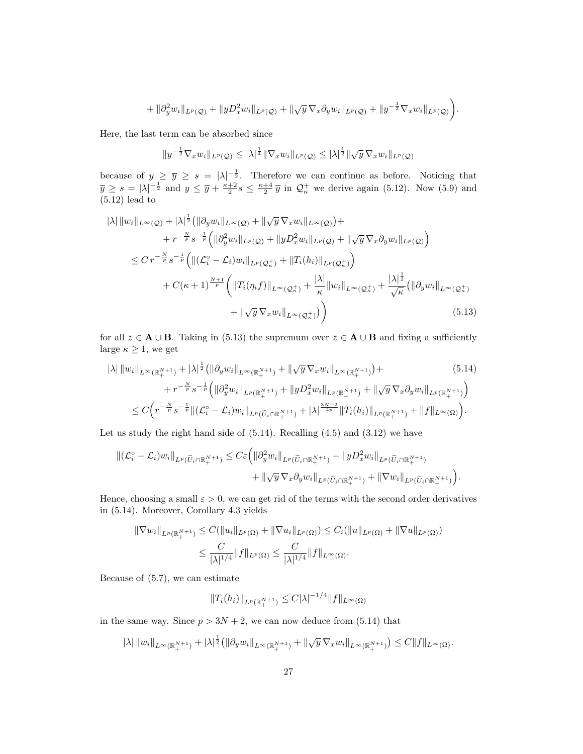$$+ \|\partial_y^2 w_i\|_{L^p(\mathcal{Q})} + \|y D_x^2 w_i\|_{L^p(\mathcal{Q})} + \|\sqrt{y}\, \nabla_x \partial_y w_i\|_{L^p(\mathcal{Q})} + \|y^{-\frac{1}{2}} \nabla_x w_i\|_{L^p(\mathcal{Q})}\Big).$$

Here, the last term can be absorbed since

$$\|y^{-\frac{1}{2}} \nabla_x w_i\|_{L^p(\mathcal{Q})} \le |\lambda|^{\frac{1}{4}} \|\nabla_x w_i\|_{L^p(\mathcal{Q})} \le |\lambda|^{\frac{1}{2}} \|\sqrt{y}\, \nabla_x w_i\|_{L^p(\mathcal{Q})}$$

because of $y \ge \overline{y} \ge s = |\lambda|^{-\frac{1}{2}}$. Therefore we can continue as before. Noticing that $\overline{y} \ge s = |\lambda|^{-\frac{1}{2}}$ and $y \le \overline{y} + \frac{\kappa+2}{2} s \le \frac{\kappa+4}{2}\, \overline{y}$ in $\mathcal{Q}_\kappa^+$ we derive again (5.12). Now (5.9) and (5.12) lead to

$$\begin{aligned}
|\lambda|\, \|w_i\|_{L^\infty(\mathcal{Q})} &+ |\lambda|^{\frac{1}{2}} \big(\|\partial_y w_i\|_{L^\infty(\mathcal{Q})} + \|\sqrt{y}\, \nabla_x w_i\|_{L^\infty(\mathcal{Q})}\big) + \\
&+ r^{-\frac{N}{p}} s^{-\frac{1}{p}} \Big(\|\partial_y^2 w_i\|_{L^p(\mathcal{Q})} + \|y D_x^2 w_i\|_{L^p(\mathcal{Q})} + \|\sqrt{y}\, \nabla_x \partial_y w_i\|_{L^p(\mathcal{Q})}\Big) \\
\le{}& C\, r^{-\frac{N}{p}} s^{-\frac{1}{p}} \Big(\|(\mathcal{L}_i^\circ - \mathcal{L}_i) w_i\|_{L^p(\mathcal{Q}_\kappa^+)} + \|T_i(h_i)\|_{L^p(\mathcal{Q}_\kappa^+)}\Big) \\
&+ C(\kappa+1)^{\frac{N+1}{p}} \Big(\|T_i(\eta_i f)\|_{L^\infty(\mathcal{Q}_\kappa^+)} + \frac{|\lambda|}{\kappa} \|w_i\|_{L^\infty(\mathcal{Q}_\kappa^+)} + \frac{|\lambda|^{\frac{1}{2}}}{\sqrt{\kappa}} \big(\|\partial_y w_i\|_{L^\infty(\mathcal{Q}_\kappa^+)} \\
&\qquad + \|\sqrt{y}\, \nabla_x w_i\|_{L^\infty(\mathcal{Q}_\kappa^+)}\big)\Big) \qquad (5.13)
\end{aligned}$$

for all $\overline{z} \in \mathbf{A} \cup \mathbf{B}$. Taking in (5.13) the supremum over $\overline{z} \in \mathbf{A} \cup \mathbf{B}$ and fixing a sufficiently large $\kappa \ge 1$, we get

$$\begin{aligned}
|\lambda|\, \|w_i\|_{L^\infty(\mathbb{R}_+^{N+1})} &+ |\lambda|^{\frac{1}{2}} \big(\|\partial_y w_i\|_{L^\infty(\mathbb{R}_+^{N+1})} + \|\sqrt{y}\, \nabla_x w_i\|_{L^\infty(\mathbb{R}_+^{N+1})}\big) + \qquad (5.14) \\
&+ r^{-\frac{N}{p}} s^{-\frac{1}{p}} \Big(\|\partial_y^2 w_i\|_{L^p(\mathbb{R}_+^{N+1})} + \|y D_x^2 w_i\|_{L^p(\mathbb{R}_+^{N+1})} + \|\sqrt{y}\, \nabla_x \partial_y w_i\|_{L^p(\mathbb{R}_+^{N+1})}\Big) \\
\le{}& C\Big(r^{-\frac{N}{p}} s^{-\frac{1}{p}} \|(\mathcal{L}_i^\circ - \mathcal{L}_i) w_i\|_{L^p(\widetilde{U}_i \cap \mathbb{R}_+^{N+1})} + |\lambda|^{\frac{3N+2}{4p}} \|T_i(h_i)\|_{L^p(\mathbb{R}_+^{N+1})} + \|f\|_{L^\infty(\Omega)}\Big).
\end{aligned}$$

Let us study the right hand side of (5.14). Recalling (4.5) and (3.12) we have

$$\begin{aligned}
\|(\mathcal{L}_i^\circ - \mathcal{L}_i) w_i\|_{L^p(\widetilde{U}_i \cap \mathbb{R}_+^{N+1})} \le C\varepsilon \Big(&\|\partial_y^2 w_i\|_{L^p(\widetilde{U}_i \cap \mathbb{R}_+^{N+1})} + \|y D_x^2 w_i\|_{L^p(\widetilde{U}_i \cap \mathbb{R}_+^{N+1})} \\
&+ \|\sqrt{y}\, \nabla_x \partial_y w_i\|_{L^p(\widetilde{U}_i \cap \mathbb{R}_+^{N+1})} + \|\nabla w_i\|_{L^p(\widetilde{U}_i \cap \mathbb{R}_+^{N+1})}\Big).
\end{aligned}$$

Hence, choosing a small $\varepsilon > 0$, we can get rid of the terms with the second order derivatives in (5.14). Moreover, Corollary 4.3 yields

$$\begin{aligned}
\|\nabla w_i\|_{L^p(\mathbb{R}_+^{N+1})} &\le C(\|u_i\|_{L^p(\Omega)} + \|\nabla u_i\|_{L^p(\Omega)}) \le C_i(\|u\|_{L^p(\Omega)} + \|\nabla u\|_{L^p(\Omega)}) \\
&\le \frac{C}{|\lambda|^{1/4}} \|f\|_{L^p(\Omega)} \le \frac{C}{|\lambda|^{1/4}} \|f\|_{L^\infty(\Omega)}.
\end{aligned}$$

Because of (5.7), we can estimate

$$\|T_i(h_i)\|_{L^p(\mathbb{R}_+^{N+1})} \le C|\lambda|^{-1/4} \|f\|_{L^\infty(\Omega)}$$

in the same way. Since $p > 3N+2$, we can now deduce from (5.14) that

$$|\lambda|\, \|w_i\|_{L^\infty(\mathbb{R}_+^{N+1})} + |\lambda|^{\frac{1}{2}} \big(\|\partial_y w_i\|_{L^\infty(\mathbb{R}_+^{N+1})} + \|\sqrt{y}\, \nabla_x w_i\|_{L^\infty(\mathbb{R}_+^{N+1})}\big) \le C\|f\|_{L^\infty(\Omega)}.$$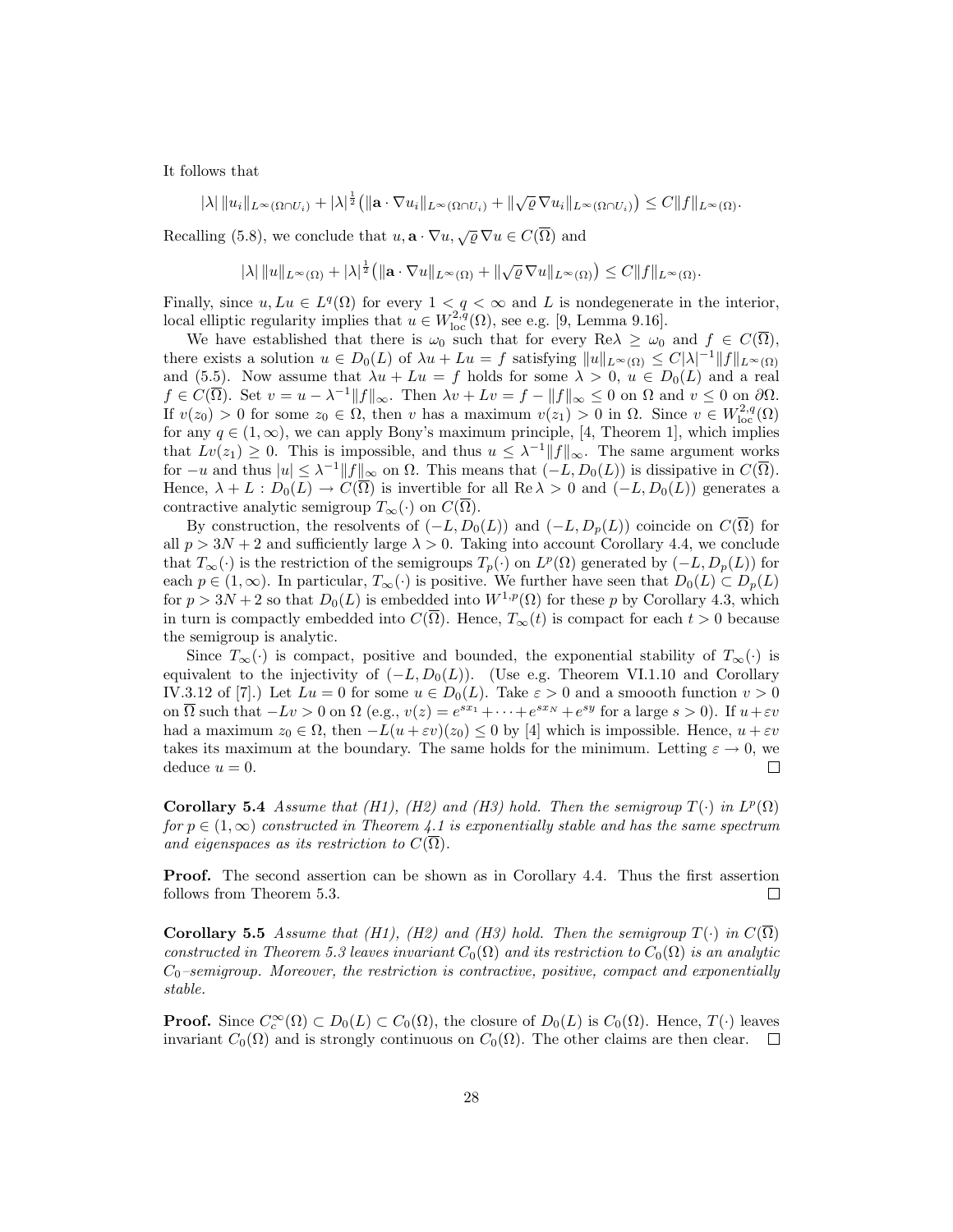It follows that

$$|\lambda|\,\|u_i\|_{L^\infty(\Omega\cap U_i)} + |\lambda|^{\frac{1}{2}}\big(\|\mathbf{a}\cdot\nabla u_i\|_{L^\infty(\Omega\cap U_i)} + \|\sqrt{\varrho}\,\nabla u_i\|_{L^\infty(\Omega\cap U_i)}\big) \le C\|f\|_{L^\infty(\Omega)}.$$

Recalling (5.8), we conclude that $u, \mathbf{a}\cdot\nabla u, \sqrt{\varrho}\,\nabla u \in C(\overline{\Omega})$ and

$$|\lambda|\,\|u\|_{L^\infty(\Omega)} + |\lambda|^{\frac{1}{2}}\big(\|\mathbf{a}\cdot\nabla u\|_{L^\infty(\Omega)} + \|\sqrt{\varrho}\,\nabla u\|_{L^\infty(\Omega)}\big) \le C\|f\|_{L^\infty(\Omega)}.$$

Finally, since $u, Lu \in L^q(\Omega)$ for every $1 < q < \infty$ and $L$ is nondegenerate in the interior, local elliptic regularity implies that $u \in W^{2,q}_{\mathrm{loc}}(\Omega)$, see e.g. [9, Lemma 9.16].

We have established that there is $\omega_0$ such that for every $\mathrm{Re}\lambda \ge \omega_0$ and $f \in C(\overline{\Omega})$, there exists a solution $u \in D_0(L)$ of $\lambda u + Lu = f$ satisfying $\|u\|_{L^\infty(\Omega)} \le C|\lambda|^{-1}\|f\|_{L^\infty(\Omega)}$ and (5.5). Now assume that $\lambda u + Lu = f$ holds for some $\lambda > 0$, $u \in D_0(L)$ and a real $f \in C(\overline{\Omega})$. Set $v = u - \lambda^{-1}\|f\|_\infty$. Then $\lambda v + Lv = f - \|f\|_\infty \le 0$ on $\Omega$ and $v \le 0$ on $\partial\Omega$. If $v(z_0) > 0$ for some $z_0 \in \Omega$, then $v$ has a maximum $v(z_1) > 0$ in $\Omega$. Since $v \in W^{2,q}_{\mathrm{loc}}(\Omega)$ for any $q \in (1,\infty)$, we can apply Bony's maximum principle, [4, Theorem 1], which implies that $Lv(z_1) \ge 0$. This is impossible, and thus $u \le \lambda^{-1}\|f\|_\infty$. The same argument works for $-u$ and thus $|u| \le \lambda^{-1}\|f\|_\infty$ on $\Omega$. This means that $(-L, D_0(L))$ is dissipative in $C(\overline{\Omega})$. Hence, $\lambda + L : D_0(L) \to C(\overline{\Omega})$ is invertible for all $\mathrm{Re}\,\lambda > 0$ and $(-L, D_0(L))$ generates a contractive analytic semigroup $T_\infty(\cdot)$ on $C(\overline{\Omega})$.

By construction, the resolvents of $(-L, D_0(L))$ and $(-L, D_p(L))$ coincide on $C(\overline{\Omega})$ for all $p > 3N + 2$ and sufficiently large $\lambda > 0$. Taking into account Corollary 4.4, we conclude that $T_\infty(\cdot)$ is the restriction of the semigroups $T_p(\cdot)$ on $L^p(\Omega)$ generated by $(-L, D_p(L))$ for each $p \in (1,\infty)$. In particular, $T_\infty(\cdot)$ is positive. We further have seen that $D_0(L) \subset D_p(L)$ for $p > 3N+2$ so that $D_0(L)$ is embedded into $W^{1,p}(\Omega)$ for these $p$ by Corollary 4.3, which in turn is compactly embedded into $C(\overline{\Omega})$. Hence, $T_\infty(t)$ is compact for each $t > 0$ because the semigroup is analytic.

Since $T_\infty(\cdot)$ is compact, positive and bounded, the exponential stability of $T_\infty(\cdot)$ is equivalent to the injectivity of $(-L, D_0(L))$. (Use e.g. Theorem VI.1.10 and Corollary IV.3.12 of [7].) Let $Lu = 0$ for some $u \in D_0(L)$. Take $\varepsilon > 0$ and a smoooth function $v > 0$ on $\overline{\Omega}$ such that $-Lv > 0$ on $\Omega$ (e.g., $v(z) = e^{sx_1} + \cdots + e^{sx_N} + e^{sy}$ for a large $s > 0$). If $u + \varepsilon v$ had a maximum $z_0 \in \Omega$, then $-L(u + \varepsilon v)(z_0) \le 0$ by [4] which is impossible. Hence, $u + \varepsilon v$ takes its maximum at the boundary. The same holds for the minimum. Letting $\varepsilon \to 0$, we deduce $u = 0$. $\square$

**Corollary 5.4** *Assume that (H1), (H2) and (H3) hold. Then the semigroup $T(\cdot)$ in $L^p(\Omega)$ for $p \in (1,\infty)$ constructed in Theorem 4.1 is exponentially stable and has the same spectrum and eigenspaces as its restriction to $C(\overline{\Omega})$.*

**Proof.** The second assertion can be shown as in Corollary 4.4. Thus the first assertion follows from Theorem 5.3. $\square$

**Corollary 5.5** *Assume that (H1), (H2) and (H3) hold. Then the semigroup $T(\cdot)$ in $C(\overline{\Omega})$ constructed in Theorem 5.3 leaves invariant $C_0(\Omega)$ and its restriction to $C_0(\Omega)$ is an analytic $C_0$–semigroup. Moreover, the restriction is contractive, positive, compact and exponentially stable.*

**Proof.** Since $C_c^\infty(\Omega) \subset D_0(L) \subset C_0(\Omega)$, the closure of $D_0(L)$ is $C_0(\Omega)$. Hence, $T(\cdot)$ leaves invariant $C_0(\Omega)$ and is strongly continuous on $C_0(\Omega)$. The other claims are then clear. $\square$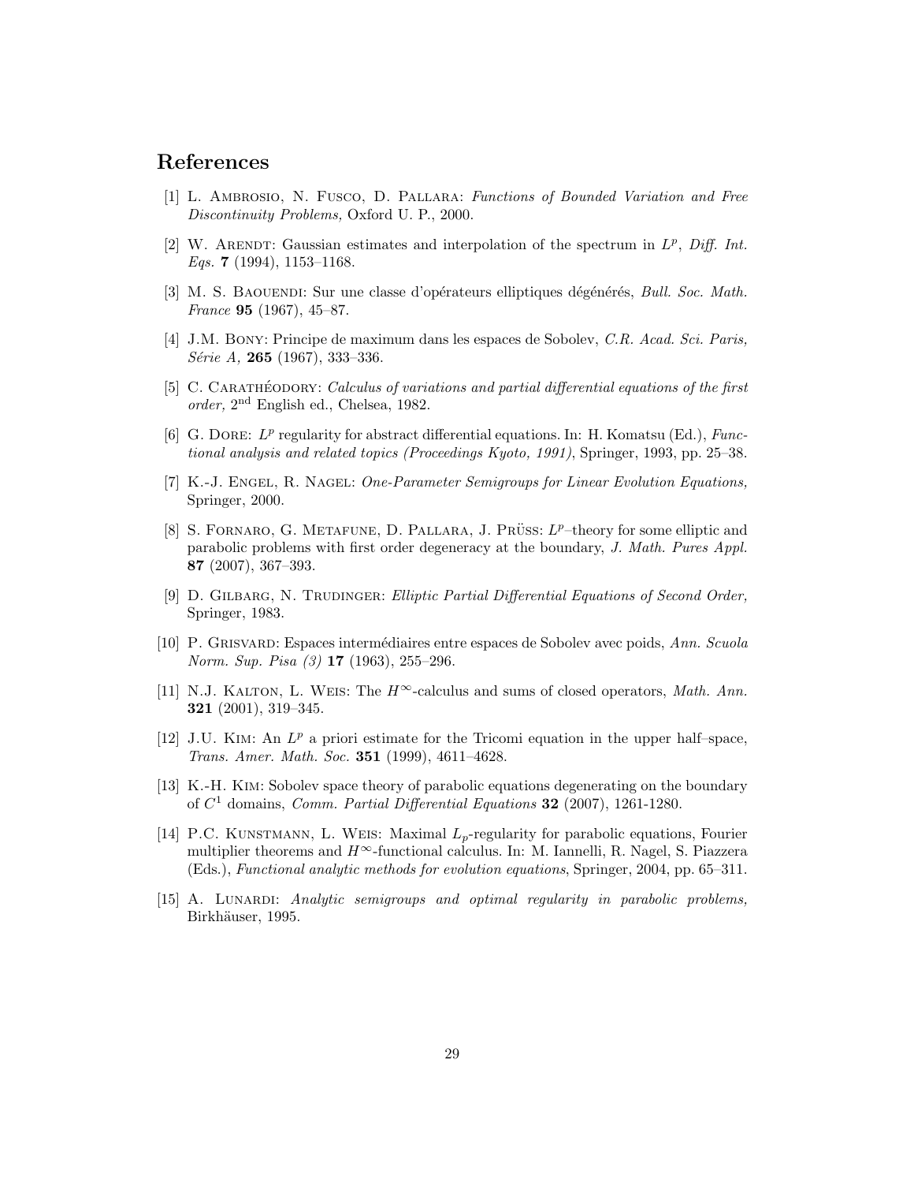## References

[1] L. Ambrosio, N. Fusco, D. Pallara: *Functions of Bounded Variation and Free Discontinuity Problems,* Oxford U. P., 2000.

[2] W. Arendt: Gaussian estimates and interpolation of the spectrum in $L^p$, *Diff. Int. Eqs.* **7** (1994), 1153–1168.

[3] M. S. Baouendi: Sur une classe d'opérateurs elliptiques dégénérés, *Bull. Soc. Math. France* **95** (1967), 45–87.

[4] J.M. Bony: Principe de maximum dans les espaces de Sobolev, *C.R. Acad. Sci. Paris, Série A,* **265** (1967), 333–336.

[5] C. Carathéodory: *Calculus of variations and partial differential equations of the first order,* 2nd English ed., Chelsea, 1982.

[6] G. Dore: $L^p$ regularity for abstract differential equations. In: H. Komatsu (Ed.), *Functional analysis and related topics (Proceedings Kyoto, 1991)*, Springer, 1993, pp. 25–38.

[7] K.-J. Engel, R. Nagel: *One-Parameter Semigroups for Linear Evolution Equations,* Springer, 2000.

[8] S. Fornaro, G. Metafune, D. Pallara, J. Prüss: $L^p$–theory for some elliptic and parabolic problems with first order degeneracy at the boundary, *J. Math. Pures Appl.* **87** (2007), 367–393.

[9] D. Gilbarg, N. Trudinger: *Elliptic Partial Differential Equations of Second Order,* Springer, 1983.

[10] P. Grisvard: Espaces intermédiaires entre espaces de Sobolev avec poids, *Ann. Scuola Norm. Sup. Pisa (3)* **17** (1963), 255–296.

[11] N.J. Kalton, L. Weis: The $H^\infty$-calculus and sums of closed operators, *Math. Ann.* **321** (2001), 319–345.

[12] J.U. Kim: An $L^p$ a priori estimate for the Tricomi equation in the upper half–space, *Trans. Amer. Math. Soc.* **351** (1999), 4611–4628.

[13] K.-H. Kim: Sobolev space theory of parabolic equations degenerating on the boundary of $C^1$ domains, *Comm. Partial Differential Equations* **32** (2007), 1261-1280.

[14] P.C. Kunstmann, L. Weis: Maximal $L_p$-regularity for parabolic equations, Fourier multiplier theorems and $H^\infty$-functional calculus. In: M. Iannelli, R. Nagel, S. Piazzera (Eds.), *Functional analytic methods for evolution equations*, Springer, 2004, pp. 65–311.

[15] A. Lunardi: *Analytic semigroups and optimal regularity in parabolic problems,* Birkhäuser, 1995.